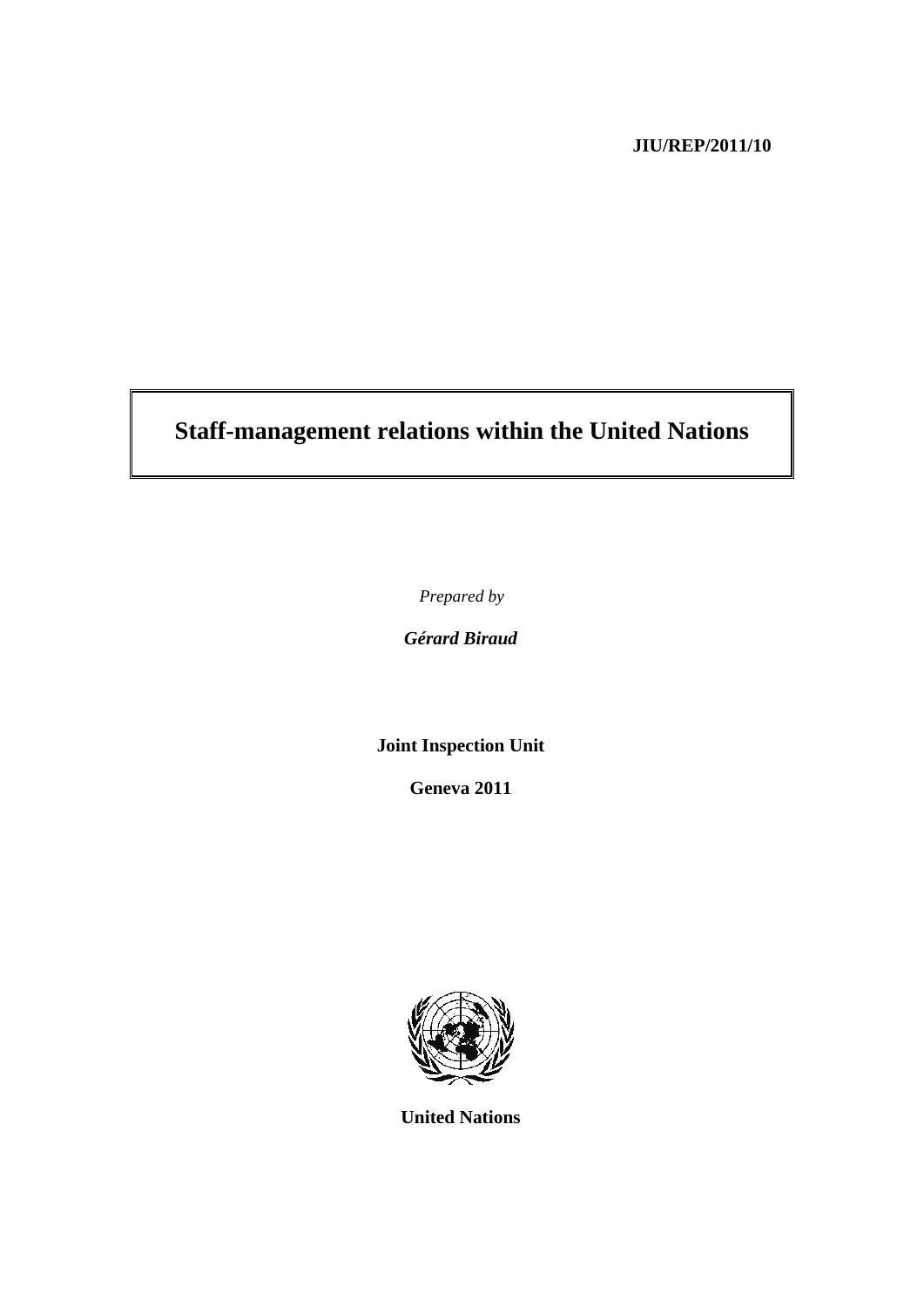**JIU/REP/2011/10**

# Staff-management relations within the United Nations

*Prepared by*

***Gérard Biraud***

**Joint Inspection Unit**

**Geneva 2011**

**United Nations**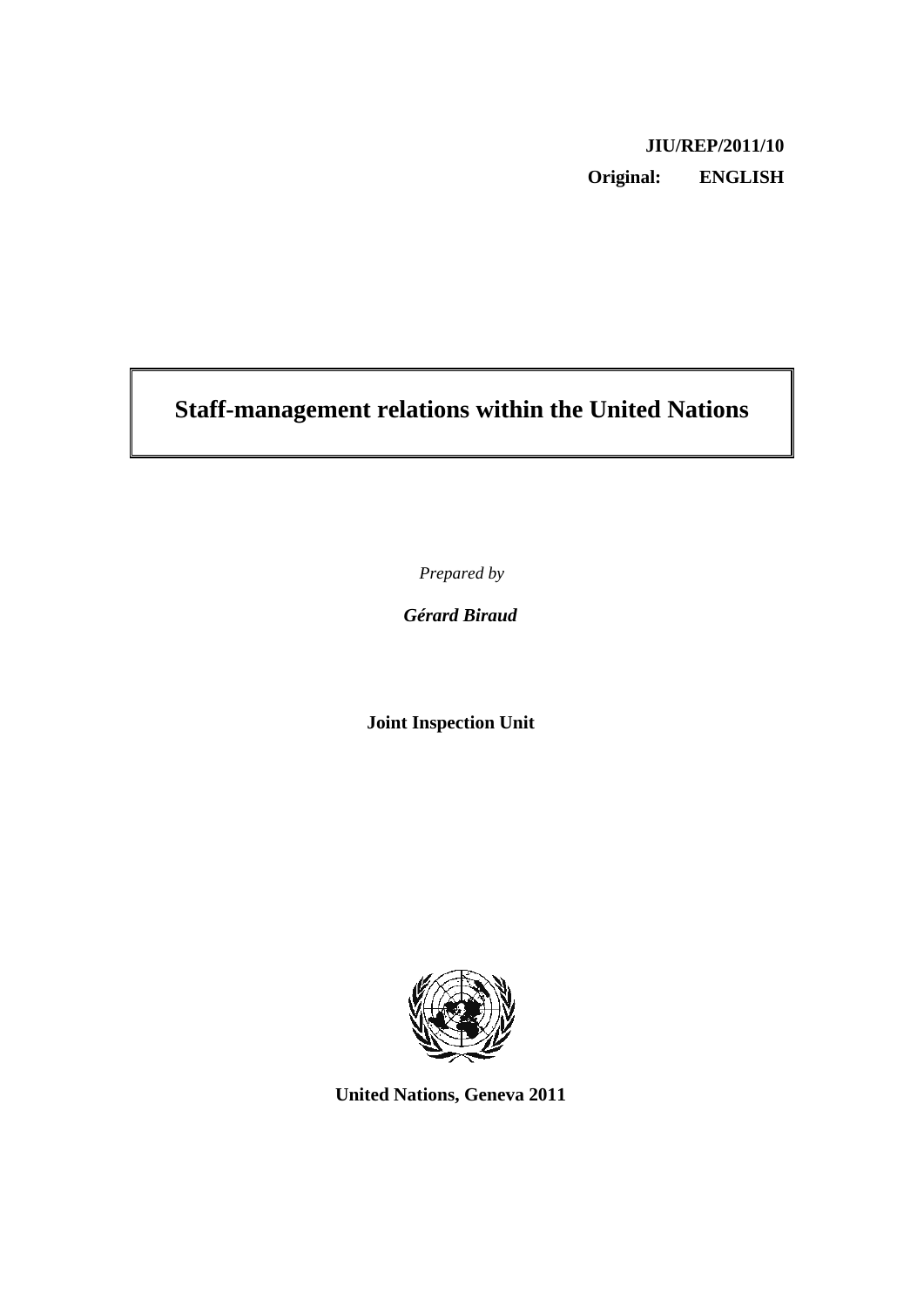**JIU/REP/2011/10**

**Original: ENGLISH**

# Staff-management relations within the United Nations

*Prepared by*

***Gérard Biraud***

**Joint Inspection Unit**

**United Nations, Geneva 2011**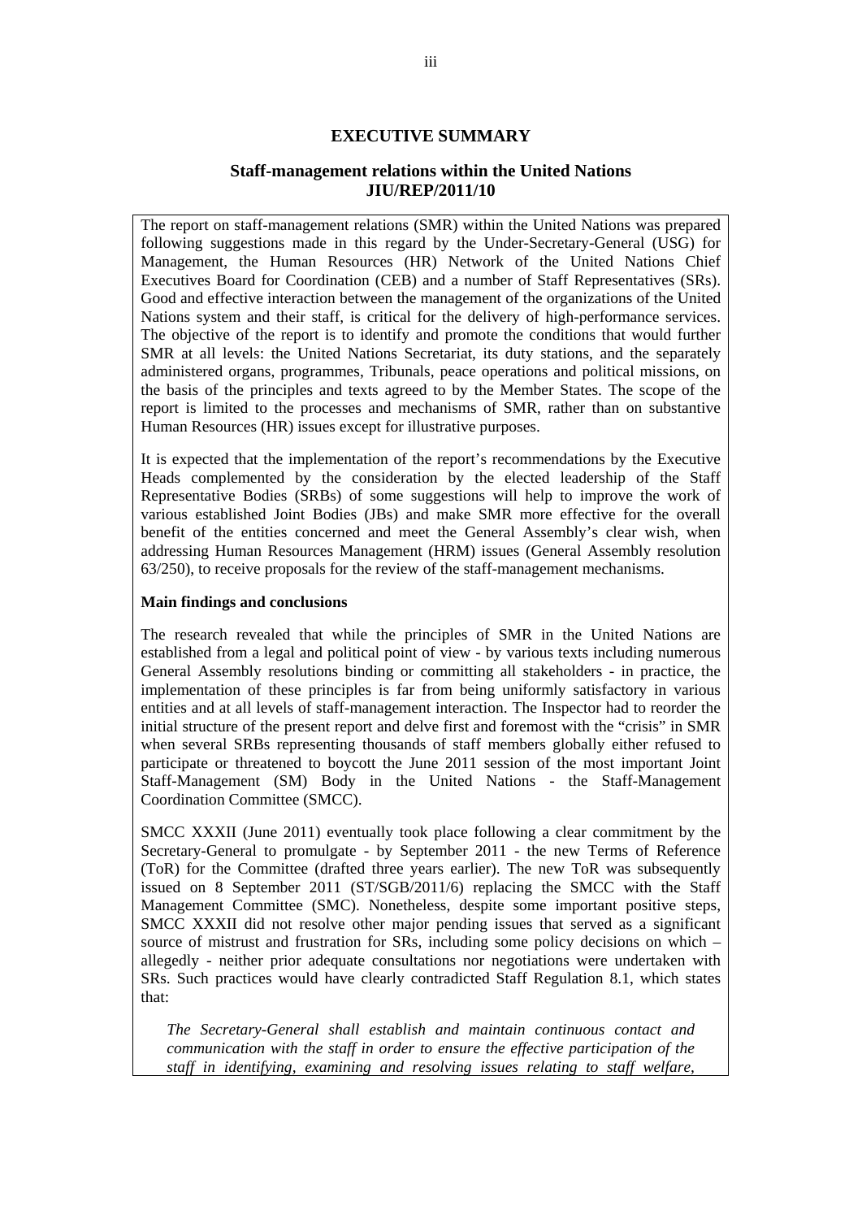## EXECUTIVE SUMMARY

### Staff-management relations within the United Nations
### JIU/REP/2011/10

The report on staff-management relations (SMR) within the United Nations was prepared following suggestions made in this regard by the Under-Secretary-General (USG) for Management, the Human Resources (HR) Network of the United Nations Chief Executives Board for Coordination (CEB) and a number of Staff Representatives (SRs). Good and effective interaction between the management of the organizations of the United Nations system and their staff, is critical for the delivery of high-performance services. The objective of the report is to identify and promote the conditions that would further SMR at all levels: the United Nations Secretariat, its duty stations, and the separately administered organs, programmes, Tribunals, peace operations and political missions, on the basis of the principles and texts agreed to by the Member States. The scope of the report is limited to the processes and mechanisms of SMR, rather than on substantive Human Resources (HR) issues except for illustrative purposes.

It is expected that the implementation of the report's recommendations by the Executive Heads complemented by the consideration by the elected leadership of the Staff Representative Bodies (SRBs) of some suggestions will help to improve the work of various established Joint Bodies (JBs) and make SMR more effective for the overall benefit of the entities concerned and meet the General Assembly's clear wish, when addressing Human Resources Management (HRM) issues (General Assembly resolution 63/250), to receive proposals for the review of the staff-management mechanisms.

**Main findings and conclusions**

The research revealed that while the principles of SMR in the United Nations are established from a legal and political point of view - by various texts including numerous General Assembly resolutions binding or committing all stakeholders - in practice, the implementation of these principles is far from being uniformly satisfactory in various entities and at all levels of staff-management interaction. The Inspector had to reorder the initial structure of the present report and delve first and foremost with the "crisis" in SMR when several SRBs representing thousands of staff members globally either refused to participate or threatened to boycott the June 2011 session of the most important Joint Staff-Management (SM) Body in the United Nations - the Staff-Management Coordination Committee (SMCC).

SMCC XXXII (June 2011) eventually took place following a clear commitment by the Secretary-General to promulgate - by September 2011 - the new Terms of Reference (ToR) for the Committee (drafted three years earlier). The new ToR was subsequently issued on 8 September 2011 (ST/SGB/2011/6) replacing the SMCC with the Staff Management Committee (SMC). Nonetheless, despite some important positive steps, SMCC XXXII did not resolve other major pending issues that served as a significant source of mistrust and frustration for SRs, including some policy decisions on which – allegedly - neither prior adequate consultations nor negotiations were undertaken with SRs. Such practices would have clearly contradicted Staff Regulation 8.1, which states that:

*The Secretary-General shall establish and maintain continuous contact and communication with the staff in order to ensure the effective participation of the staff in identifying, examining and resolving issues relating to staff welfare,*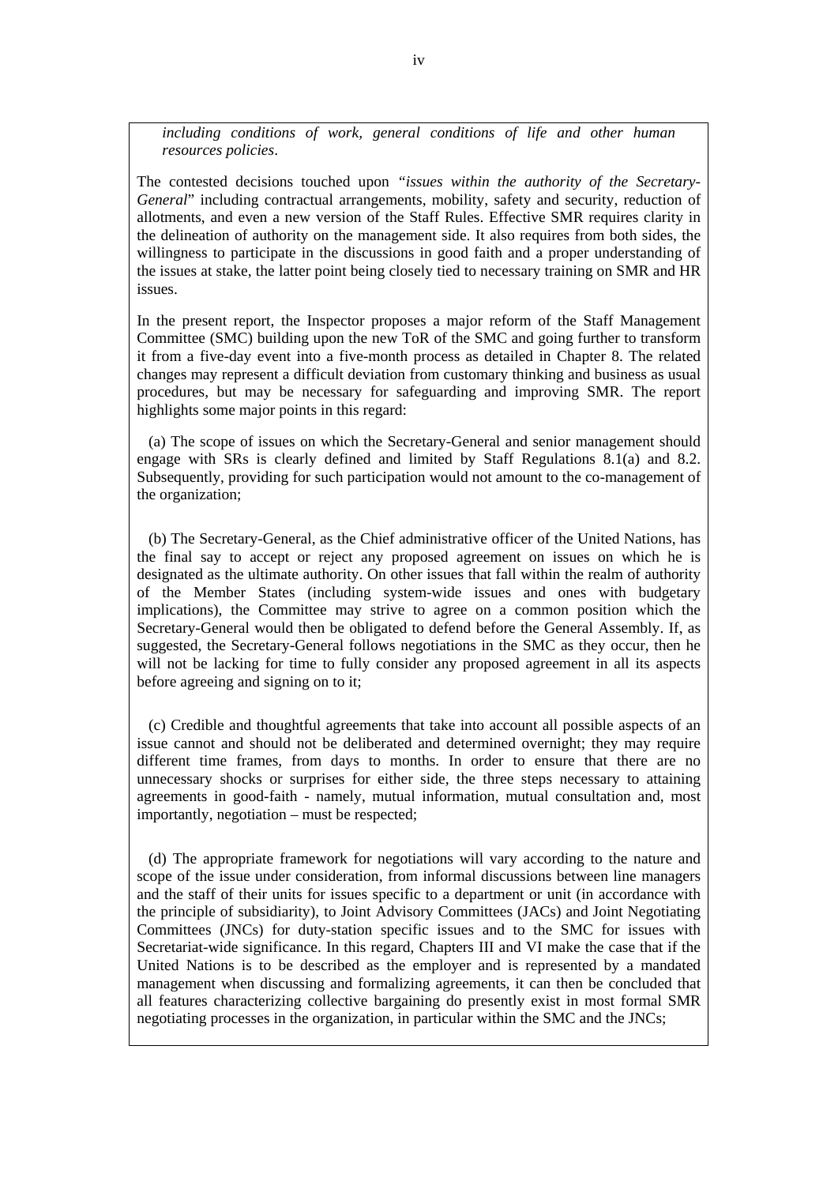*including conditions of work, general conditions of life and other human resources policies*.

The contested decisions touched upon "*issues within the authority of the Secretary-General*" including contractual arrangements, mobility, safety and security, reduction of allotments, and even a new version of the Staff Rules. Effective SMR requires clarity in the delineation of authority on the management side. It also requires from both sides, the willingness to participate in the discussions in good faith and a proper understanding of the issues at stake, the latter point being closely tied to necessary training on SMR and HR issues.

In the present report, the Inspector proposes a major reform of the Staff Management Committee (SMC) building upon the new ToR of the SMC and going further to transform it from a five-day event into a five-month process as detailed in Chapter 8. The related changes may represent a difficult deviation from customary thinking and business as usual procedures, but may be necessary for safeguarding and improving SMR. The report highlights some major points in this regard:

(a) The scope of issues on which the Secretary-General and senior management should engage with SRs is clearly defined and limited by Staff Regulations 8.1(a) and 8.2. Subsequently, providing for such participation would not amount to the co-management of the organization;

(b) The Secretary-General, as the Chief administrative officer of the United Nations, has the final say to accept or reject any proposed agreement on issues on which he is designated as the ultimate authority. On other issues that fall within the realm of authority of the Member States (including system-wide issues and ones with budgetary implications), the Committee may strive to agree on a common position which the Secretary-General would then be obligated to defend before the General Assembly. If, as suggested, the Secretary-General follows negotiations in the SMC as they occur, then he will not be lacking for time to fully consider any proposed agreement in all its aspects before agreeing and signing on to it;

(c) Credible and thoughtful agreements that take into account all possible aspects of an issue cannot and should not be deliberated and determined overnight; they may require different time frames, from days to months. In order to ensure that there are no unnecessary shocks or surprises for either side, the three steps necessary to attaining agreements in good-faith - namely, mutual information, mutual consultation and, most importantly, negotiation – must be respected;

(d) The appropriate framework for negotiations will vary according to the nature and scope of the issue under consideration, from informal discussions between line managers and the staff of their units for issues specific to a department or unit (in accordance with the principle of subsidiarity), to Joint Advisory Committees (JACs) and Joint Negotiating Committees (JNCs) for duty-station specific issues and to the SMC for issues with Secretariat-wide significance. In this regard, Chapters III and VI make the case that if the United Nations is to be described as the employer and is represented by a mandated management when discussing and formalizing agreements, it can then be concluded that all features characterizing collective bargaining do presently exist in most formal SMR negotiating processes in the organization, in particular within the SMC and the JNCs;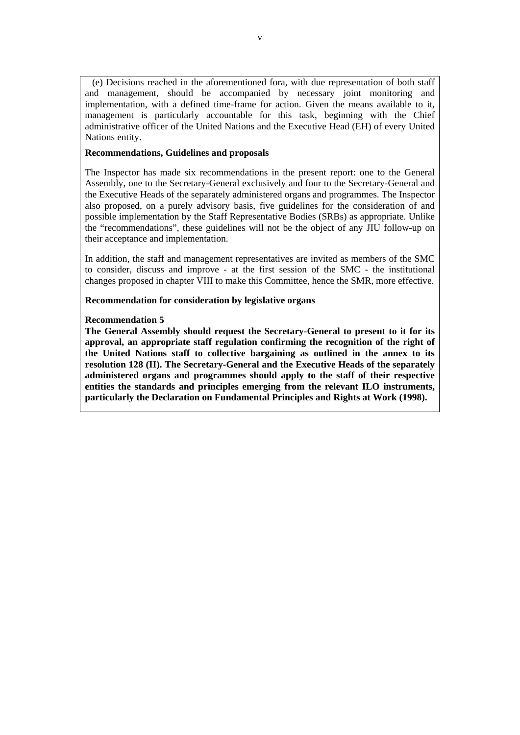(e) Decisions reached in the aforementioned fora, with due representation of both staff and management, should be accompanied by necessary joint monitoring and implementation, with a defined time-frame for action. Given the means available to it, management is particularly accountable for this task, beginning with the Chief administrative officer of the United Nations and the Executive Head (EH) of every United Nations entity.

**Recommendations, Guidelines and proposals**

The Inspector has made six recommendations in the present report: one to the General Assembly, one to the Secretary-General exclusively and four to the Secretary-General and the Executive Heads of the separately administered organs and programmes. The Inspector also proposed, on a purely advisory basis, five guidelines for the consideration of and possible implementation by the Staff Representative Bodies (SRBs) as appropriate. Unlike the "recommendations", these guidelines will not be the object of any JIU follow-up on their acceptance and implementation.

In addition, the staff and management representatives are invited as members of the SMC to consider, discuss and improve - at the first session of the SMC - the institutional changes proposed in chapter VIII to make this Committee, hence the SMR, more effective.

**Recommendation for consideration by legislative organs**

**Recommendation 5**
**The General Assembly should request the Secretary-General to present to it for its approval, an appropriate staff regulation confirming the recognition of the right of the United Nations staff to collective bargaining as outlined in the annex to its resolution 128 (II). The Secretary-General and the Executive Heads of the separately administered organs and programmes should apply to the staff of their respective entities the standards and principles emerging from the relevant ILO instruments, particularly the Declaration on Fundamental Principles and Rights at Work (1998).**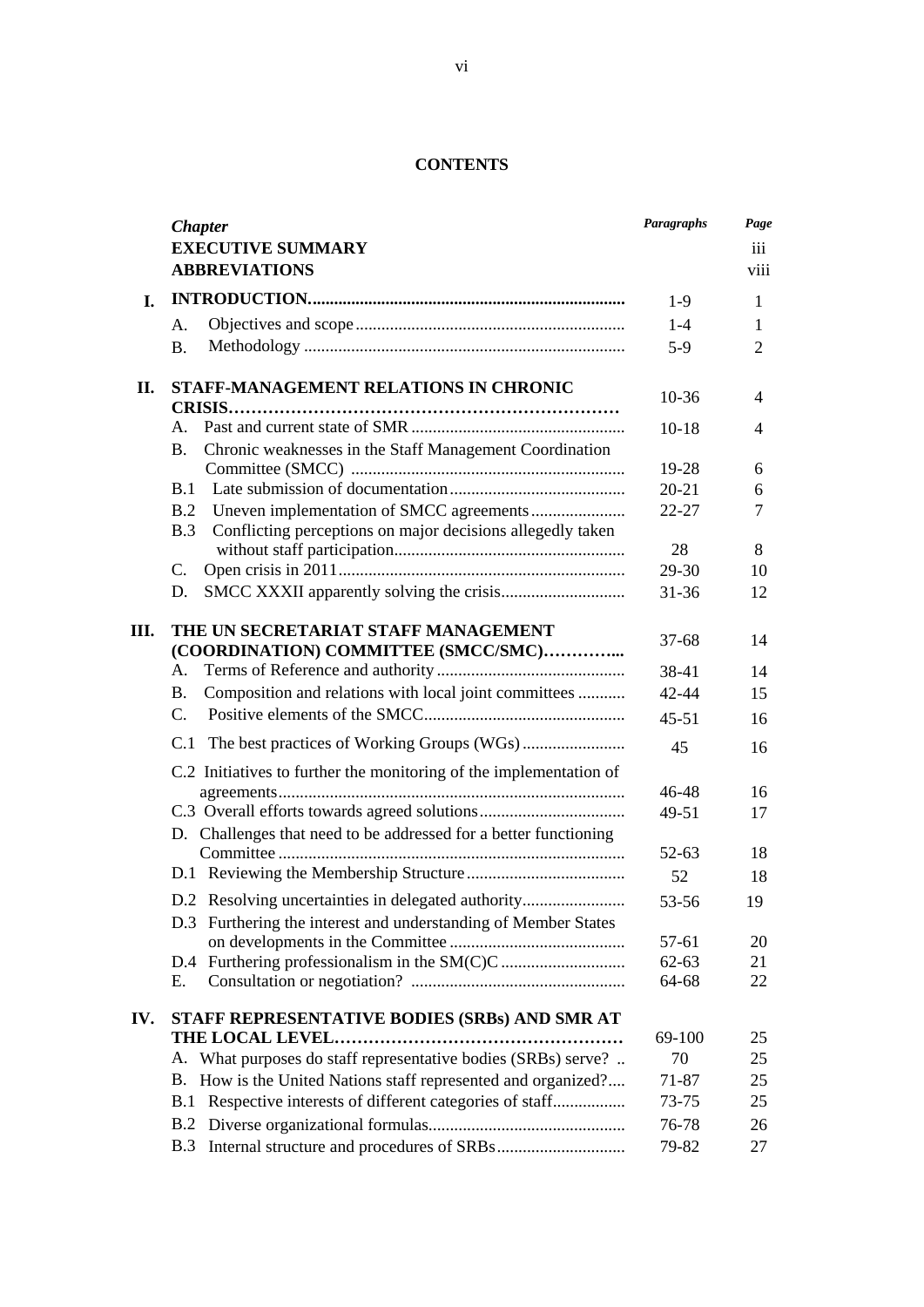**CONTENTS**

| | *Chapter* | *Paragraphs* | *Page* |
|---|---|---|---|
| | **EXECUTIVE SUMMARY** | | iii |
| | **ABBREVIATIONS** | | viii |
| **I.** | **INTRODUCTION** | 1-9 | 1 |
| | A. Objectives and scope | 1-4 | 1 |
| | B. Methodology | 5-9 | 2 |
| **II.** | **STAFF-MANAGEMENT RELATIONS IN CHRONIC CRISIS** | 10-36 | 4 |
| | A. Past and current state of SMR | 10-18 | 4 |
| | B. Chronic weaknesses in the Staff Management Coordination Committee (SMCC) | 19-28 | 6 |
| | B.1 Late submission of documentation | 20-21 | 6 |
| | B.2 Uneven implementation of SMCC agreements | 22-27 | 7 |
| | B.3 Conflicting perceptions on major decisions allegedly taken without staff participation | 28 | 8 |
| | C. Open crisis in 2011 | 29-30 | 10 |
| | D. SMCC XXXII apparently solving the crisis | 31-36 | 12 |
| **III.** | **THE UN SECRETARIAT STAFF MANAGEMENT (COORDINATION) COMMITTEE (SMCC/SMC)** | 37-68 | 14 |
| | A. Terms of Reference and authority | 38-41 | 14 |
| | B. Composition and relations with local joint committees | 42-44 | 15 |
| | C. Positive elements of the SMCC | 45-51 | 16 |
| | C.1 The best practices of Working Groups (WGs) | 45 | 16 |
| | C.2 Initiatives to further the monitoring of the implementation of agreements | 46-48 | 16 |
| | C.3 Overall efforts towards agreed solutions | 49-51 | 17 |
| | D. Challenges that need to be addressed for a better functioning Committee | 52-63 | 18 |
| | D.1 Reviewing the Membership Structure | 52 | 18 |
| | D.2 Resolving uncertainties in delegated authority | 53-56 | 19 |
| | D.3 Furthering the interest and understanding of Member States on developments in the Committee | 57-61 | 20 |
| | D.4 Furthering professionalism in the SM(C)C | 62-63 | 21 |
| | E. Consultation or negotiation? | 64-68 | 22 |
| **IV.** | **STAFF REPRESENTATIVE BODIES (SRBs) AND SMR AT THE LOCAL LEVEL** | 69-100 | 25 |
| | A. What purposes do staff representative bodies (SRBs) serve? | 70 | 25 |
| | B. How is the United Nations staff represented and organized? | 71-87 | 25 |
| | B.1 Respective interests of different categories of staff | 73-75 | 25 |
| | B.2 Diverse organizational formulas | 76-78 | 26 |
| | B.3 Internal structure and procedures of SRBs | 79-82 | 27 |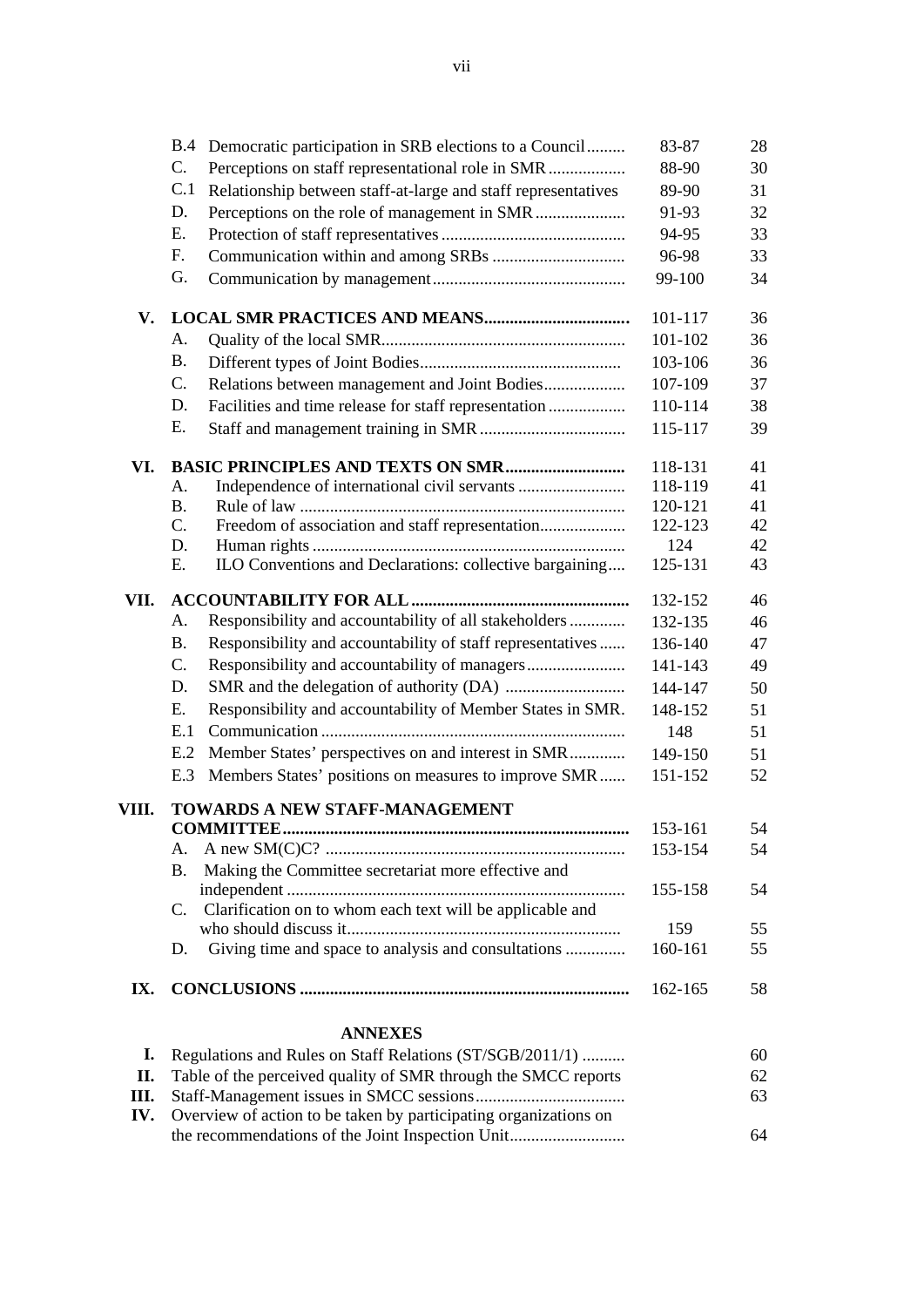| | | Paragraphs | Page |
|---|---|---|---|
| | B.4 Democratic participation in SRB elections to a Council | 83-87 | 28 |
| | C. Perceptions on staff representational role in SMR | 88-90 | 30 |
| | C.1 Relationship between staff-at-large and staff representatives | 89-90 | 31 |
| | D. Perceptions on the role of management in SMR | 91-93 | 32 |
| | E. Protection of staff representatives | 94-95 | 33 |
| | F. Communication within and among SRBs | 96-98 | 33 |
| | G. Communication by management | 99-100 | 34 |
| **V.** | **LOCAL SMR PRACTICES AND MEANS** | 101-117 | 36 |
| | A. Quality of the local SMR | 101-102 | 36 |
| | B. Different types of Joint Bodies | 103-106 | 36 |
| | C. Relations between management and Joint Bodies | 107-109 | 37 |
| | D. Facilities and time release for staff representation | 110-114 | 38 |
| | E. Staff and management training in SMR | 115-117 | 39 |
| **VI.** | **BASIC PRINCIPLES AND TEXTS ON SMR** | 118-131 | 41 |
| | A. Independence of international civil servants | 118-119 | 41 |
| | B. Rule of law | 120-121 | 41 |
| | C. Freedom of association and staff representation | 122-123 | 42 |
| | D. Human rights | 124 | 42 |
| | E. ILO Conventions and Declarations: collective bargaining | 125-131 | 43 |
| **VII.** | **ACCOUNTABILITY FOR ALL** | 132-152 | 46 |
| | A. Responsibility and accountability of all stakeholders | 132-135 | 46 |
| | B. Responsibility and accountability of staff representatives | 136-140 | 47 |
| | C. Responsibility and accountability of managers | 141-143 | 49 |
| | D. SMR and the delegation of authority (DA) | 144-147 | 50 |
| | E. Responsibility and accountability of Member States in SMR. | 148-152 | 51 |
| | E.1 Communication | 148 | 51 |
| | E.2 Member States' perspectives on and interest in SMR | 149-150 | 51 |
| | E.3 Members States' positions on measures to improve SMR | 151-152 | 52 |
| **VIII.** | **TOWARDS A NEW STAFF-MANAGEMENT COMMITTEE** | 153-161 | 54 |
| | A. A new SM(C)C? | 153-154 | 54 |
| | B. Making the Committee secretariat more effective and independent | 155-158 | 54 |
| | C. Clarification on to whom each text will be applicable and who should discuss it | 159 | 55 |
| | D. Giving time and space to analysis and consultations | 160-161 | 55 |
| **IX.** | **CONCLUSIONS** | 162-165 | 58 |

**ANNEXES**

| | | Page |
|---|---|---|
| **I.** | Regulations and Rules on Staff Relations (ST/SGB/2011/1) | 60 |
| **II.** | Table of the perceived quality of SMR through the SMCC reports | 62 |
| **III.** | Staff-Management issues in SMCC sessions | 63 |
| **IV.** | Overview of action to be taken by participating organizations on the recommendations of the Joint Inspection Unit | 64 |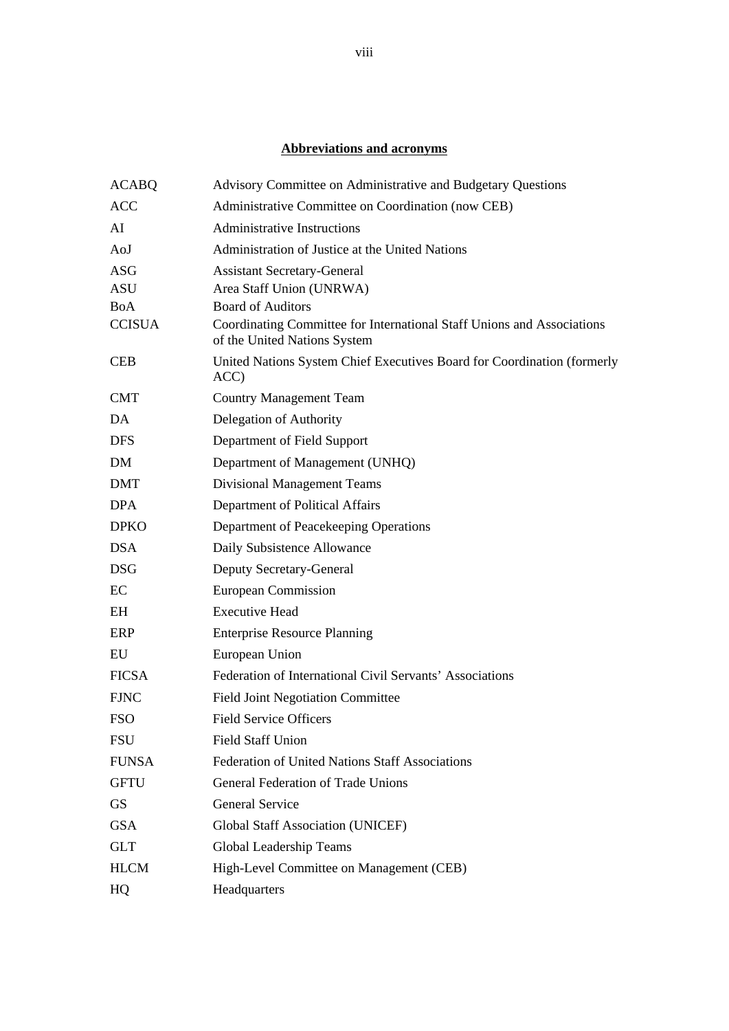## Abbreviations and acronyms

| | |
|---|---|
| ACABQ | Advisory Committee on Administrative and Budgetary Questions |
| ACC | Administrative Committee on Coordination (now CEB) |
| AI | Administrative Instructions |
| AoJ | Administration of Justice at the United Nations |
| ASG | Assistant Secretary-General |
| ASU | Area Staff Union (UNRWA) |
| BoA | Board of Auditors |
| CCISUA | Coordinating Committee for International Staff Unions and Associations of the United Nations System |
| CEB | United Nations System Chief Executives Board for Coordination (formerly ACC) |
| CMT | Country Management Team |
| DA | Delegation of Authority |
| DFS | Department of Field Support |
| DM | Department of Management (UNHQ) |
| DMT | Divisional Management Teams |
| DPA | Department of Political Affairs |
| DPKO | Department of Peacekeeping Operations |
| DSA | Daily Subsistence Allowance |
| DSG | Deputy Secretary-General |
| EC | European Commission |
| EH | Executive Head |
| ERP | Enterprise Resource Planning |
| EU | European Union |
| FICSA | Federation of International Civil Servants' Associations |
| FJNC | Field Joint Negotiation Committee |
| FSO | Field Service Officers |
| FSU | Field Staff Union |
| FUNSA | Federation of United Nations Staff Associations |
| GFTU | General Federation of Trade Unions |
| GS | General Service |
| GSA | Global Staff Association (UNICEF) |
| GLT | Global Leadership Teams |
| HLCM | High-Level Committee on Management (CEB) |
| HQ | Headquarters |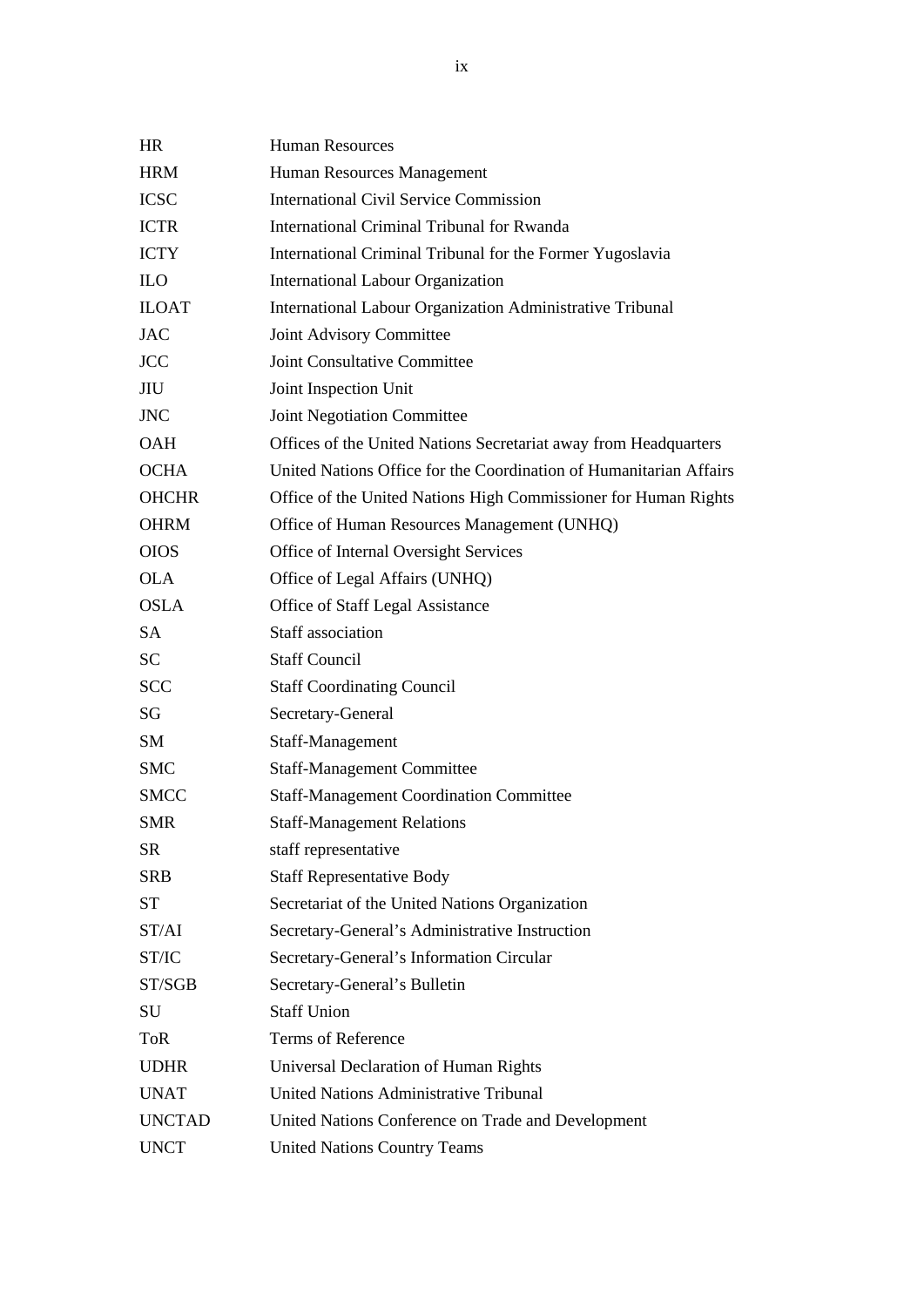| | |
|---|---|
| HR | Human Resources |
| HRM | Human Resources Management |
| ICSC | International Civil Service Commission |
| ICTR | International Criminal Tribunal for Rwanda |
| ICTY | International Criminal Tribunal for the Former Yugoslavia |
| ILO | International Labour Organization |
| ILOAT | International Labour Organization Administrative Tribunal |
| JAC | Joint Advisory Committee |
| JCC | Joint Consultative Committee |
| JIU | Joint Inspection Unit |
| JNC | Joint Negotiation Committee |
| OAH | Offices of the United Nations Secretariat away from Headquarters |
| OCHA | United Nations Office for the Coordination of Humanitarian Affairs |
| OHCHR | Office of the United Nations High Commissioner for Human Rights |
| OHRM | Office of Human Resources Management (UNHQ) |
| OIOS | Office of Internal Oversight Services |
| OLA | Office of Legal Affairs (UNHQ) |
| OSLA | Office of Staff Legal Assistance |
| SA | Staff association |
| SC | Staff Council |
| SCC | Staff Coordinating Council |
| SG | Secretary-General |
| SM | Staff-Management |
| SMC | Staff-Management Committee |
| SMCC | Staff-Management Coordination Committee |
| SMR | Staff-Management Relations |
| SR | staff representative |
| SRB | Staff Representative Body |
| ST | Secretariat of the United Nations Organization |
| ST/AI | Secretary-General's Administrative Instruction |
| ST/IC | Secretary-General's Information Circular |
| ST/SGB | Secretary-General's Bulletin |
| SU | Staff Union |
| ToR | Terms of Reference |
| UDHR | Universal Declaration of Human Rights |
| UNAT | United Nations Administrative Tribunal |
| UNCTAD | United Nations Conference on Trade and Development |
| UNCT | United Nations Country Teams |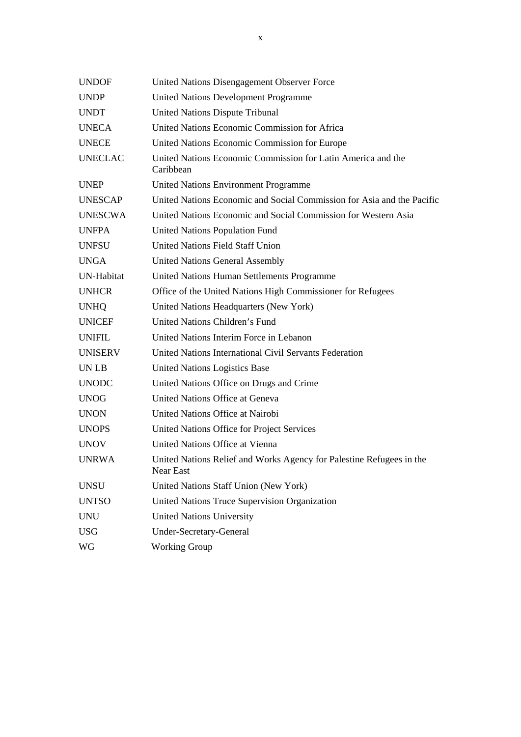| | |
|---|---|
| UNDOF | United Nations Disengagement Observer Force |
| UNDP | United Nations Development Programme |
| UNDT | United Nations Dispute Tribunal |
| UNECA | United Nations Economic Commission for Africa |
| UNECE | United Nations Economic Commission for Europe |
| UNECLAC | United Nations Economic Commission for Latin America and the Caribbean |
| UNEP | United Nations Environment Programme |
| UNESCAP | United Nations Economic and Social Commission for Asia and the Pacific |
| UNESCWA | United Nations Economic and Social Commission for Western Asia |
| UNFPA | United Nations Population Fund |
| UNFSU | United Nations Field Staff Union |
| UNGA | United Nations General Assembly |
| UN-Habitat | United Nations Human Settlements Programme |
| UNHCR | Office of the United Nations High Commissioner for Refugees |
| UNHQ | United Nations Headquarters (New York) |
| UNICEF | United Nations Children's Fund |
| UNIFIL | United Nations Interim Force in Lebanon |
| UNISERV | United Nations International Civil Servants Federation |
| UN LB | United Nations Logistics Base |
| UNODC | United Nations Office on Drugs and Crime |
| UNOG | United Nations Office at Geneva |
| UNON | United Nations Office at Nairobi |
| UNOPS | United Nations Office for Project Services |
| UNOV | United Nations Office at Vienna |
| UNRWA | United Nations Relief and Works Agency for Palestine Refugees in the Near East |
| UNSU | United Nations Staff Union (New York) |
| UNTSO | United Nations Truce Supervision Organization |
| UNU | United Nations University |
| USG | Under-Secretary-General |
| WG | Working Group |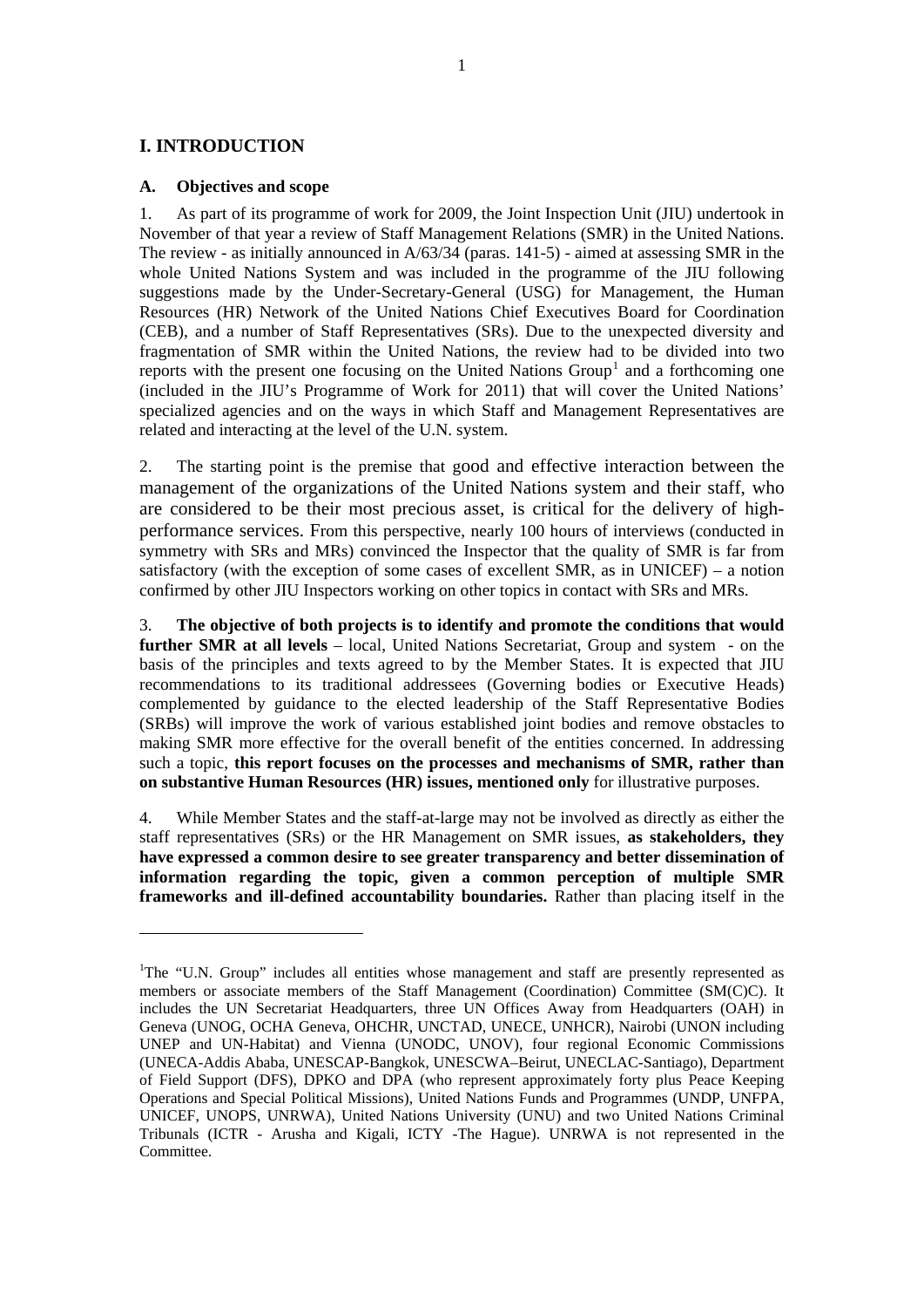## I. INTRODUCTION

### A. Objectives and scope

1. As part of its programme of work for 2009, the Joint Inspection Unit (JIU) undertook in November of that year a review of Staff Management Relations (SMR) in the United Nations. The review - as initially announced in A/63/34 (paras. 141-5) - aimed at assessing SMR in the whole United Nations System and was included in the programme of the JIU following suggestions made by the Under-Secretary-General (USG) for Management, the Human Resources (HR) Network of the United Nations Chief Executives Board for Coordination (CEB), and a number of Staff Representatives (SRs). Due to the unexpected diversity and fragmentation of SMR within the United Nations, the review had to be divided into two reports with the present one focusing on the United Nations Group[1] and a forthcoming one (included in the JIU's Programme of Work for 2011) that will cover the United Nations' specialized agencies and on the ways in which Staff and Management Representatives are related and interacting at the level of the U.N. system.

2. The starting point is the premise that good and effective interaction between the management of the organizations of the United Nations system and their staff, who are considered to be their most precious asset, is critical for the delivery of high-performance services. From this perspective, nearly 100 hours of interviews (conducted in symmetry with SRs and MRs) convinced the Inspector that the quality of SMR is far from satisfactory (with the exception of some cases of excellent SMR, as in UNICEF) – a notion confirmed by other JIU Inspectors working on other topics in contact with SRs and MRs.

3. **The objective of both projects is to identify and promote the conditions that would further SMR at all levels** – local, United Nations Secretariat, Group and system - on the basis of the principles and texts agreed to by the Member States. It is expected that JIU recommendations to its traditional addressees (Governing bodies or Executive Heads) complemented by guidance to the elected leadership of the Staff Representative Bodies (SRBs) will improve the work of various established joint bodies and remove obstacles to making SMR more effective for the overall benefit of the entities concerned. In addressing such a topic, **this report focuses on the processes and mechanisms of SMR, rather than on substantive Human Resources (HR) issues, mentioned only** for illustrative purposes.

4. While Member States and the staff-at-large may not be involved as directly as either the staff representatives (SRs) or the HR Management on SMR issues, **as stakeholders, they have expressed a common desire to see greater transparency and better dissemination of information regarding the topic, given a common perception of multiple SMR frameworks and ill-defined accountability boundaries.** Rather than placing itself in the

---

[1] The "U.N. Group" includes all entities whose management and staff are presently represented as members or associate members of the Staff Management (Coordination) Committee (SM(C)C). It includes the UN Secretariat Headquarters, three UN Offices Away from Headquarters (OAH) in Geneva (UNOG, OCHA Geneva, OHCHR, UNCTAD, UNECE, UNHCR), Nairobi (UNON including UNEP and UN-Habitat) and Vienna (UNODC, UNOV), four regional Economic Commissions (UNECA-Addis Ababa, UNESCAP-Bangkok, UNESCWA–Beirut, UNECLAC-Santiago), Department of Field Support (DFS), DPKO and DPA (who represent approximately forty plus Peace Keeping Operations and Special Political Missions), United Nations Funds and Programmes (UNDP, UNFPA, UNICEF, UNOPS, UNRWA), United Nations University (UNU) and two United Nations Criminal Tribunals (ICTR - Arusha and Kigali, ICTY -The Hague). UNRWA is not represented in the Committee.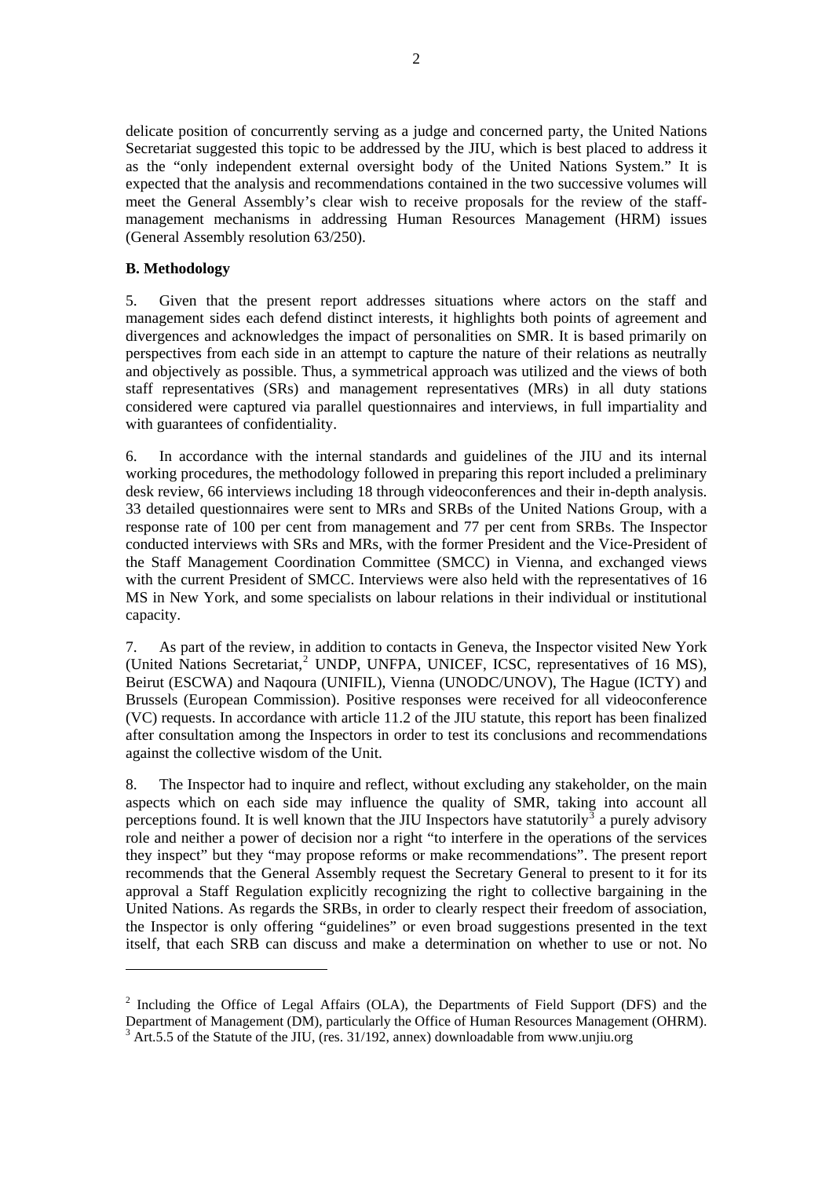delicate position of concurrently serving as a judge and concerned party, the United Nations Secretariat suggested this topic to be addressed by the JIU, which is best placed to address it as the "only independent external oversight body of the United Nations System." It is expected that the analysis and recommendations contained in the two successive volumes will meet the General Assembly's clear wish to receive proposals for the review of the staff-management mechanisms in addressing Human Resources Management (HRM) issues (General Assembly resolution 63/250).

**B. Methodology**

5. Given that the present report addresses situations where actors on the staff and management sides each defend distinct interests, it highlights both points of agreement and divergences and acknowledges the impact of personalities on SMR. It is based primarily on perspectives from each side in an attempt to capture the nature of their relations as neutrally and objectively as possible. Thus, a symmetrical approach was utilized and the views of both staff representatives (SRs) and management representatives (MRs) in all duty stations considered were captured via parallel questionnaires and interviews, in full impartiality and with guarantees of confidentiality.

6. In accordance with the internal standards and guidelines of the JIU and its internal working procedures, the methodology followed in preparing this report included a preliminary desk review, 66 interviews including 18 through videoconferences and their in-depth analysis. 33 detailed questionnaires were sent to MRs and SRBs of the United Nations Group, with a response rate of 100 per cent from management and 77 per cent from SRBs. The Inspector conducted interviews with SRs and MRs, with the former President and the Vice-President of the Staff Management Coordination Committee (SMCC) in Vienna, and exchanged views with the current President of SMCC. Interviews were also held with the representatives of 16 MS in New York, and some specialists on labour relations in their individual or institutional capacity.

7. As part of the review, in addition to contacts in Geneva, the Inspector visited New York (United Nations Secretariat,[2] UNDP, UNFPA, UNICEF, ICSC, representatives of 16 MS), Beirut (ESCWA) and Naqoura (UNIFIL), Vienna (UNODC/UNOV), The Hague (ICTY) and Brussels (European Commission). Positive responses were received for all videoconference (VC) requests. In accordance with article 11.2 of the JIU statute, this report has been finalized after consultation among the Inspectors in order to test its conclusions and recommendations against the collective wisdom of the Unit.

8. The Inspector had to inquire and reflect, without excluding any stakeholder, on the main aspects which on each side may influence the quality of SMR, taking into account all perceptions found. It is well known that the JIU Inspectors have statutorily[3] a purely advisory role and neither a power of decision nor a right "to interfere in the operations of the services they inspect" but they "may propose reforms or make recommendations". The present report recommends that the General Assembly request the Secretary General to present to it for its approval a Staff Regulation explicitly recognizing the right to collective bargaining in the United Nations. As regards the SRBs, in order to clearly respect their freedom of association, the Inspector is only offering "guidelines" or even broad suggestions presented in the text itself, that each SRB can discuss and make a determination on whether to use or not. No

---

[2] Including the Office of Legal Affairs (OLA), the Departments of Field Support (DFS) and the Department of Management (DM), particularly the Office of Human Resources Management (OHRM).

[3] Art.5.5 of the Statute of the JIU, (res. 31/192, annex) downloadable from www.unjiu.org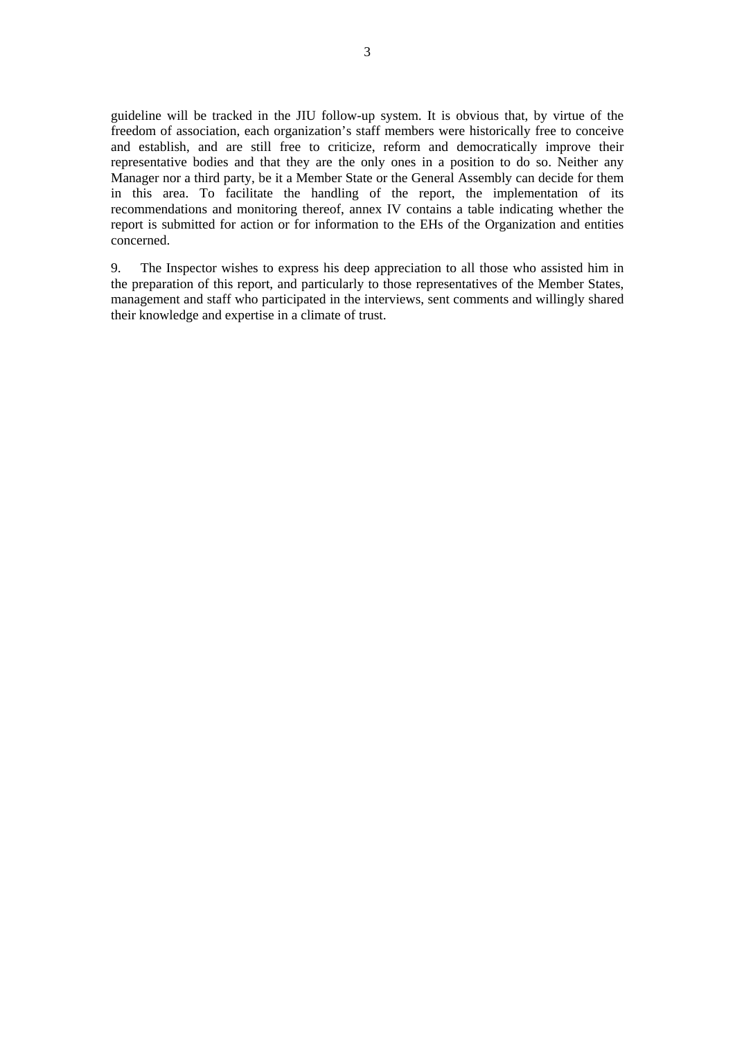guideline will be tracked in the JIU follow-up system. It is obvious that, by virtue of the freedom of association, each organization's staff members were historically free to conceive and establish, and are still free to criticize, reform and democratically improve their representative bodies and that they are the only ones in a position to do so. Neither any Manager nor a third party, be it a Member State or the General Assembly can decide for them in this area. To facilitate the handling of the report, the implementation of its recommendations and monitoring thereof, annex IV contains a table indicating whether the report is submitted for action or for information to the EHs of the Organization and entities concerned.

9. The Inspector wishes to express his deep appreciation to all those who assisted him in the preparation of this report, and particularly to those representatives of the Member States, management and staff who participated in the interviews, sent comments and willingly shared their knowledge and expertise in a climate of trust.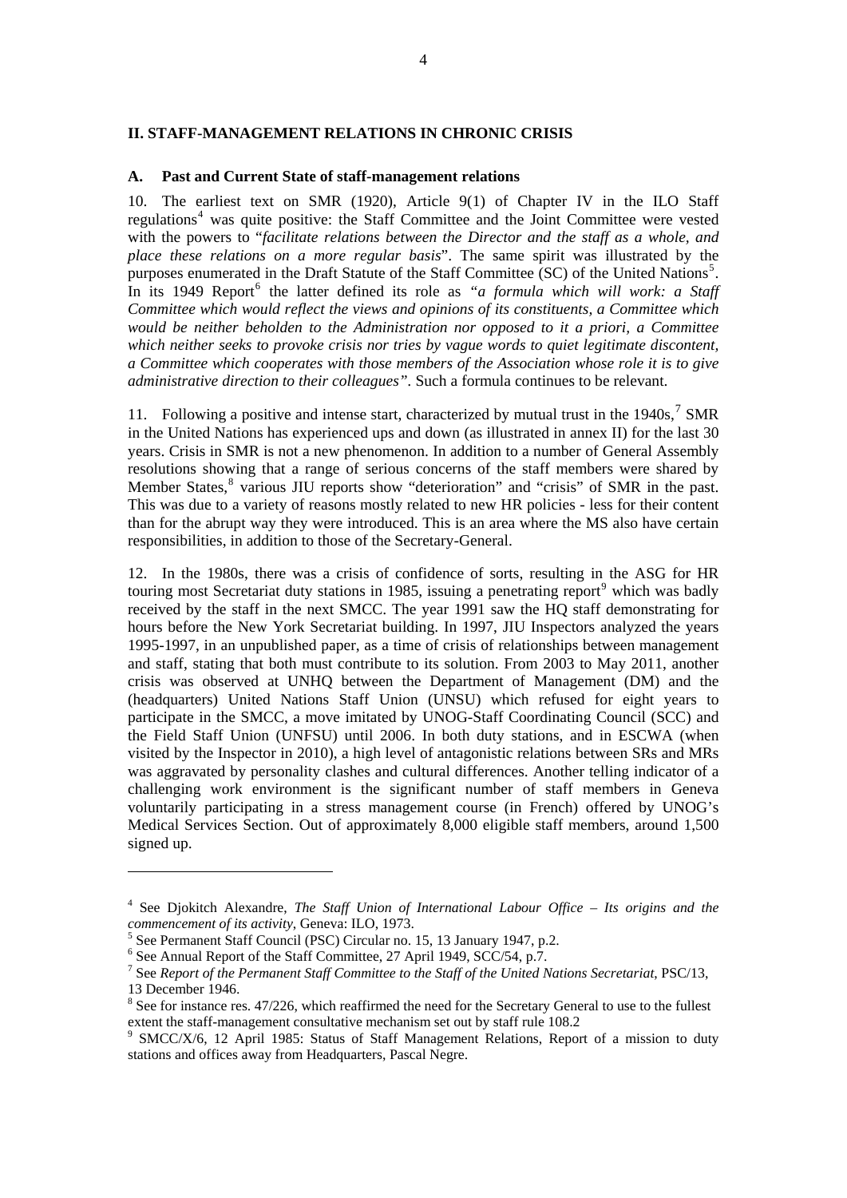## II. STAFF-MANAGEMENT RELATIONS IN CHRONIC CRISIS

### A. Past and Current State of staff-management relations

10. The earliest text on SMR (1920), Article 9(1) of Chapter IV in the ILO Staff regulations[4] was quite positive: the Staff Committee and the Joint Committee were vested with the powers to "*facilitate relations between the Director and the staff as a whole, and place these relations on a more regular basis*". The same spirit was illustrated by the purposes enumerated in the Draft Statute of the Staff Committee (SC) of the United Nations[5]. In its 1949 Report[6] the latter defined its role as "*a formula which will work: a Staff Committee which would reflect the views and opinions of its constituents, a Committee which would be neither beholden to the Administration nor opposed to it a priori, a Committee which neither seeks to provoke crisis nor tries by vague words to quiet legitimate discontent, a Committee which cooperates with those members of the Association whose role it is to give administrative direction to their colleagues"*. Such a formula continues to be relevant.

11. Following a positive and intense start, characterized by mutual trust in the 1940s,[7] SMR in the United Nations has experienced ups and down (as illustrated in annex II) for the last 30 years. Crisis in SMR is not a new phenomenon. In addition to a number of General Assembly resolutions showing that a range of serious concerns of the staff members were shared by Member States,[8] various JIU reports show "deterioration" and "crisis" of SMR in the past. This was due to a variety of reasons mostly related to new HR policies - less for their content than for the abrupt way they were introduced. This is an area where the MS also have certain responsibilities, in addition to those of the Secretary-General.

12. In the 1980s, there was a crisis of confidence of sorts, resulting in the ASG for HR touring most Secretariat duty stations in 1985, issuing a penetrating report[9] which was badly received by the staff in the next SMCC. The year 1991 saw the HQ staff demonstrating for hours before the New York Secretariat building. In 1997, JIU Inspectors analyzed the years 1995-1997, in an unpublished paper, as a time of crisis of relationships between management and staff, stating that both must contribute to its solution. From 2003 to May 2011, another crisis was observed at UNHQ between the Department of Management (DM) and the (headquarters) United Nations Staff Union (UNSU) which refused for eight years to participate in the SMCC, a move imitated by UNOG-Staff Coordinating Council (SCC) and the Field Staff Union (UNFSU) until 2006. In both duty stations, and in ESCWA (when visited by the Inspector in 2010), a high level of antagonistic relations between SRs and MRs was aggravated by personality clashes and cultural differences. Another telling indicator of a challenging work environment is the significant number of staff members in Geneva voluntarily participating in a stress management course (in French) offered by UNOG's Medical Services Section. Out of approximately 8,000 eligible staff members, around 1,500 signed up.

---

[4] See Djokitch Alexandre, *The Staff Union of International Labour Office – Its origins and the commencement of its activity*, Geneva: ILO, 1973.

[5] See Permanent Staff Council (PSC) Circular no. 15, 13 January 1947, p.2.

[6] See Annual Report of the Staff Committee, 27 April 1949, SCC/54, p.7.

[7] See *Report of the Permanent Staff Committee to the Staff of the United Nations Secretariat*, PSC/13, 13 December 1946.

[8] See for instance res. 47/226, which reaffirmed the need for the Secretary General to use to the fullest extent the staff-management consultative mechanism set out by staff rule 108.2

[9] SMCC/X/6, 12 April 1985: Status of Staff Management Relations, Report of a mission to duty stations and offices away from Headquarters, Pascal Negre.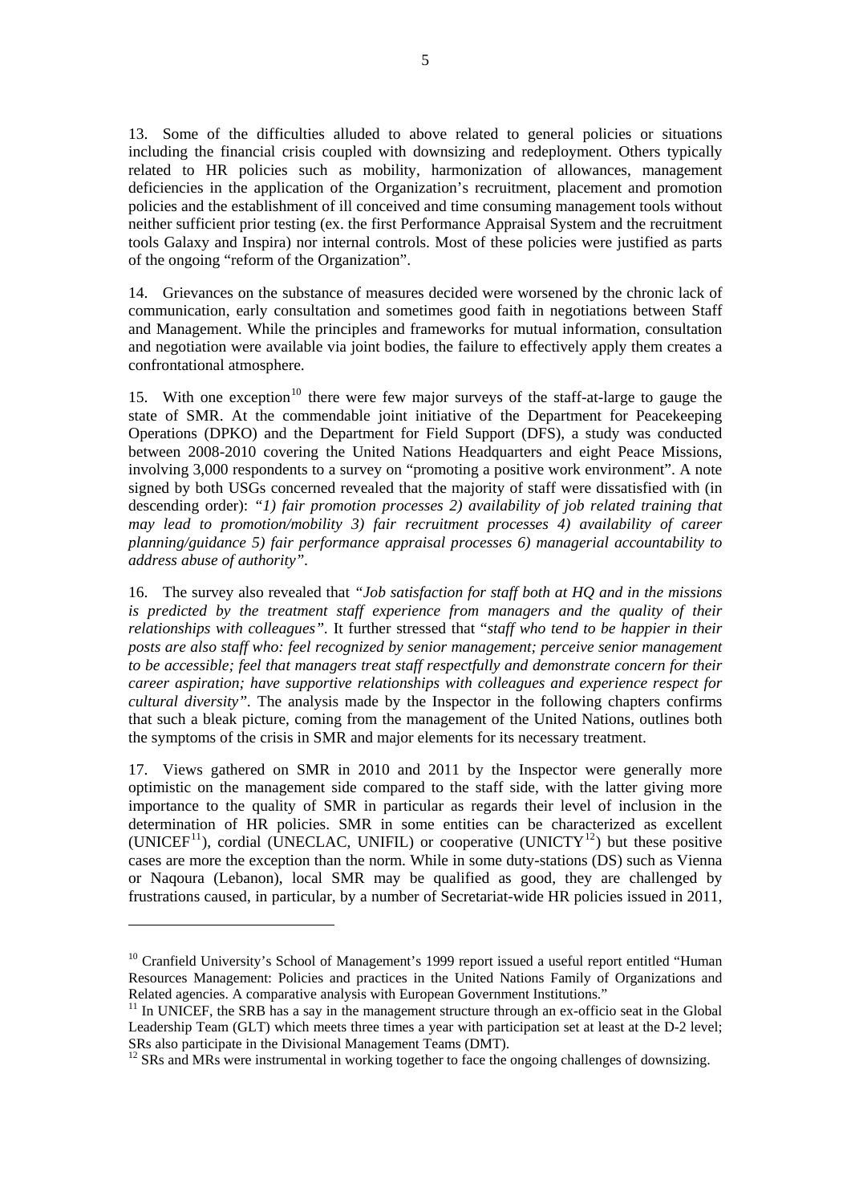13. Some of the difficulties alluded to above related to general policies or situations including the financial crisis coupled with downsizing and redeployment. Others typically related to HR policies such as mobility, harmonization of allowances, management deficiencies in the application of the Organization's recruitment, placement and promotion policies and the establishment of ill conceived and time consuming management tools without neither sufficient prior testing (ex. the first Performance Appraisal System and the recruitment tools Galaxy and Inspira) nor internal controls. Most of these policies were justified as parts of the ongoing "reform of the Organization".

14. Grievances on the substance of measures decided were worsened by the chronic lack of communication, early consultation and sometimes good faith in negotiations between Staff and Management. While the principles and frameworks for mutual information, consultation and negotiation were available via joint bodies, the failure to effectively apply them creates a confrontational atmosphere.

15. With one exception[10] there were few major surveys of the staff-at-large to gauge the state of SMR. At the commendable joint initiative of the Department for Peacekeeping Operations (DPKO) and the Department for Field Support (DFS), a study was conducted between 2008-2010 covering the United Nations Headquarters and eight Peace Missions, involving 3,000 respondents to a survey on "promoting a positive work environment". A note signed by both USGs concerned revealed that the majority of staff were dissatisfied with (in descending order): *"1) fair promotion processes 2) availability of job related training that may lead to promotion/mobility 3) fair recruitment processes 4) availability of career planning/guidance 5) fair performance appraisal processes 6) managerial accountability to address abuse of authority"*.

16. The survey also revealed that *"Job satisfaction for staff both at HQ and in the missions is predicted by the treatment staff experience from managers and the quality of their relationships with colleagues"*. It further stressed that "*staff who tend to be happier in their posts are also staff who: feel recognized by senior management; perceive senior management to be accessible; feel that managers treat staff respectfully and demonstrate concern for their career aspiration; have supportive relationships with colleagues and experience respect for cultural diversity"*. The analysis made by the Inspector in the following chapters confirms that such a bleak picture, coming from the management of the United Nations, outlines both the symptoms of the crisis in SMR and major elements for its necessary treatment.

17. Views gathered on SMR in 2010 and 2011 by the Inspector were generally more optimistic on the management side compared to the staff side, with the latter giving more importance to the quality of SMR in particular as regards their level of inclusion in the determination of HR policies. SMR in some entities can be characterized as excellent (UNICEF[11]), cordial (UNECLAC, UNIFIL) or cooperative (UNICTY[12]) but these positive cases are more the exception than the norm. While in some duty-stations (DS) such as Vienna or Naqoura (Lebanon), local SMR may be qualified as good, they are challenged by frustrations caused, in particular, by a number of Secretariat-wide HR policies issued in 2011,

---

[10] Cranfield University's School of Management's 1999 report issued a useful report entitled "Human Resources Management: Policies and practices in the United Nations Family of Organizations and Related agencies. A comparative analysis with European Government Institutions."

[11] In UNICEF, the SRB has a say in the management structure through an ex-officio seat in the Global Leadership Team (GLT) which meets three times a year with participation set at least at the D-2 level; SRs also participate in the Divisional Management Teams (DMT).

[12] SRs and MRs were instrumental in working together to face the ongoing challenges of downsizing.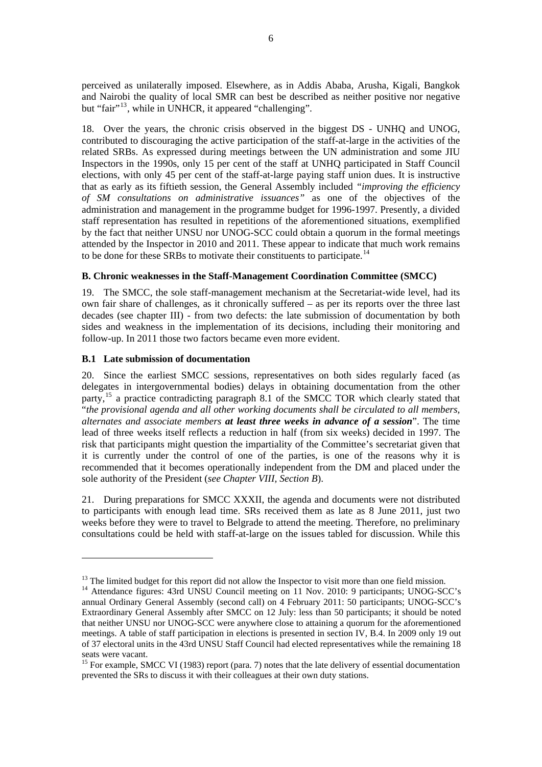perceived as unilaterally imposed. Elsewhere, as in Addis Ababa, Arusha, Kigali, Bangkok and Nairobi the quality of local SMR can best be described as neither positive nor negative but "fair"[13], while in UNHCR, it appeared "challenging".

18. Over the years, the chronic crisis observed in the biggest DS - UNHQ and UNOG, contributed to discouraging the active participation of the staff-at-large in the activities of the related SRBs. As expressed during meetings between the UN administration and some JIU Inspectors in the 1990s, only 15 per cent of the staff at UNHQ participated in Staff Council elections, with only 45 per cent of the staff-at-large paying staff union dues. It is instructive that as early as its fiftieth session, the General Assembly included *"improving the efficiency of SM consultations on administrative issuances"* as one of the objectives of the administration and management in the programme budget for 1996-1997. Presently, a divided staff representation has resulted in repetitions of the aforementioned situations, exemplified by the fact that neither UNSU nor UNOG-SCC could obtain a quorum in the formal meetings attended by the Inspector in 2010 and 2011. These appear to indicate that much work remains to be done for these SRBs to motivate their constituents to participate.[14]

### B. Chronic weaknesses in the Staff-Management Coordination Committee (SMCC)

19. The SMCC, the sole staff-management mechanism at the Secretariat-wide level, had its own fair share of challenges, as it chronically suffered – as per its reports over the three last decades (see chapter III) - from two defects: the late submission of documentation by both sides and weakness in the implementation of its decisions, including their monitoring and follow-up. In 2011 those two factors became even more evident.

#### B.1 Late submission of documentation

20. Since the earliest SMCC sessions, representatives on both sides regularly faced (as delegates in intergovernmental bodies) delays in obtaining documentation from the other party,[15] a practice contradicting paragraph 8.1 of the SMCC TOR which clearly stated that "*the provisional agenda and all other working documents shall be circulated to all members, alternates and associate members* ***at least three weeks in advance of a session***". The time lead of three weeks itself reflects a reduction in half (from six weeks) decided in 1997. The risk that participants might question the impartiality of the Committee's secretariat given that it is currently under the control of one of the parties, is one of the reasons why it is recommended that it becomes operationally independent from the DM and placed under the sole authority of the President (*see Chapter VIII, Section B*).

21. During preparations for SMCC XXXII, the agenda and documents were not distributed to participants with enough lead time. SRs received them as late as 8 June 2011, just two weeks before they were to travel to Belgrade to attend the meeting. Therefore, no preliminary consultations could be held with staff-at-large on the issues tabled for discussion. While this

---

[13] The limited budget for this report did not allow the Inspector to visit more than one field mission.

[14] Attendance figures: 43rd UNSU Council meeting on 11 Nov. 2010: 9 participants; UNOG-SCC's annual Ordinary General Assembly (second call) on 4 February 2011: 50 participants; UNOG-SCC's Extraordinary General Assembly after SMCC on 12 July: less than 50 participants; it should be noted that neither UNSU nor UNOG-SCC were anywhere close to attaining a quorum for the aforementioned meetings. A table of staff participation in elections is presented in section IV, B.4. In 2009 only 19 out of 37 electoral units in the 43rd UNSU Staff Council had elected representatives while the remaining 18 seats were vacant.

[15] For example, SMCC VI (1983) report (para. 7) notes that the late delivery of essential documentation prevented the SRs to discuss it with their colleagues at their own duty stations.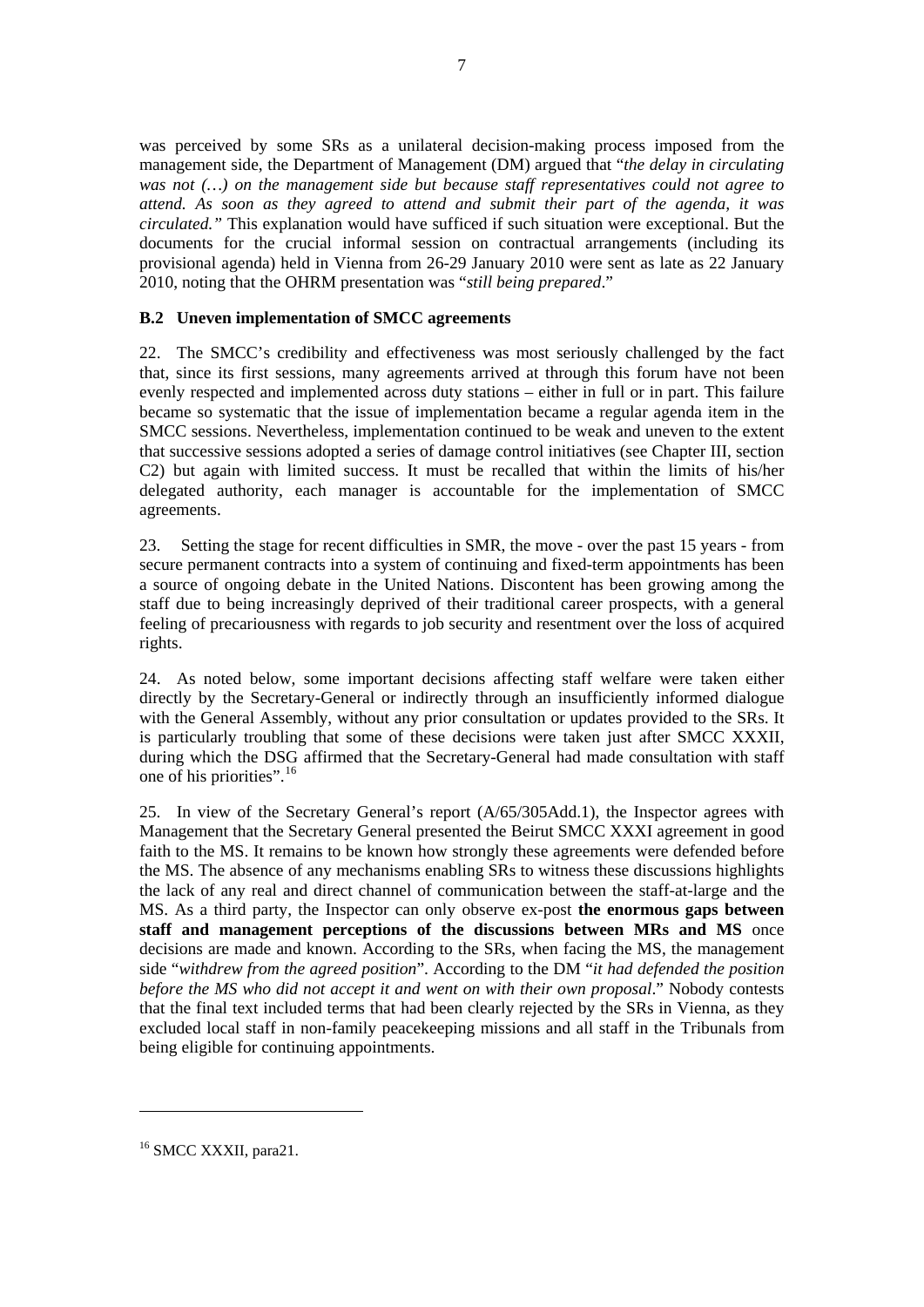was perceived by some SRs as a unilateral decision-making process imposed from the management side, the Department of Management (DM) argued that "*the delay in circulating was not (…) on the management side but because staff representatives could not agree to attend. As soon as they agreed to attend and submit their part of the agenda, it was circulated."* This explanation would have sufficed if such situation were exceptional. But the documents for the crucial informal session on contractual arrangements (including its provisional agenda) held in Vienna from 26-29 January 2010 were sent as late as 22 January 2010, noting that the OHRM presentation was "*still being prepared*."

### B.2 Uneven implementation of SMCC agreements

22. The SMCC's credibility and effectiveness was most seriously challenged by the fact that, since its first sessions, many agreements arrived at through this forum have not been evenly respected and implemented across duty stations – either in full or in part. This failure became so systematic that the issue of implementation became a regular agenda item in the SMCC sessions. Nevertheless, implementation continued to be weak and uneven to the extent that successive sessions adopted a series of damage control initiatives (see Chapter III, section C2) but again with limited success. It must be recalled that within the limits of his/her delegated authority, each manager is accountable for the implementation of SMCC agreements.

23. Setting the stage for recent difficulties in SMR, the move - over the past 15 years - from secure permanent contracts into a system of continuing and fixed-term appointments has been a source of ongoing debate in the United Nations. Discontent has been growing among the staff due to being increasingly deprived of their traditional career prospects, with a general feeling of precariousness with regards to job security and resentment over the loss of acquired rights.

24. As noted below, some important decisions affecting staff welfare were taken either directly by the Secretary-General or indirectly through an insufficiently informed dialogue with the General Assembly, without any prior consultation or updates provided to the SRs. It is particularly troubling that some of these decisions were taken just after SMCC XXXII, during which the DSG affirmed that the Secretary-General had made consultation with staff one of his priorities".[16]

25. In view of the Secretary General's report (A/65/305Add.1), the Inspector agrees with Management that the Secretary General presented the Beirut SMCC XXXI agreement in good faith to the MS. It remains to be known how strongly these agreements were defended before the MS. The absence of any mechanisms enabling SRs to witness these discussions highlights the lack of any real and direct channel of communication between the staff-at-large and the MS. As a third party, the Inspector can only observe ex-post **the enormous gaps between staff and management perceptions of the discussions between MRs and MS** once decisions are made and known. According to the SRs, when facing the MS, the management side "*withdrew from the agreed position*". According to the DM "*it had defended the position before the MS who did not accept it and went on with their own proposal*." Nobody contests that the final text included terms that had been clearly rejected by the SRs in Vienna, as they excluded local staff in non-family peacekeeping missions and all staff in the Tribunals from being eligible for continuing appointments.

---

[16] SMCC XXXII, para21.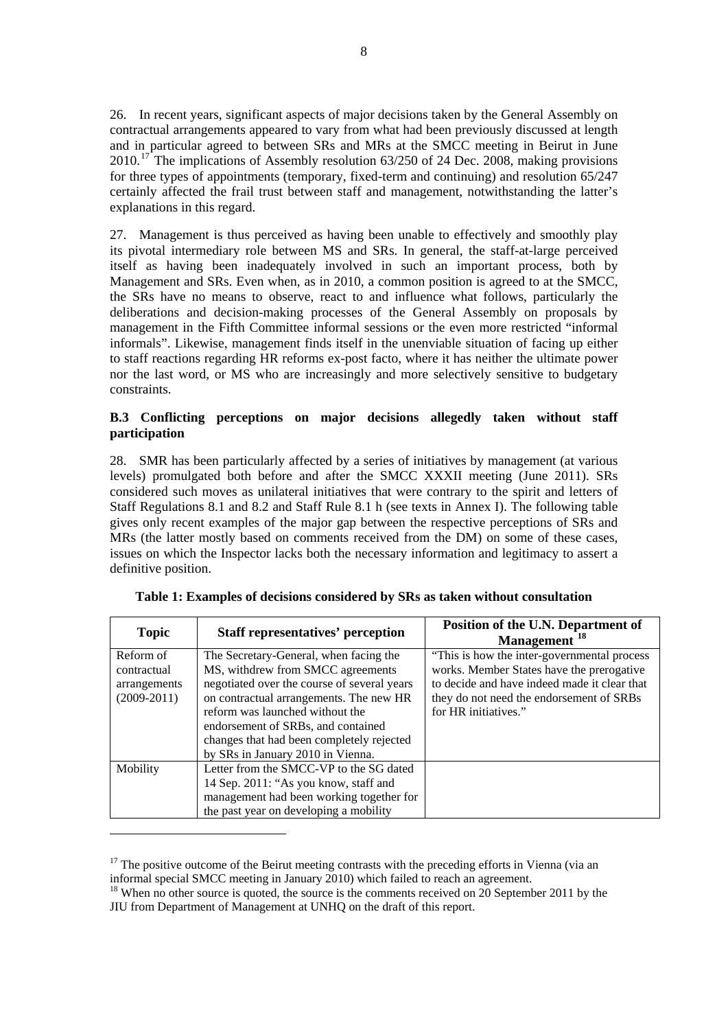26. In recent years, significant aspects of major decisions taken by the General Assembly on contractual arrangements appeared to vary from what had been previously discussed at length and in particular agreed to between SRs and MRs at the SMCC meeting in Beirut in June 2010.[17] The implications of Assembly resolution 63/250 of 24 Dec. 2008, making provisions for three types of appointments (temporary, fixed-term and continuing) and resolution 65/247 certainly affected the frail trust between staff and management, notwithstanding the latter's explanations in this regard.

27. Management is thus perceived as having been unable to effectively and smoothly play its pivotal intermediary role between MS and SRs. In general, the staff-at-large perceived itself as having been inadequately involved in such an important process, both by Management and SRs. Even when, as in 2010, a common position is agreed to at the SMCC, the SRs have no means to observe, react to and influence what follows, particularly the deliberations and decision-making processes of the General Assembly on proposals by management in the Fifth Committee informal sessions or the even more restricted "informal informals". Likewise, management finds itself in the unenviable situation of facing up either to staff reactions regarding HR reforms ex-post facto, where it has neither the ultimate power nor the last word, or MS who are increasingly and more selectively sensitive to budgetary constraints.

### B.3 Conflicting perceptions on major decisions allegedly taken without staff participation

28. SMR has been particularly affected by a series of initiatives by management (at various levels) promulgated both before and after the SMCC XXXII meeting (June 2011). SRs considered such moves as unilateral initiatives that were contrary to the spirit and letters of Staff Regulations 8.1 and 8.2 and Staff Rule 8.1 h (see texts in Annex I). The following table gives only recent examples of the major gap between the respective perceptions of SRs and MRs (the latter mostly based on comments received from the DM) on some of these cases, issues on which the Inspector lacks both the necessary information and legitimacy to assert a definitive position.

**Table 1: Examples of decisions considered by SRs as taken without consultation**

| Topic | Staff representatives' perception | Position of the U.N. Department of Management [18] |
|---|---|---|
| Reform of contractual arrangements (2009-2011) | The Secretary-General, when facing the MS, withdrew from SMCC agreements negotiated over the course of several years on contractual arrangements. The new HR reform was launched without the endorsement of SRBs, and contained changes that had been completely rejected by SRs in January 2010 in Vienna. | "This is how the inter-governmental process works. Member States have the prerogative to decide and have indeed made it clear that they do not need the endorsement of SRBs for HR initiatives." |
| Mobility | Letter from the SMCC-VP to the SG dated 14 Sep. 2011: "As you know, staff and management had been working together for the past year on developing a mobility | |

[17] The positive outcome of the Beirut meeting contrasts with the preceding efforts in Vienna (via an informal special SMCC meeting in January 2010) which failed to reach an agreement.

[18] When no other source is quoted, the source is the comments received on 20 September 2011 by the JIU from Department of Management at UNHQ on the draft of this report.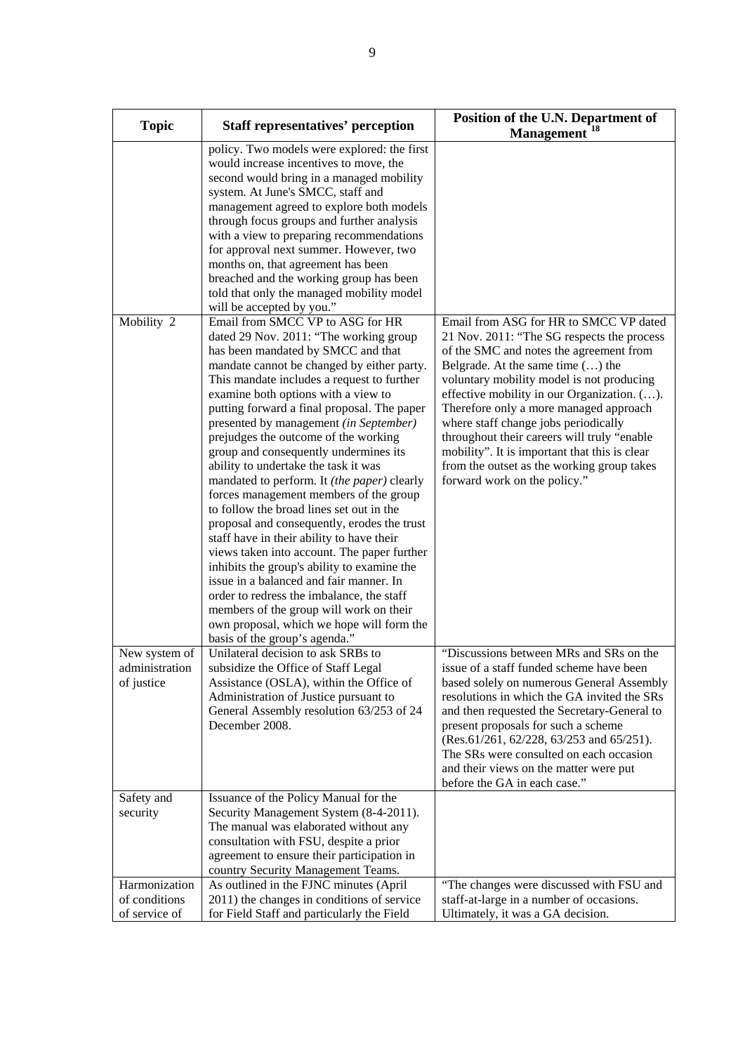| Topic | Staff representatives' perception | Position of the U.N. Department of Management [18] |
|---|---|---|
| | policy. Two models were explored: the first would increase incentives to move, the second would bring in a managed mobility system. At June's SMCC, staff and management agreed to explore both models through focus groups and further analysis with a view to preparing recommendations for approval next summer. However, two months on, that agreement has been breached and the working group has been told that only the managed mobility model will be accepted by you." | |
| Mobility 2 | Email from SMCC VP to ASG for HR dated 29 Nov. 2011: "The working group has been mandated by SMCC and that mandate cannot be changed by either party. This mandate includes a request to further examine both options with a view to putting forward a final proposal. The paper presented by management *(in September)* prejudges the outcome of the working group and consequently undermines its ability to undertake the task it was mandated to perform. It *(the paper)* clearly forces management members of the group to follow the broad lines set out in the proposal and consequently, erodes the trust staff have in their ability to have their views taken into account. The paper further inhibits the group's ability to examine the issue in a balanced and fair manner. In order to redress the imbalance, the staff members of the group will work on their own proposal, which we hope will form the basis of the group's agenda." | Email from ASG for HR to SMCC VP dated 21 Nov. 2011: "The SG respects the process of the SMC and notes the agreement from Belgrade. At the same time (…) the voluntary mobility model is not producing effective mobility in our Organization. (…). Therefore only a more managed approach where staff change jobs periodically throughout their careers will truly "enable mobility". It is important that this is clear from the outset as the working group takes forward work on the policy." |
| New system of administration of justice | Unilateral decision to ask SRBs to subsidize the Office of Staff Legal Assistance (OSLA), within the Office of Administration of Justice pursuant to General Assembly resolution 63/253 of 24 December 2008. | "Discussions between MRs and SRs on the issue of a staff funded scheme have been based solely on numerous General Assembly resolutions in which the GA invited the SRs and then requested the Secretary-General to present proposals for such a scheme (Res.61/261, 62/228, 63/253 and 65/251). The SRs were consulted on each occasion and their views on the matter were put before the GA in each case." |
| Safety and security | Issuance of the Policy Manual for the Security Management System (8-4-2011). The manual was elaborated without any consultation with FSU, despite a prior agreement to ensure their participation in country Security Management Teams. | |
| Harmonization of conditions of service of | As outlined in the FJNC minutes (April 2011) the changes in conditions of service for Field Staff and particularly the Field | "The changes were discussed with FSU and staff-at-large in a number of occasions. Ultimately, it was a GA decision. |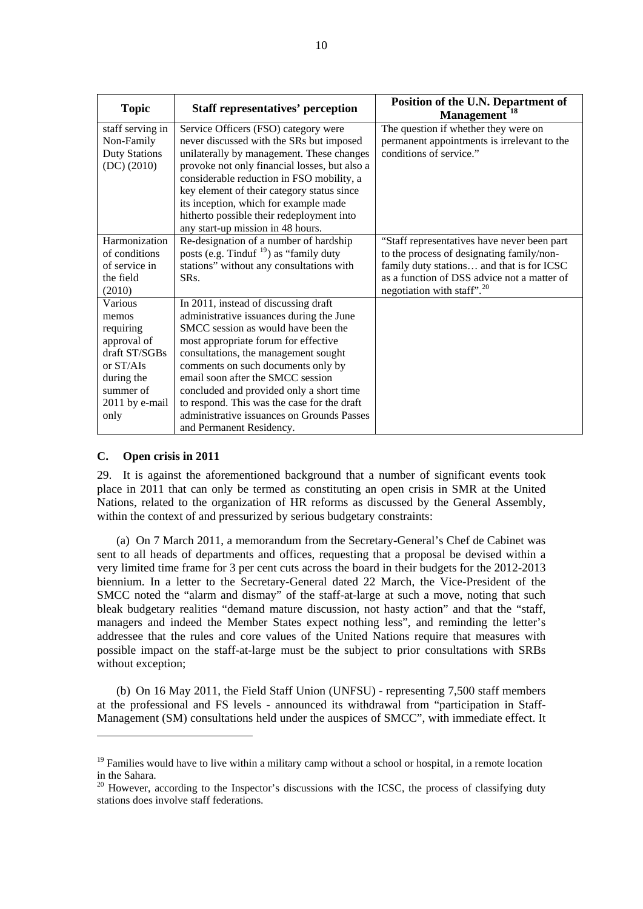| Topic | Staff representatives' perception | Position of the U.N. Department of Management [18] |
|---|---|---|
| staff serving in Non-Family Duty Stations (DC) (2010) | Service Officers (FSO) category were never discussed with the SRs but imposed unilaterally by management. These changes provoke not only financial losses, but also a considerable reduction in FSO mobility, a key element of their category status since its inception, which for example made hitherto possible their redeployment into any start-up mission in 48 hours. | The question if whether they were on permanent appointments is irrelevant to the conditions of service." |
| Harmonization of conditions of service in the field (2010) | Re-designation of a number of hardship posts (e.g. Tinduf [19]) as "family duty stations" without any consultations with SRs. | "Staff representatives have never been part to the process of designating family/non-family duty stations… and that is for ICSC as a function of DSS advice not a matter of negotiation with staff".[20] |
| Various memos requiring approval of draft ST/SGBs or ST/AIs during the summer of 2011 by e-mail only | In 2011, instead of discussing draft administrative issuances during the June SMCC session as would have been the most appropriate forum for effective consultations, the management sought comments on such documents only by email soon after the SMCC session concluded and provided only a short time to respond. This was the case for the draft administrative issuances on Grounds Passes and Permanent Residency. | |

### C. Open crisis in 2011

29. It is against the aforementioned background that a number of significant events took place in 2011 that can only be termed as constituting an open crisis in SMR at the United Nations, related to the organization of HR reforms as discussed by the General Assembly, within the context of and pressurized by serious budgetary constraints:

(a) On 7 March 2011, a memorandum from the Secretary-General's Chef de Cabinet was sent to all heads of departments and offices, requesting that a proposal be devised within a very limited time frame for 3 per cent cuts across the board in their budgets for the 2012-2013 biennium. In a letter to the Secretary-General dated 22 March, the Vice-President of the SMCC noted the "alarm and dismay" of the staff-at-large at such a move, noting that such bleak budgetary realities "demand mature discussion, not hasty action" and that the "staff, managers and indeed the Member States expect nothing less", and reminding the letter's addressee that the rules and core values of the United Nations require that measures with possible impact on the staff-at-large must be the subject to prior consultations with SRBs without exception;

(b) On 16 May 2011, the Field Staff Union (UNFSU) - representing 7,500 staff members at the professional and FS levels - announced its withdrawal from "participation in Staff-Management (SM) consultations held under the auspices of SMCC", with immediate effect. It

---

[19] Families would have to live within a military camp without a school or hospital, in a remote location in the Sahara.

[20] However, according to the Inspector's discussions with the ICSC, the process of classifying duty stations does involve staff federations.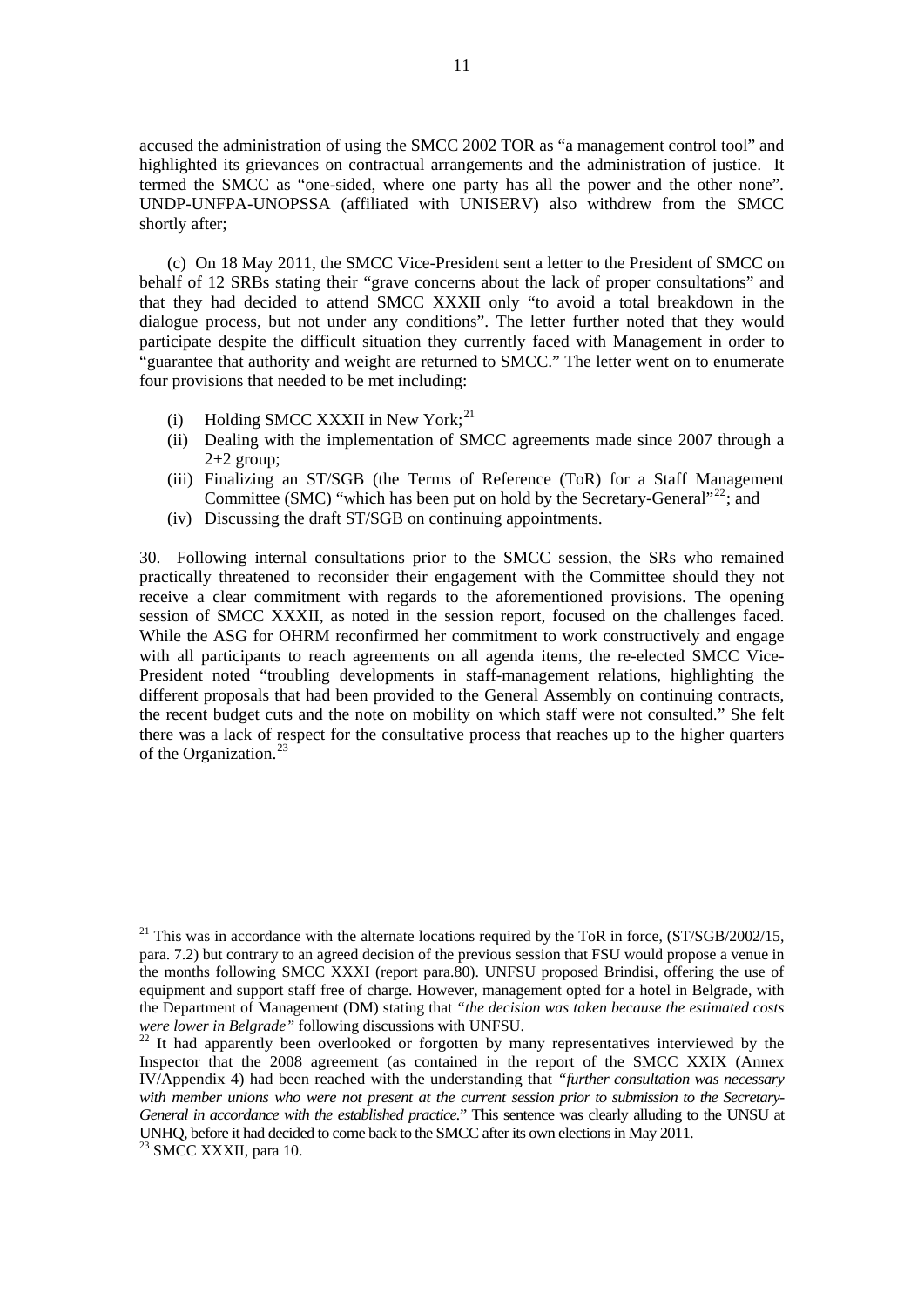accused the administration of using the SMCC 2002 TOR as "a management control tool" and highlighted its grievances on contractual arrangements and the administration of justice. It termed the SMCC as "one-sided, where one party has all the power and the other none". UNDP-UNFPA-UNOPSSA (affiliated with UNISERV) also withdrew from the SMCC shortly after;

(c) On 18 May 2011, the SMCC Vice-President sent a letter to the President of SMCC on behalf of 12 SRBs stating their "grave concerns about the lack of proper consultations" and that they had decided to attend SMCC XXXII only "to avoid a total breakdown in the dialogue process, but not under any conditions". The letter further noted that they would participate despite the difficult situation they currently faced with Management in order to "guarantee that authority and weight are returned to SMCC." The letter went on to enumerate four provisions that needed to be met including:

- (i) Holding SMCC XXXII in New York;[21]
- (ii) Dealing with the implementation of SMCC agreements made since 2007 through a 2+2 group;
- (iii) Finalizing an ST/SGB (the Terms of Reference (ToR) for a Staff Management Committee (SMC) "which has been put on hold by the Secretary-General"[22]; and
- (iv) Discussing the draft ST/SGB on continuing appointments.

30. Following internal consultations prior to the SMCC session, the SRs who remained practically threatened to reconsider their engagement with the Committee should they not receive a clear commitment with regards to the aforementioned provisions. The opening session of SMCC XXXII, as noted in the session report, focused on the challenges faced. While the ASG for OHRM reconfirmed her commitment to work constructively and engage with all participants to reach agreements on all agenda items, the re-elected SMCC Vice-President noted "troubling developments in staff-management relations, highlighting the different proposals that had been provided to the General Assembly on continuing contracts, the recent budget cuts and the note on mobility on which staff were not consulted." She felt there was a lack of respect for the consultative process that reaches up to the higher quarters of the Organization.[23]

---

[21] This was in accordance with the alternate locations required by the ToR in force, (ST/SGB/2002/15, para. 7.2) but contrary to an agreed decision of the previous session that FSU would propose a venue in the months following SMCC XXXI (report para.80). UNFSU proposed Brindisi, offering the use of equipment and support staff free of charge. However, management opted for a hotel in Belgrade, with the Department of Management (DM) stating that *"the decision was taken because the estimated costs were lower in Belgrade"* following discussions with UNFSU.

[22] It had apparently been overlooked or forgotten by many representatives interviewed by the Inspector that the 2008 agreement (as contained in the report of the SMCC XXIX (Annex IV/Appendix 4) had been reached with the understanding that *"further consultation was necessary with member unions who were not present at the current session prior to submission to the Secretary-General in accordance with the established practice."* This sentence was clearly alluding to the UNSU at UNHQ, before it had decided to come back to the SMCC after its own elections in May 2011.

[23] SMCC XXXII, para 10.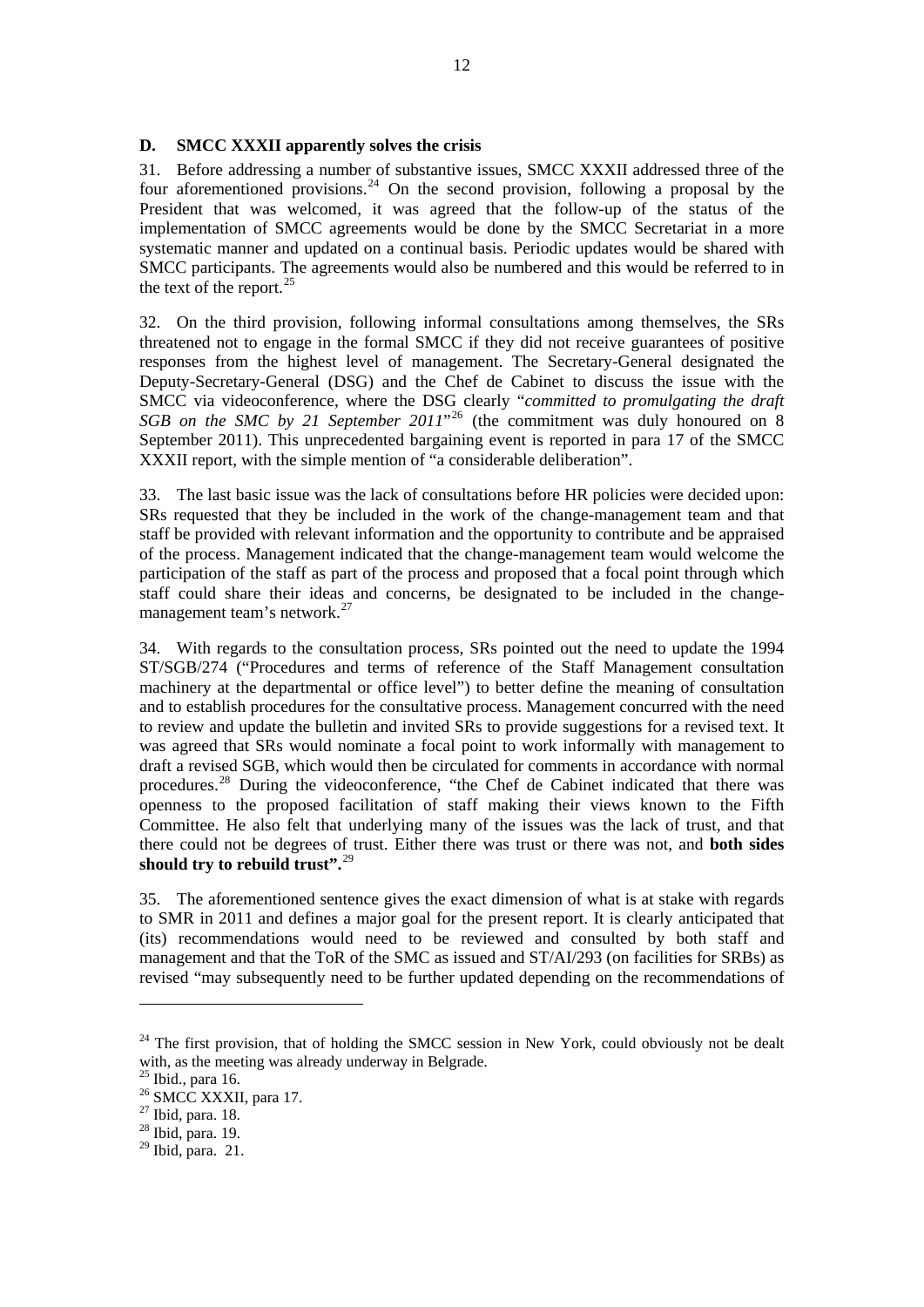### D. SMCC XXXII apparently solves the crisis

31. Before addressing a number of substantive issues, SMCC XXXII addressed three of the four aforementioned provisions.[24] On the second provision, following a proposal by the President that was welcomed, it was agreed that the follow-up of the status of the implementation of SMCC agreements would be done by the SMCC Secretariat in a more systematic manner and updated on a continual basis. Periodic updates would be shared with SMCC participants. The agreements would also be numbered and this would be referred to in the text of the report.[25]

32. On the third provision, following informal consultations among themselves, the SRs threatened not to engage in the formal SMCC if they did not receive guarantees of positive responses from the highest level of management. The Secretary-General designated the Deputy-Secretary-General (DSG) and the Chef de Cabinet to discuss the issue with the SMCC via videoconference, where the DSG clearly "*committed to promulgating the draft SGB on the SMC by 21 September 2011*"[26] (the commitment was duly honoured on 8 September 2011). This unprecedented bargaining event is reported in para 17 of the SMCC XXXII report, with the simple mention of "a considerable deliberation".

33. The last basic issue was the lack of consultations before HR policies were decided upon: SRs requested that they be included in the work of the change-management team and that staff be provided with relevant information and the opportunity to contribute and be appraised of the process. Management indicated that the change-management team would welcome the participation of the staff as part of the process and proposed that a focal point through which staff could share their ideas and concerns, be designated to be included in the change-management team's network.[27]

34. With regards to the consultation process, SRs pointed out the need to update the 1994 ST/SGB/274 ("Procedures and terms of reference of the Staff Management consultation machinery at the departmental or office level") to better define the meaning of consultation and to establish procedures for the consultative process. Management concurred with the need to review and update the bulletin and invited SRs to provide suggestions for a revised text. It was agreed that SRs would nominate a focal point to work informally with management to draft a revised SGB, which would then be circulated for comments in accordance with normal procedures.[28] During the videoconference, "the Chef de Cabinet indicated that there was openness to the proposed facilitation of staff making their views known to the Fifth Committee. He also felt that underlying many of the issues was the lack of trust, and that there could not be degrees of trust. Either there was trust or there was not, and **both sides should try to rebuild trust".**[29]

35. The aforementioned sentence gives the exact dimension of what is at stake with regards to SMR in 2011 and defines a major goal for the present report. It is clearly anticipated that (its) recommendations would need to be reviewed and consulted by both staff and management and that the ToR of the SMC as issued and ST/AI/293 (on facilities for SRBs) as revised "may subsequently need to be further updated depending on the recommendations of

---

[24] The first provision, that of holding the SMCC session in New York, could obviously not be dealt with, as the meeting was already underway in Belgrade.

[25] Ibid., para 16.

[26] SMCC XXXII, para 17.

[27] Ibid, para. 18.

[28] Ibid, para. 19.

[29] Ibid, para. 21.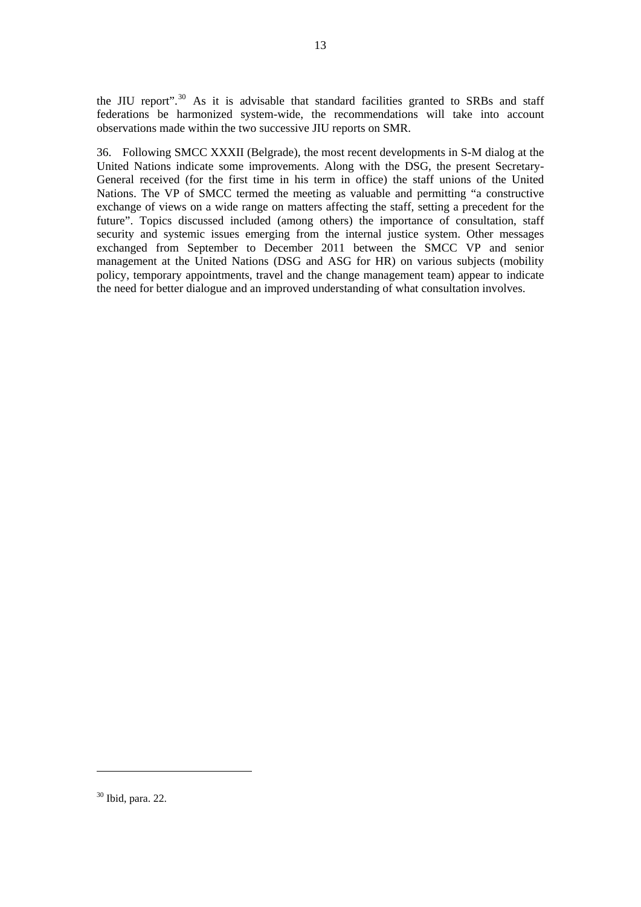the JIU report".[30] As it is advisable that standard facilities granted to SRBs and staff federations be harmonized system-wide, the recommendations will take into account observations made within the two successive JIU reports on SMR.

36. Following SMCC XXXII (Belgrade), the most recent developments in S-M dialog at the United Nations indicate some improvements. Along with the DSG, the present Secretary-General received (for the first time in his term in office) the staff unions of the United Nations. The VP of SMCC termed the meeting as valuable and permitting "a constructive exchange of views on a wide range on matters affecting the staff, setting a precedent for the future". Topics discussed included (among others) the importance of consultation, staff security and systemic issues emerging from the internal justice system. Other messages exchanged from September to December 2011 between the SMCC VP and senior management at the United Nations (DSG and ASG for HR) on various subjects (mobility policy, temporary appointments, travel and the change management team) appear to indicate the need for better dialogue and an improved understanding of what consultation involves.

---

[30] Ibid, para. 22.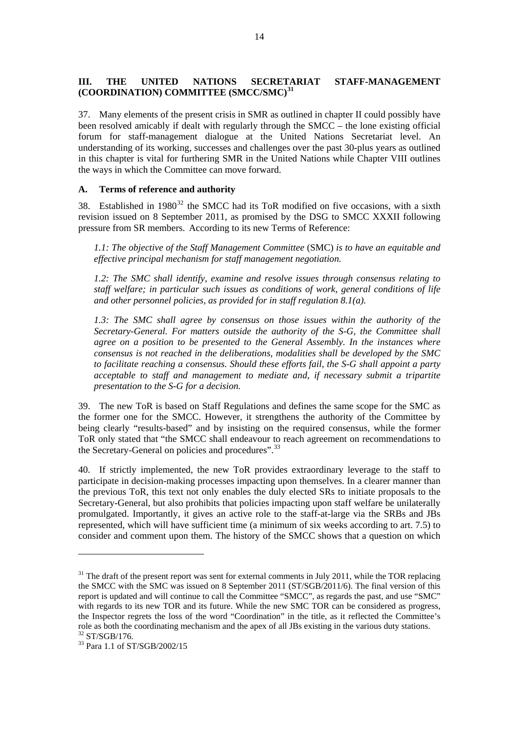## III. THE UNITED NATIONS SECRETARIAT STAFF-MANAGEMENT (COORDINATION) COMMITTEE (SMCC/SMC)[31]

37. Many elements of the present crisis in SMR as outlined in chapter II could possibly have been resolved amicably if dealt with regularly through the SMCC – the lone existing official forum for staff-management dialogue at the United Nations Secretariat level. An understanding of its working, successes and challenges over the past 30-plus years as outlined in this chapter is vital for furthering SMR in the United Nations while Chapter VIII outlines the ways in which the Committee can move forward.

### A. Terms of reference and authority

38. Established in 1980[32] the SMCC had its ToR modified on five occasions, with a sixth revision issued on 8 September 2011, as promised by the DSG to SMCC XXXII following pressure from SR members. According to its new Terms of Reference:

> *1.1: The objective of the Staff Management Committee* (SMC) *is to have an equitable and effective principal mechanism for staff management negotiation.*
>
> *1.2: The SMC shall identify, examine and resolve issues through consensus relating to staff welfare; in particular such issues as conditions of work, general conditions of life and other personnel policies, as provided for in staff regulation 8.1(a).*
>
> *1.3: The SMC shall agree by consensus on those issues within the authority of the Secretary-General. For matters outside the authority of the S-G, the Committee shall agree on a position to be presented to the General Assembly. In the instances where consensus is not reached in the deliberations, modalities shall be developed by the SMC to facilitate reaching a consensus. Should these efforts fail, the S-G shall appoint a party acceptable to staff and management to mediate and, if necessary submit a tripartite presentation to the S-G for a decision.*

39. The new ToR is based on Staff Regulations and defines the same scope for the SMC as the former one for the SMCC. However, it strengthens the authority of the Committee by being clearly "results-based" and by insisting on the required consensus, while the former ToR only stated that "the SMCC shall endeavour to reach agreement on recommendations to the Secretary-General on policies and procedures".[33]

40. If strictly implemented, the new ToR provides extraordinary leverage to the staff to participate in decision-making processes impacting upon themselves. In a clearer manner than the previous ToR, this text not only enables the duly elected SRs to initiate proposals to the Secretary-General, but also prohibits that policies impacting upon staff welfare be unilaterally promulgated. Importantly, it gives an active role to the staff-at-large via the SRBs and JBs represented, which will have sufficient time (a minimum of six weeks according to art. 7.5) to consider and comment upon them. The history of the SMCC shows that a question on which

---

[31] The draft of the present report was sent for external comments in July 2011, while the TOR replacing the SMCC with the SMC was issued on 8 September 2011 (ST/SGB/2011/6). The final version of this report is updated and will continue to call the Committee "SMCC", as regards the past, and use "SMC" with regards to its new TOR and its future. While the new SMC TOR can be considered as progress, the Inspector regrets the loss of the word "Coordination" in the title, as it reflected the Committee's role as both the coordinating mechanism and the apex of all JBs existing in the various duty stations.

[32] ST/SGB/176.

[33] Para 1.1 of ST/SGB/2002/15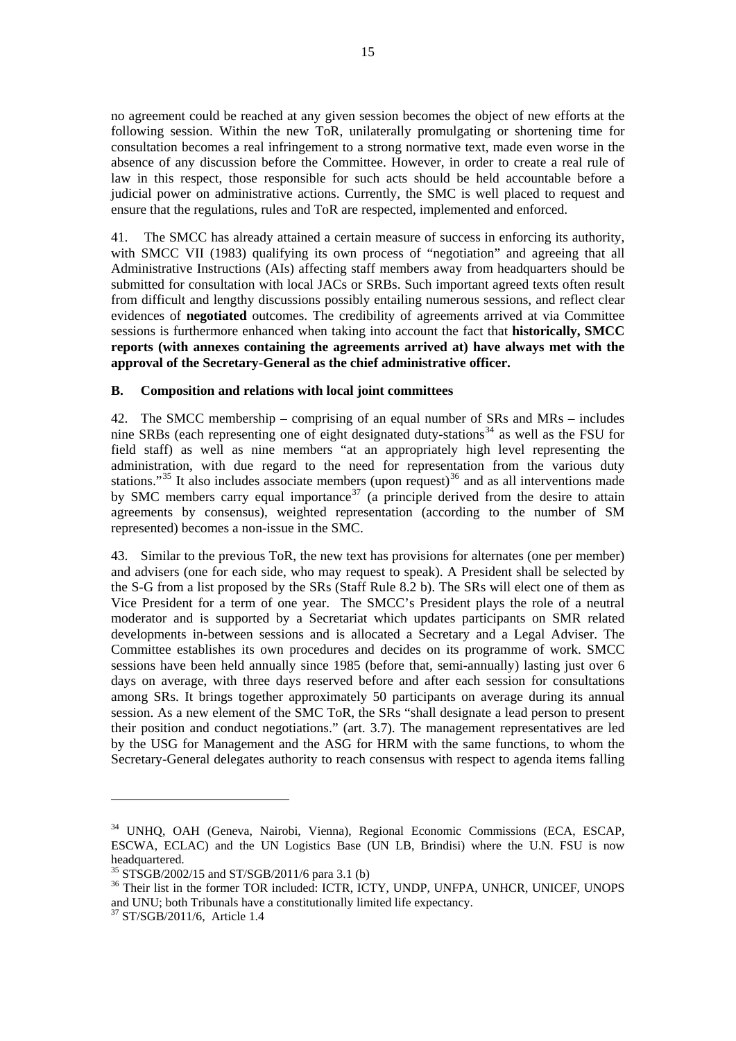no agreement could be reached at any given session becomes the object of new efforts at the following session. Within the new ToR, unilaterally promulgating or shortening time for consultation becomes a real infringement to a strong normative text, made even worse in the absence of any discussion before the Committee. However, in order to create a real rule of law in this respect, those responsible for such acts should be held accountable before a judicial power on administrative actions. Currently, the SMC is well placed to request and ensure that the regulations, rules and ToR are respected, implemented and enforced.

41. The SMCC has already attained a certain measure of success in enforcing its authority, with SMCC VII (1983) qualifying its own process of "negotiation" and agreeing that all Administrative Instructions (AIs) affecting staff members away from headquarters should be submitted for consultation with local JACs or SRBs. Such important agreed texts often result from difficult and lengthy discussions possibly entailing numerous sessions, and reflect clear evidences of **negotiated** outcomes. The credibility of agreements arrived at via Committee sessions is furthermore enhanced when taking into account the fact that **historically, SMCC reports (with annexes containing the agreements arrived at) have always met with the approval of the Secretary-General as the chief administrative officer.**

**B. Composition and relations with local joint committees**

42. The SMCC membership – comprising of an equal number of SRs and MRs – includes nine SRBs (each representing one of eight designated duty-stations[34] as well as the FSU for field staff) as well as nine members "at an appropriately high level representing the administration, with due regard to the need for representation from the various duty stations."[35] It also includes associate members (upon request)[36] and as all interventions made by SMC members carry equal importance[37] (a principle derived from the desire to attain agreements by consensus), weighted representation (according to the number of SM represented) becomes a non-issue in the SMC.

43. Similar to the previous ToR, the new text has provisions for alternates (one per member) and advisers (one for each side, who may request to speak). A President shall be selected by the S-G from a list proposed by the SRs (Staff Rule 8.2 b). The SRs will elect one of them as Vice President for a term of one year. The SMCC's President plays the role of a neutral moderator and is supported by a Secretariat which updates participants on SMR related developments in-between sessions and is allocated a Secretary and a Legal Adviser. The Committee establishes its own procedures and decides on its programme of work. SMCC sessions have been held annually since 1985 (before that, semi-annually) lasting just over 6 days on average, with three days reserved before and after each session for consultations among SRs. It brings together approximately 50 participants on average during its annual session. As a new element of the SMC ToR, the SRs "shall designate a lead person to present their position and conduct negotiations." (art. 3.7). The management representatives are led by the USG for Management and the ASG for HRM with the same functions, to whom the Secretary-General delegates authority to reach consensus with respect to agenda items falling

---

[34] UNHQ, OAH (Geneva, Nairobi, Vienna), Regional Economic Commissions (ECA, ESCAP, ESCWA, ECLAC) and the UN Logistics Base (UN LB, Brindisi) where the U.N. FSU is now headquartered.

[35] STSGB/2002/15 and ST/SGB/2011/6 para 3.1 (b)

[36] Their list in the former TOR included: ICTR, ICTY, UNDP, UNFPA, UNHCR, UNICEF, UNOPS and UNU; both Tribunals have a constitutionally limited life expectancy.

[37] ST/SGB/2011/6, Article 1.4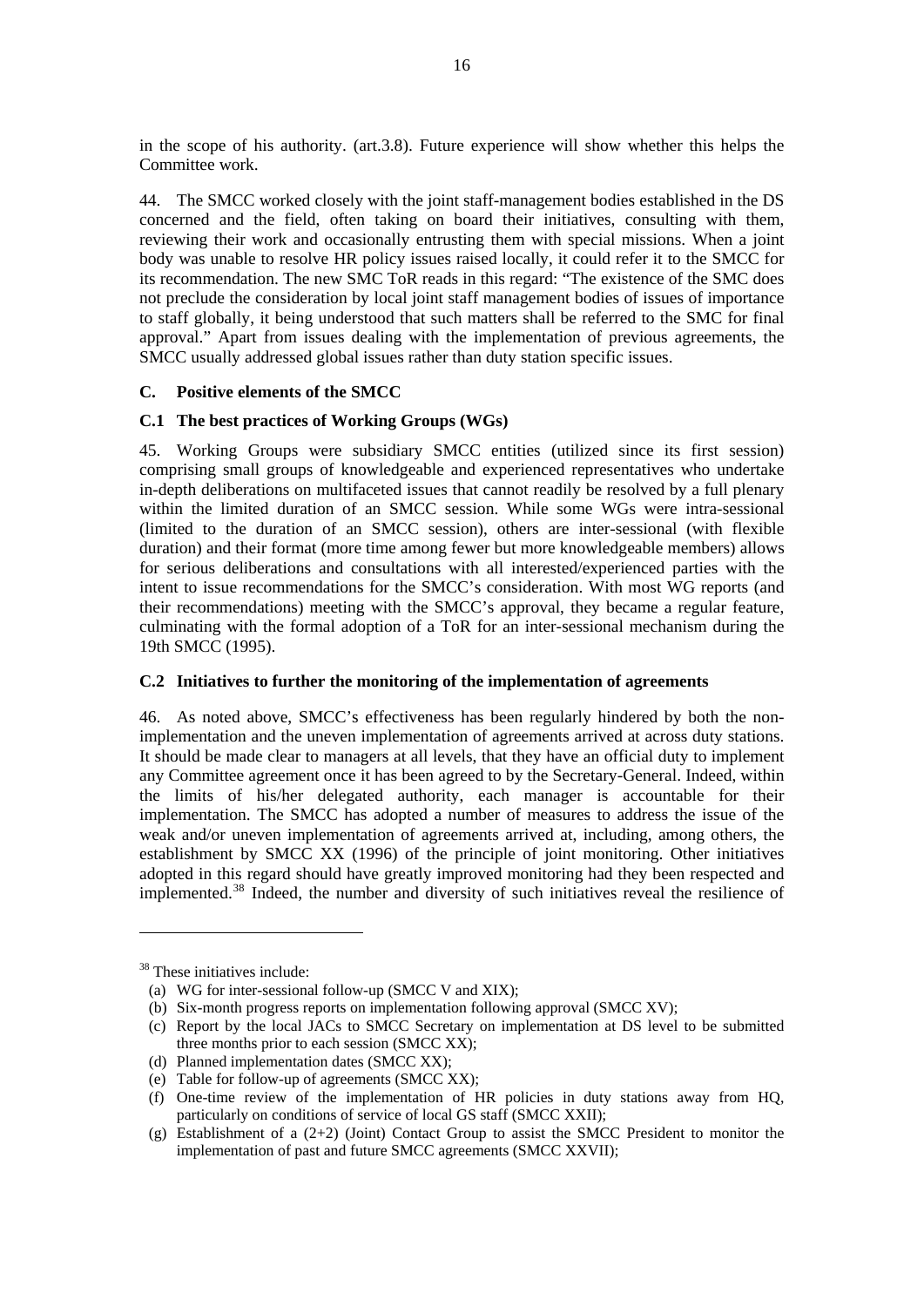in the scope of his authority. (art.3.8). Future experience will show whether this helps the Committee work.

44. The SMCC worked closely with the joint staff-management bodies established in the DS concerned and the field, often taking on board their initiatives, consulting with them, reviewing their work and occasionally entrusting them with special missions. When a joint body was unable to resolve HR policy issues raised locally, it could refer it to the SMCC for its recommendation. The new SMC ToR reads in this regard: "The existence of the SMC does not preclude the consideration by local joint staff management bodies of issues of importance to staff globally, it being understood that such matters shall be referred to the SMC for final approval." Apart from issues dealing with the implementation of previous agreements, the SMCC usually addressed global issues rather than duty station specific issues.

### C. Positive elements of the SMCC

#### C.1 The best practices of Working Groups (WGs)

45. Working Groups were subsidiary SMCC entities (utilized since its first session) comprising small groups of knowledgeable and experienced representatives who undertake in-depth deliberations on multifaceted issues that cannot readily be resolved by a full plenary within the limited duration of an SMCC session. While some WGs were intra-sessional (limited to the duration of an SMCC session), others are inter-sessional (with flexible duration) and their format (more time among fewer but more knowledgeable members) allows for serious deliberations and consultations with all interested/experienced parties with the intent to issue recommendations for the SMCC's consideration. With most WG reports (and their recommendations) meeting with the SMCC's approval, they became a regular feature, culminating with the formal adoption of a ToR for an inter-sessional mechanism during the 19th SMCC (1995).

#### C.2 Initiatives to further the monitoring of the implementation of agreements

46. As noted above, SMCC's effectiveness has been regularly hindered by both the non-implementation and the uneven implementation of agreements arrived at across duty stations. It should be made clear to managers at all levels, that they have an official duty to implement any Committee agreement once it has been agreed to by the Secretary-General. Indeed, within the limits of his/her delegated authority, each manager is accountable for their implementation. The SMCC has adopted a number of measures to address the issue of the weak and/or uneven implementation of agreements arrived at, including, among others, the establishment by SMCC XX (1996) of the principle of joint monitoring. Other initiatives adopted in this regard should have greatly improved monitoring had they been respected and implemented.[38] Indeed, the number and diversity of such initiatives reveal the resilience of

---

[38] These initiatives include:

(a) WG for inter-sessional follow-up (SMCC V and XIX);
(b) Six-month progress reports on implementation following approval (SMCC XV);
(c) Report by the local JACs to SMCC Secretary on implementation at DS level to be submitted three months prior to each session (SMCC XX);
(d) Planned implementation dates (SMCC XX);
(e) Table for follow-up of agreements (SMCC XX);
(f) One-time review of the implementation of HR policies in duty stations away from HQ, particularly on conditions of service of local GS staff (SMCC XXII);
(g) Establishment of a (2+2) (Joint) Contact Group to assist the SMCC President to monitor the implementation of past and future SMCC agreements (SMCC XXVII);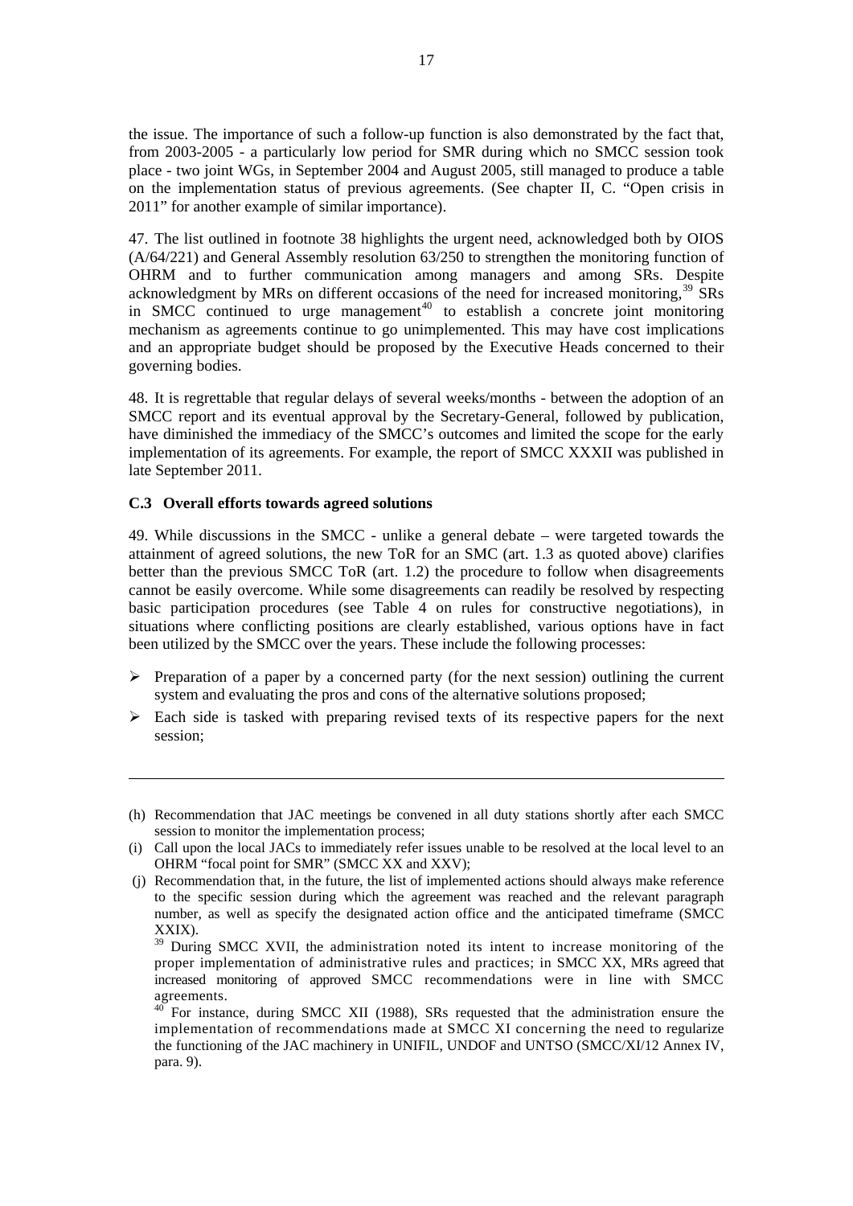the issue. The importance of such a follow-up function is also demonstrated by the fact that, from 2003-2005 - a particularly low period for SMR during which no SMCC session took place - two joint WGs, in September 2004 and August 2005, still managed to produce a table on the implementation status of previous agreements. (See chapter II, C. "Open crisis in 2011" for another example of similar importance).

47. The list outlined in footnote 38 highlights the urgent need, acknowledged both by OIOS (A/64/221) and General Assembly resolution 63/250 to strengthen the monitoring function of OHRM and to further communication among managers and among SRs. Despite acknowledgment by MRs on different occasions of the need for increased monitoring,[39] SRs in SMCC continued to urge management[40] to establish a concrete joint monitoring mechanism as agreements continue to go unimplemented. This may have cost implications and an appropriate budget should be proposed by the Executive Heads concerned to their governing bodies.

48. It is regrettable that regular delays of several weeks/months - between the adoption of an SMCC report and its eventual approval by the Secretary-General, followed by publication, have diminished the immediacy of the SMCC's outcomes and limited the scope for the early implementation of its agreements. For example, the report of SMCC XXXII was published in late September 2011.

### C.3 Overall efforts towards agreed solutions

49. While discussions in the SMCC - unlike a general debate – were targeted towards the attainment of agreed solutions, the new ToR for an SMC (art. 1.3 as quoted above) clarifies better than the previous SMCC ToR (art. 1.2) the procedure to follow when disagreements cannot be easily overcome. While some disagreements can readily be resolved by respecting basic participation procedures (see Table 4 on rules for constructive negotiations), in situations where conflicting positions are clearly established, various options have in fact been utilized by the SMCC over the years. These include the following processes:

- Preparation of a paper by a concerned party (for the next session) outlining the current system and evaluating the pros and cons of the alternative solutions proposed;
- Each side is tasked with preparing revised texts of its respective papers for the next session;

---

(h) Recommendation that JAC meetings be convened in all duty stations shortly after each SMCC session to monitor the implementation process;

(i) Call upon the local JACs to immediately refer issues unable to be resolved at the local level to an OHRM "focal point for SMR" (SMCC XX and XXV);

(j) Recommendation that, in the future, the list of implemented actions should always make reference to the specific session during which the agreement was reached and the relevant paragraph number, as well as specify the designated action office and the anticipated timeframe (SMCC XXIX).

[39] During SMCC XVII, the administration noted its intent to increase monitoring of the proper implementation of administrative rules and practices; in SMCC XX, MRs agreed that increased monitoring of approved SMCC recommendations were in line with SMCC agreements.

[40] For instance, during SMCC XII (1988), SRs requested that the administration ensure the implementation of recommendations made at SMCC XI concerning the need to regularize the functioning of the JAC machinery in UNIFIL, UNDOF and UNTSO (SMCC/XI/12 Annex IV, para. 9).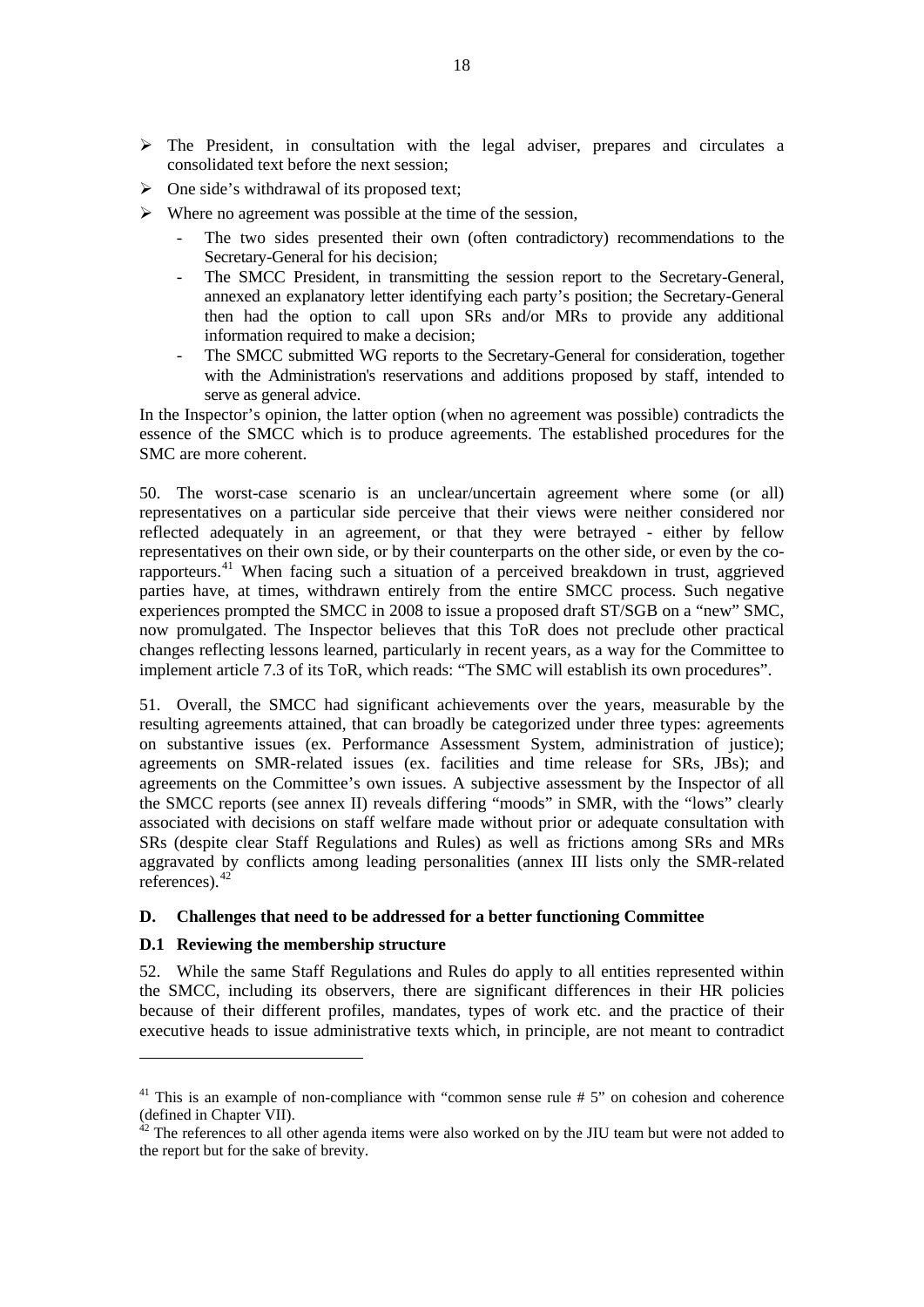- The President, in consultation with the legal adviser, prepares and circulates a consolidated text before the next session;
- One side's withdrawal of its proposed text;
- Where no agreement was possible at the time of the session,
  - The two sides presented their own (often contradictory) recommendations to the Secretary-General for his decision;
  - The SMCC President, in transmitting the session report to the Secretary-General, annexed an explanatory letter identifying each party's position; the Secretary-General then had the option to call upon SRs and/or MRs to provide any additional information required to make a decision;
  - The SMCC submitted WG reports to the Secretary-General for consideration, together with the Administration's reservations and additions proposed by staff, intended to serve as general advice.

In the Inspector's opinion, the latter option (when no agreement was possible) contradicts the essence of the SMCC which is to produce agreements. The established procedures for the SMC are more coherent.

50. The worst-case scenario is an unclear/uncertain agreement where some (or all) representatives on a particular side perceive that their views were neither considered nor reflected adequately in an agreement, or that they were betrayed - either by fellow representatives on their own side, or by their counterparts on the other side, or even by the co-rapporteurs.[41] When facing such a situation of a perceived breakdown in trust, aggrieved parties have, at times, withdrawn entirely from the entire SMCC process. Such negative experiences prompted the SMCC in 2008 to issue a proposed draft ST/SGB on a "new" SMC, now promulgated. The Inspector believes that this ToR does not preclude other practical changes reflecting lessons learned, particularly in recent years, as a way for the Committee to implement article 7.3 of its ToR, which reads: "The SMC will establish its own procedures".

51. Overall, the SMCC had significant achievements over the years, measurable by the resulting agreements attained, that can broadly be categorized under three types: agreements on substantive issues (ex. Performance Assessment System, administration of justice); agreements on SMR-related issues (ex. facilities and time release for SRs, JBs); and agreements on the Committee's own issues. A subjective assessment by the Inspector of all the SMCC reports (see annex II) reveals differing "moods" in SMR, with the "lows" clearly associated with decisions on staff welfare made without prior or adequate consultation with SRs (despite clear Staff Regulations and Rules) as well as frictions among SRs and MRs aggravated by conflicts among leading personalities (annex III lists only the SMR-related references).[42]

### D. Challenges that need to be addressed for a better functioning Committee

#### D.1 Reviewing the membership structure

52. While the same Staff Regulations and Rules do apply to all entities represented within the SMCC, including its observers, there are significant differences in their HR policies because of their different profiles, mandates, types of work etc. and the practice of their executive heads to issue administrative texts which, in principle, are not meant to contradict

---

[41] This is an example of non-compliance with "common sense rule # 5" on cohesion and coherence (defined in Chapter VII).

[42] The references to all other agenda items were also worked on by the JIU team but were not added to the report but for the sake of brevity.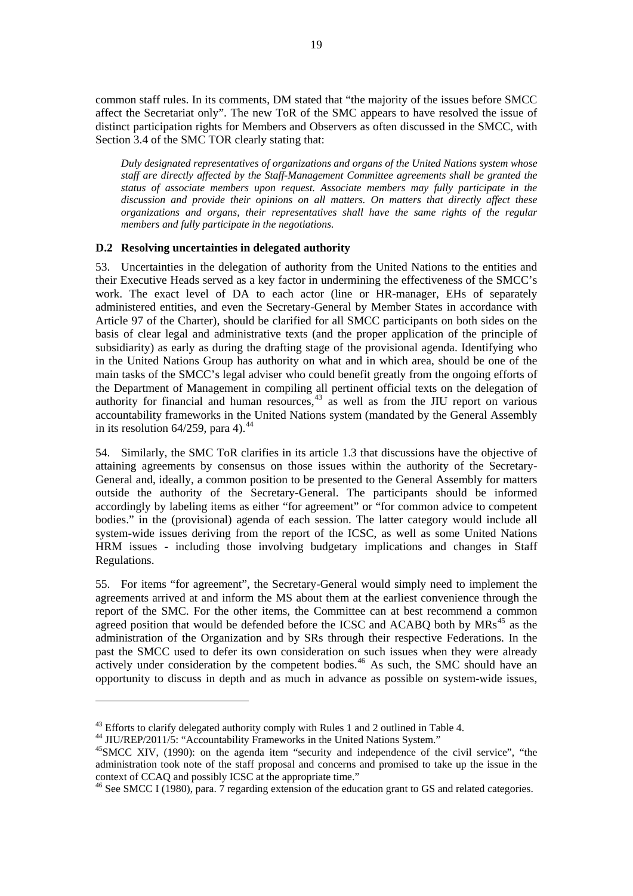common staff rules. In its comments, DM stated that "the majority of the issues before SMCC affect the Secretariat only". The new ToR of the SMC appears to have resolved the issue of distinct participation rights for Members and Observers as often discussed in the SMCC, with Section 3.4 of the SMC TOR clearly stating that:

> *Duly designated representatives of organizations and organs of the United Nations system whose staff are directly affected by the Staff-Management Committee agreements shall be granted the status of associate members upon request. Associate members may fully participate in the discussion and provide their opinions on all matters. On matters that directly affect these organizations and organs, their representatives shall have the same rights of the regular members and fully participate in the negotiations.*

### D.2 Resolving uncertainties in delegated authority

53. Uncertainties in the delegation of authority from the United Nations to the entities and their Executive Heads served as a key factor in undermining the effectiveness of the SMCC's work. The exact level of DA to each actor (line or HR-manager, EHs of separately administered entities, and even the Secretary-General by Member States in accordance with Article 97 of the Charter), should be clarified for all SMCC participants on both sides on the basis of clear legal and administrative texts (and the proper application of the principle of subsidiarity) as early as during the drafting stage of the provisional agenda. Identifying who in the United Nations Group has authority on what and in which area, should be one of the main tasks of the SMCC's legal adviser who could benefit greatly from the ongoing efforts of the Department of Management in compiling all pertinent official texts on the delegation of authority for financial and human resources,[43] as well as from the JIU report on various accountability frameworks in the United Nations system (mandated by the General Assembly in its resolution 64/259, para 4).[44]

54. Similarly, the SMC ToR clarifies in its article 1.3 that discussions have the objective of attaining agreements by consensus on those issues within the authority of the Secretary-General and, ideally, a common position to be presented to the General Assembly for matters outside the authority of the Secretary-General. The participants should be informed accordingly by labeling items as either "for agreement" or "for common advice to competent bodies." in the (provisional) agenda of each session. The latter category would include all system-wide issues deriving from the report of the ICSC, as well as some United Nations HRM issues - including those involving budgetary implications and changes in Staff Regulations.

55. For items "for agreement", the Secretary-General would simply need to implement the agreements arrived at and inform the MS about them at the earliest convenience through the report of the SMC. For the other items, the Committee can at best recommend a common agreed position that would be defended before the ICSC and ACABQ both by MRs[45] as the administration of the Organization and by SRs through their respective Federations. In the past the SMCC used to defer its own consideration on such issues when they were already actively under consideration by the competent bodies.[46] As such, the SMC should have an opportunity to discuss in depth and as much in advance as possible on system-wide issues,

---

[43] Efforts to clarify delegated authority comply with Rules 1 and 2 outlined in Table 4.

[44] JIU/REP/2011/5: "Accountability Frameworks in the United Nations System."

[45] SMCC XIV, (1990): on the agenda item "security and independence of the civil service", "the administration took note of the staff proposal and concerns and promised to take up the issue in the context of CCAQ and possibly ICSC at the appropriate time."

[46] See SMCC I (1980), para. 7 regarding extension of the education grant to GS and related categories.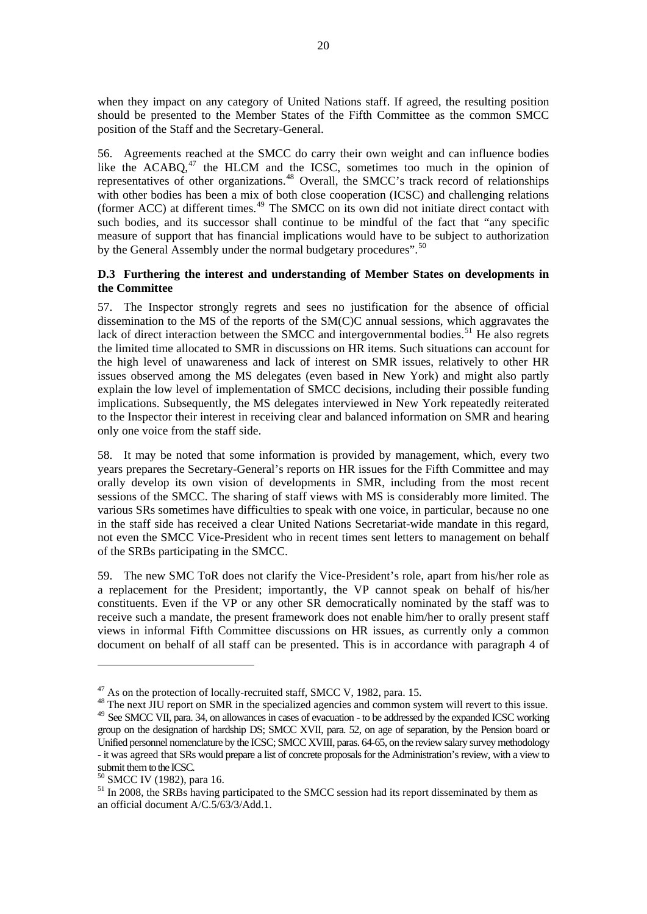when they impact on any category of United Nations staff. If agreed, the resulting position should be presented to the Member States of the Fifth Committee as the common SMCC position of the Staff and the Secretary-General.

56. Agreements reached at the SMCC do carry their own weight and can influence bodies like the ACABQ,[47] the HLCM and the ICSC, sometimes too much in the opinion of representatives of other organizations.[48] Overall, the SMCC's track record of relationships with other bodies has been a mix of both close cooperation (ICSC) and challenging relations (former ACC) at different times.[49] The SMCC on its own did not initiate direct contact with such bodies, and its successor shall continue to be mindful of the fact that "any specific measure of support that has financial implications would have to be subject to authorization by the General Assembly under the normal budgetary procedures".[50]

### D.3 Furthering the interest and understanding of Member States on developments in the Committee

57. The Inspector strongly regrets and sees no justification for the absence of official dissemination to the MS of the reports of the SM(C)C annual sessions, which aggravates the lack of direct interaction between the SMCC and intergovernmental bodies.[51] He also regrets the limited time allocated to SMR in discussions on HR items. Such situations can account for the high level of unawareness and lack of interest on SMR issues, relatively to other HR issues observed among the MS delegates (even based in New York) and might also partly explain the low level of implementation of SMCC decisions, including their possible funding implications. Subsequently, the MS delegates interviewed in New York repeatedly reiterated to the Inspector their interest in receiving clear and balanced information on SMR and hearing only one voice from the staff side.

58. It may be noted that some information is provided by management, which, every two years prepares the Secretary-General's reports on HR issues for the Fifth Committee and may orally develop its own vision of developments in SMR, including from the most recent sessions of the SMCC. The sharing of staff views with MS is considerably more limited. The various SRs sometimes have difficulties to speak with one voice, in particular, because no one in the staff side has received a clear United Nations Secretariat-wide mandate in this regard, not even the SMCC Vice-President who in recent times sent letters to management on behalf of the SRBs participating in the SMCC.

59. The new SMC ToR does not clarify the Vice-President's role, apart from his/her role as a replacement for the President; importantly, the VP cannot speak on behalf of his/her constituents. Even if the VP or any other SR democratically nominated by the staff was to receive such a mandate, the present framework does not enable him/her to orally present staff views in informal Fifth Committee discussions on HR issues, as currently only a common document on behalf of all staff can be presented. This is in accordance with paragraph 4 of

---

[47] As on the protection of locally-recruited staff, SMCC V, 1982, para. 15.

[48] The next JIU report on SMR in the specialized agencies and common system will revert to this issue.

[49] See SMCC VII, para. 34, on allowances in cases of evacuation - to be addressed by the expanded ICSC working group on the designation of hardship DS; SMCC XVII, para. 52, on age of separation, by the Pension board or Unified personnel nomenclature by the ICSC; SMCC XVIII, paras. 64-65, on the review salary survey methodology - it was agreed that SRs would prepare a list of concrete proposals for the Administration's review, with a view to submit them to the ICSC.

[50] SMCC IV (1982), para 16.

[51] In 2008, the SRBs having participated to the SMCC session had its report disseminated by them as an official document A/C.5/63/3/Add.1.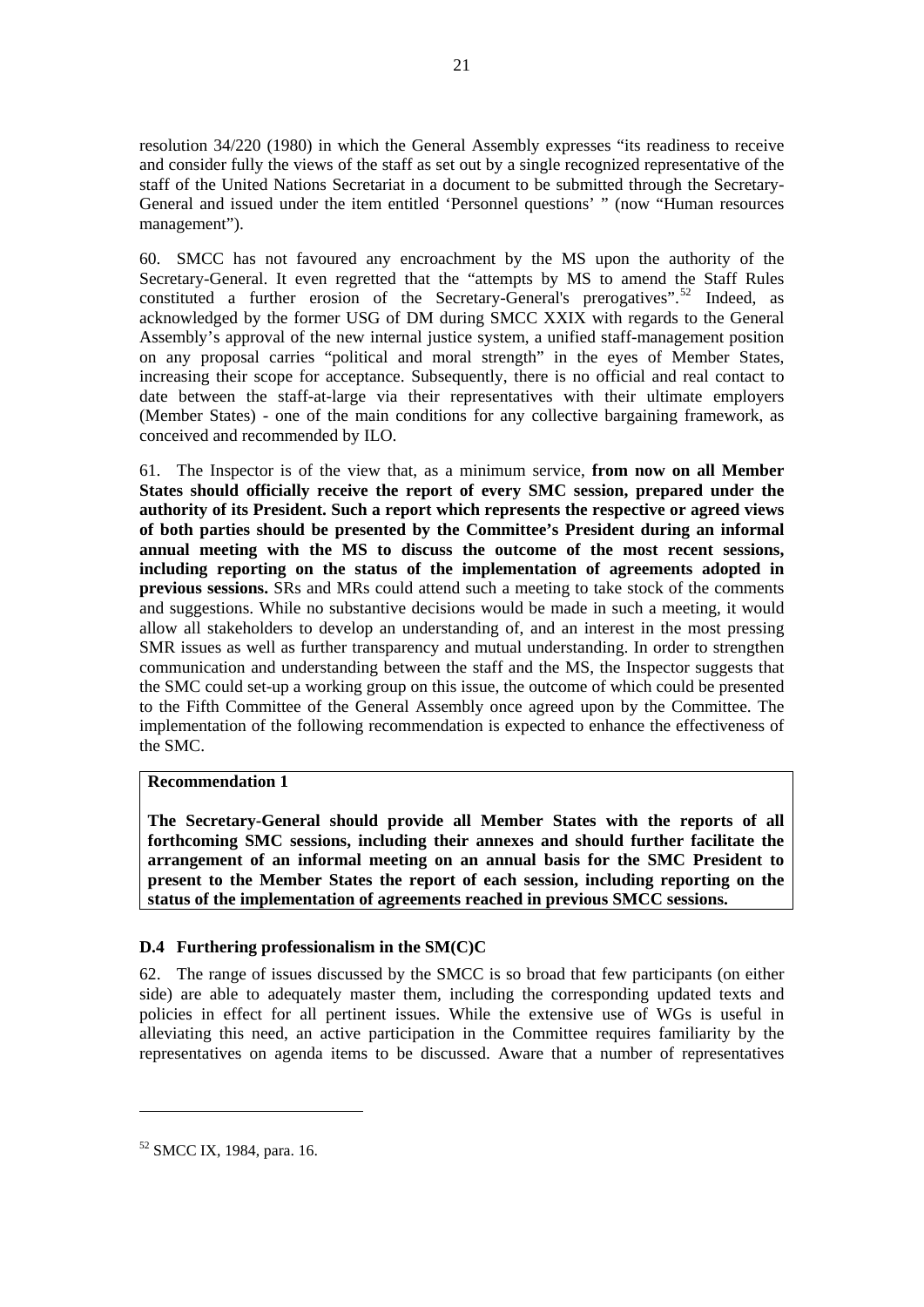resolution 34/220 (1980) in which the General Assembly expresses "its readiness to receive and consider fully the views of the staff as set out by a single recognized representative of the staff of the United Nations Secretariat in a document to be submitted through the Secretary-General and issued under the item entitled 'Personnel questions' " (now "Human resources management").

60. SMCC has not favoured any encroachment by the MS upon the authority of the Secretary-General. It even regretted that the "attempts by MS to amend the Staff Rules constituted a further erosion of the Secretary-General's prerogatives".[52] Indeed, as acknowledged by the former USG of DM during SMCC XXIX with regards to the General Assembly's approval of the new internal justice system, a unified staff-management position on any proposal carries "political and moral strength" in the eyes of Member States, increasing their scope for acceptance. Subsequently, there is no official and real contact to date between the staff-at-large via their representatives with their ultimate employers (Member States) - one of the main conditions for any collective bargaining framework, as conceived and recommended by ILO.

61. The Inspector is of the view that, as a minimum service, **from now on all Member States should officially receive the report of every SMC session, prepared under the authority of its President. Such a report which represents the respective or agreed views of both parties should be presented by the Committee's President during an informal annual meeting with the MS to discuss the outcome of the most recent sessions, including reporting on the status of the implementation of agreements adopted in previous sessions.** SRs and MRs could attend such a meeting to take stock of the comments and suggestions. While no substantive decisions would be made in such a meeting, it would allow all stakeholders to develop an understanding of, and an interest in the most pressing SMR issues as well as further transparency and mutual understanding. In order to strengthen communication and understanding between the staff and the MS, the Inspector suggests that the SMC could set-up a working group on this issue, the outcome of which could be presented to the Fifth Committee of the General Assembly once agreed upon by the Committee. The implementation of the following recommendation is expected to enhance the effectiveness of the SMC.

**Recommendation 1**

**The Secretary-General should provide all Member States with the reports of all forthcoming SMC sessions, including their annexes and should further facilitate the arrangement of an informal meeting on an annual basis for the SMC President to present to the Member States the report of each session, including reporting on the status of the implementation of agreements reached in previous SMCC sessions.**

### D.4 Furthering professionalism in the SM(C)C

62. The range of issues discussed by the SMCC is so broad that few participants (on either side) are able to adequately master them, including the corresponding updated texts and policies in effect for all pertinent issues. While the extensive use of WGs is useful in alleviating this need, an active participation in the Committee requires familiarity by the representatives on agenda items to be discussed. Aware that a number of representatives

[52] SMCC IX, 1984, para. 16.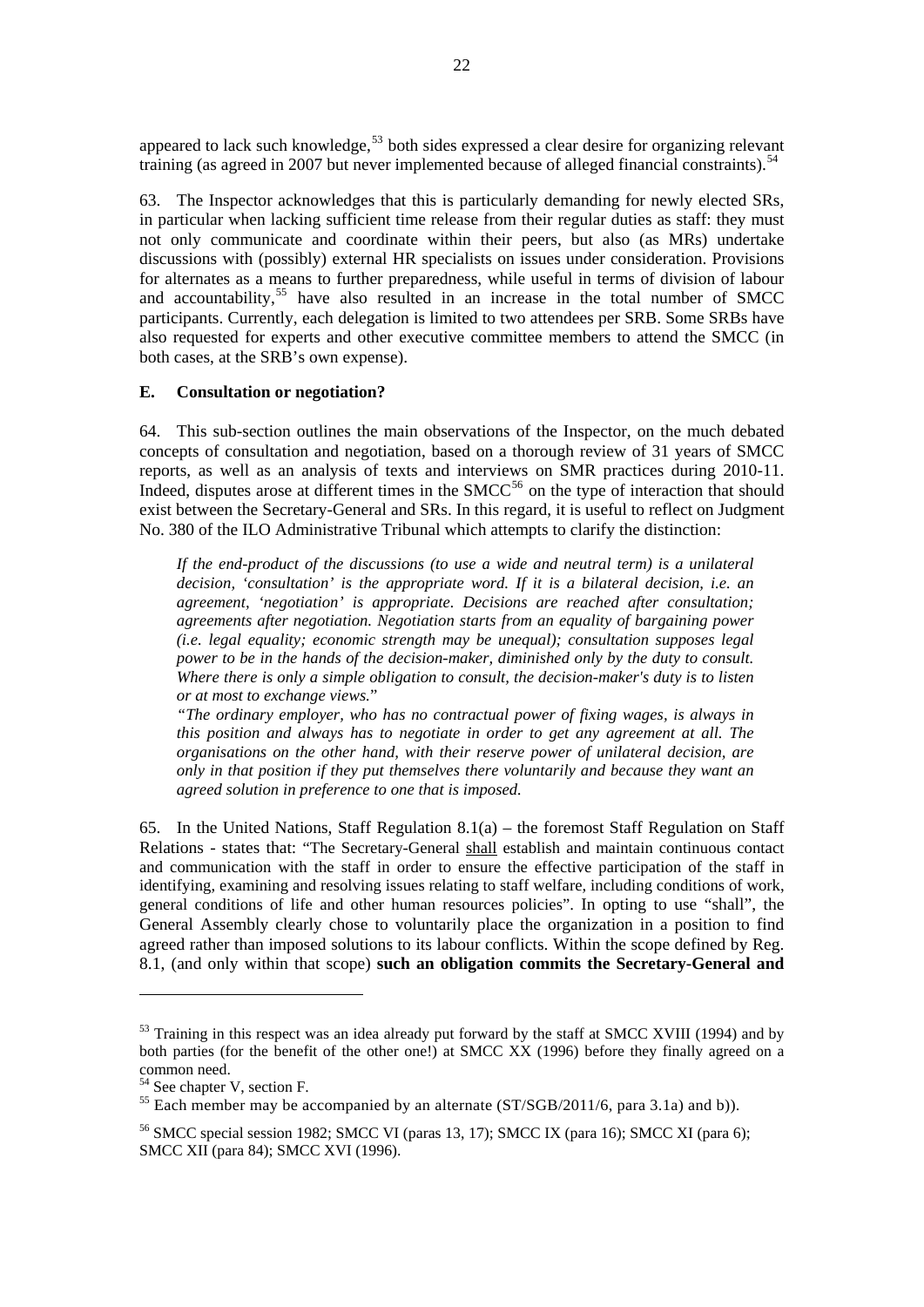appeared to lack such knowledge,[53] both sides expressed a clear desire for organizing relevant training (as agreed in 2007 but never implemented because of alleged financial constraints).[54]

63. The Inspector acknowledges that this is particularly demanding for newly elected SRs, in particular when lacking sufficient time release from their regular duties as staff: they must not only communicate and coordinate within their peers, but also (as MRs) undertake discussions with (possibly) external HR specialists on issues under consideration. Provisions for alternates as a means to further preparedness, while useful in terms of division of labour and accountability,[55] have also resulted in an increase in the total number of SMCC participants. Currently, each delegation is limited to two attendees per SRB. Some SRBs have also requested for experts and other executive committee members to attend the SMCC (in both cases, at the SRB's own expense).

### E. Consultation or negotiation?

64. This sub-section outlines the main observations of the Inspector, on the much debated concepts of consultation and negotiation, based on a thorough review of 31 years of SMCC reports, as well as an analysis of texts and interviews on SMR practices during 2010-11. Indeed, disputes arose at different times in the SMCC[56] on the type of interaction that should exist between the Secretary-General and SRs. In this regard, it is useful to reflect on Judgment No. 380 of the ILO Administrative Tribunal which attempts to clarify the distinction:

> *If the end-product of the discussions (to use a wide and neutral term) is a unilateral decision, 'consultation' is the appropriate word. If it is a bilateral decision, i.e. an agreement, 'negotiation' is appropriate. Decisions are reached after consultation; agreements after negotiation. Negotiation starts from an equality of bargaining power (i.e. legal equality; economic strength may be unequal); consultation supposes legal power to be in the hands of the decision-maker, diminished only by the duty to consult. Where there is only a simple obligation to consult, the decision-maker's duty is to listen or at most to exchange views.*"
>
> *"The ordinary employer, who has no contractual power of fixing wages, is always in this position and always has to negotiate in order to get any agreement at all. The organisations on the other hand, with their reserve power of unilateral decision, are only in that position if they put themselves there voluntarily and because they want an agreed solution in preference to one that is imposed.*

65. In the United Nations, Staff Regulation 8.1(a) – the foremost Staff Regulation on Staff Relations - states that: "The Secretary-General shall establish and maintain continuous contact and communication with the staff in order to ensure the effective participation of the staff in identifying, examining and resolving issues relating to staff welfare, including conditions of work, general conditions of life and other human resources policies". In opting to use "shall", the General Assembly clearly chose to voluntarily place the organization in a position to find agreed rather than imposed solutions to its labour conflicts. Within the scope defined by Reg. 8.1, (and only within that scope) **such an obligation commits the Secretary-General and**

---

[53] Training in this respect was an idea already put forward by the staff at SMCC XVIII (1994) and by both parties (for the benefit of the other one!) at SMCC XX (1996) before they finally agreed on a common need.

[54] See chapter V, section F.

[55] Each member may be accompanied by an alternate (ST/SGB/2011/6, para 3.1a) and b)).

[56] SMCC special session 1982; SMCC VI (paras 13, 17); SMCC IX (para 16); SMCC XI (para 6); SMCC XII (para 84); SMCC XVI (1996).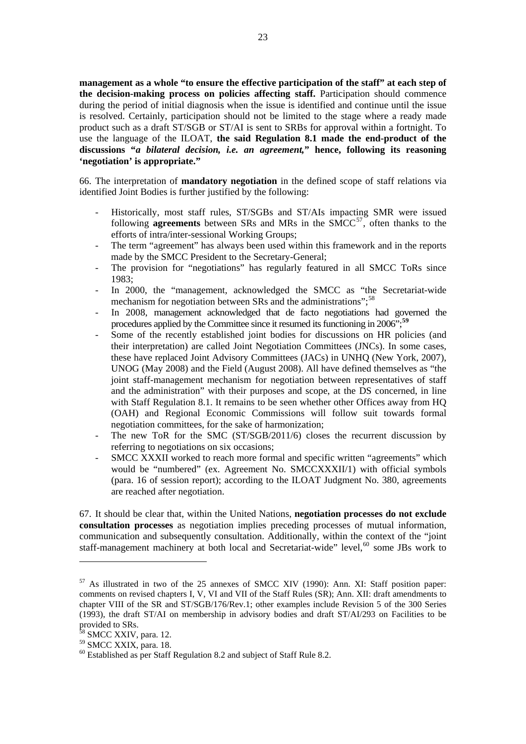**management as a whole "to ensure the effective participation of the staff" at each step of the decision-making process on policies affecting staff.** Participation should commence during the period of initial diagnosis when the issue is identified and continue until the issue is resolved. Certainly, participation should not be limited to the stage where a ready made product such as a draft ST/SGB or ST/AI is sent to SRBs for approval within a fortnight. To use the language of the ILOAT, **the said Regulation 8.1 made the end-product of the discussions "*a bilateral decision, i.e. an agreement,*" hence, following its reasoning 'negotiation' is appropriate."**

66. The interpretation of **mandatory negotiation** in the defined scope of staff relations via identified Joint Bodies is further justified by the following:

- Historically, most staff rules, ST/SGBs and ST/AIs impacting SMR were issued following **agreements** between SRs and MRs in the SMCC[57], often thanks to the efforts of intra/inter-sessional Working Groups;
- The term "agreement" has always been used within this framework and in the reports made by the SMCC President to the Secretary-General;
- The provision for "negotiations" has regularly featured in all SMCC ToRs since 1983;
- In 2000, the "management, acknowledged the SMCC as "the Secretariat-wide mechanism for negotiation between SRs and the administrations";[58]
- In 2008, management acknowledged that de facto negotiations had governed the procedures applied by the Committee since it resumed its functioning in 2006";**[59]**
- Some of the recently established joint bodies for discussions on HR policies (and their interpretation) are called Joint Negotiation Committees (JNCs). In some cases, these have replaced Joint Advisory Committees (JACs) in UNHQ (New York, 2007), UNOG (May 2008) and the Field (August 2008). All have defined themselves as "the joint staff-management mechanism for negotiation between representatives of staff and the administration" with their purposes and scope, at the DS concerned, in line with Staff Regulation 8.1. It remains to be seen whether other Offices away from HQ (OAH) and Regional Economic Commissions will follow suit towards formal negotiation committees, for the sake of harmonization;
- The new ToR for the SMC (ST/SGB/2011/6) closes the recurrent discussion by referring to negotiations on six occasions;
- SMCC XXXII worked to reach more formal and specific written "agreements" which would be "numbered" (ex. Agreement No. SMCCXXXII/1) with official symbols (para. 16 of session report); according to the ILOAT Judgment No. 380, agreements are reached after negotiation.

67. It should be clear that, within the United Nations, **negotiation processes do not exclude consultation processes** as negotiation implies preceding processes of mutual information, communication and subsequently consultation. Additionally, within the context of the "joint staff-management machinery at both local and Secretariat-wide" level,[60] some JBs work to

---

[57] As illustrated in two of the 25 annexes of SMCC XIV (1990): Ann. XI: Staff position paper: comments on revised chapters I, V, VI and VII of the Staff Rules (SR); Ann. XII: draft amendments to chapter VIII of the SR and ST/SGB/176/Rev.1; other examples include Revision 5 of the 300 Series (1993), the draft ST/AI on membership in advisory bodies and draft ST/AI/293 on Facilities to be provided to SRs.

[58] SMCC XXIV, para. 12.

[59] SMCC XXIX, para. 18.

[60] Established as per Staff Regulation 8.2 and subject of Staff Rule 8.2.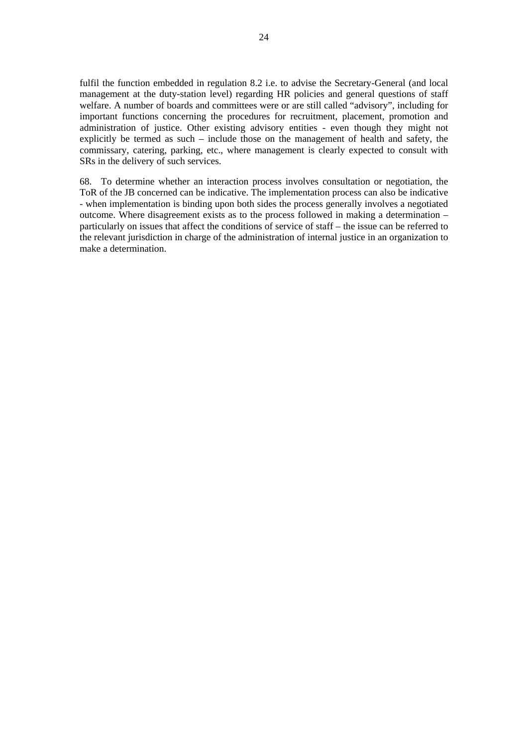fulfil the function embedded in regulation 8.2 i.e. to advise the Secretary-General (and local management at the duty-station level) regarding HR policies and general questions of staff welfare. A number of boards and committees were or are still called "advisory", including for important functions concerning the procedures for recruitment, placement, promotion and administration of justice. Other existing advisory entities - even though they might not explicitly be termed as such – include those on the management of health and safety, the commissary, catering, parking, etc., where management is clearly expected to consult with SRs in the delivery of such services.

68. To determine whether an interaction process involves consultation or negotiation, the ToR of the JB concerned can be indicative. The implementation process can also be indicative - when implementation is binding upon both sides the process generally involves a negotiated outcome. Where disagreement exists as to the process followed in making a determination – particularly on issues that affect the conditions of service of staff – the issue can be referred to the relevant jurisdiction in charge of the administration of internal justice in an organization to make a determination.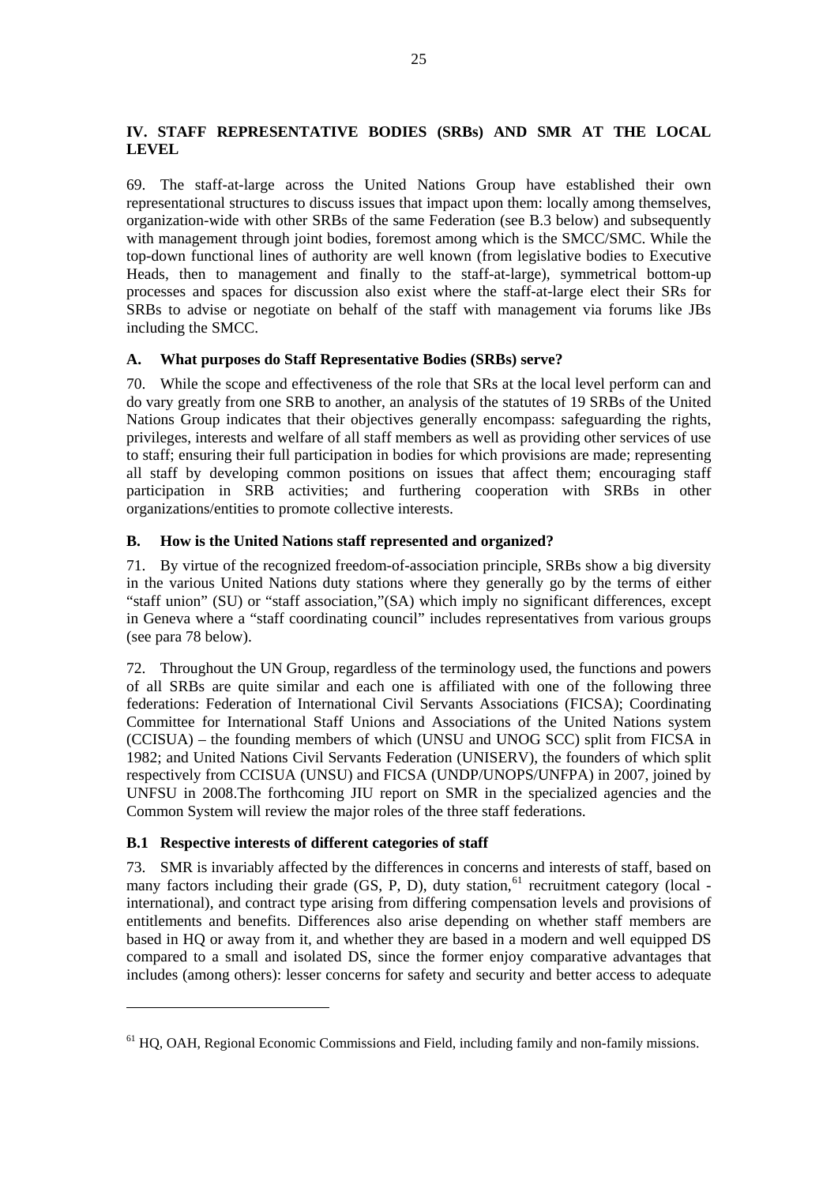## IV. STAFF REPRESENTATIVE BODIES (SRBs) AND SMR AT THE LOCAL LEVEL

69. The staff-at-large across the United Nations Group have established their own representational structures to discuss issues that impact upon them: locally among themselves, organization-wide with other SRBs of the same Federation (see B.3 below) and subsequently with management through joint bodies, foremost among which is the SMCC/SMC. While the top-down functional lines of authority are well known (from legislative bodies to Executive Heads, then to management and finally to the staff-at-large), symmetrical bottom-up processes and spaces for discussion also exist where the staff-at-large elect their SRs for SRBs to advise or negotiate on behalf of the staff with management via forums like JBs including the SMCC.

### A. What purposes do Staff Representative Bodies (SRBs) serve?

70. While the scope and effectiveness of the role that SRs at the local level perform can and do vary greatly from one SRB to another, an analysis of the statutes of 19 SRBs of the United Nations Group indicates that their objectives generally encompass: safeguarding the rights, privileges, interests and welfare of all staff members as well as providing other services of use to staff; ensuring their full participation in bodies for which provisions are made; representing all staff by developing common positions on issues that affect them; encouraging staff participation in SRB activities; and furthering cooperation with SRBs in other organizations/entities to promote collective interests.

### B. How is the United Nations staff represented and organized?

71. By virtue of the recognized freedom-of-association principle, SRBs show a big diversity in the various United Nations duty stations where they generally go by the terms of either "staff union" (SU) or "staff association,"(SA) which imply no significant differences, except in Geneva where a "staff coordinating council" includes representatives from various groups (see para 78 below).

72. Throughout the UN Group, regardless of the terminology used, the functions and powers of all SRBs are quite similar and each one is affiliated with one of the following three federations: Federation of International Civil Servants Associations (FICSA); Coordinating Committee for International Staff Unions and Associations of the United Nations system (CCISUA) – the founding members of which (UNSU and UNOG SCC) split from FICSA in 1982; and United Nations Civil Servants Federation (UNISERV), the founders of which split respectively from CCISUA (UNSU) and FICSA (UNDP/UNOPS/UNFPA) in 2007, joined by UNFSU in 2008.The forthcoming JIU report on SMR in the specialized agencies and the Common System will review the major roles of the three staff federations.

### B.1 Respective interests of different categories of staff

73. SMR is invariably affected by the differences in concerns and interests of staff, based on many factors including their grade (GS, P, D), duty station,[61] recruitment category (local - international), and contract type arising from differing compensation levels and provisions of entitlements and benefits. Differences also arise depending on whether staff members are based in HQ or away from it, and whether they are based in a modern and well equipped DS compared to a small and isolated DS, since the former enjoy comparative advantages that includes (among others): lesser concerns for safety and security and better access to adequate

---

[61] HQ, OAH, Regional Economic Commissions and Field, including family and non-family missions.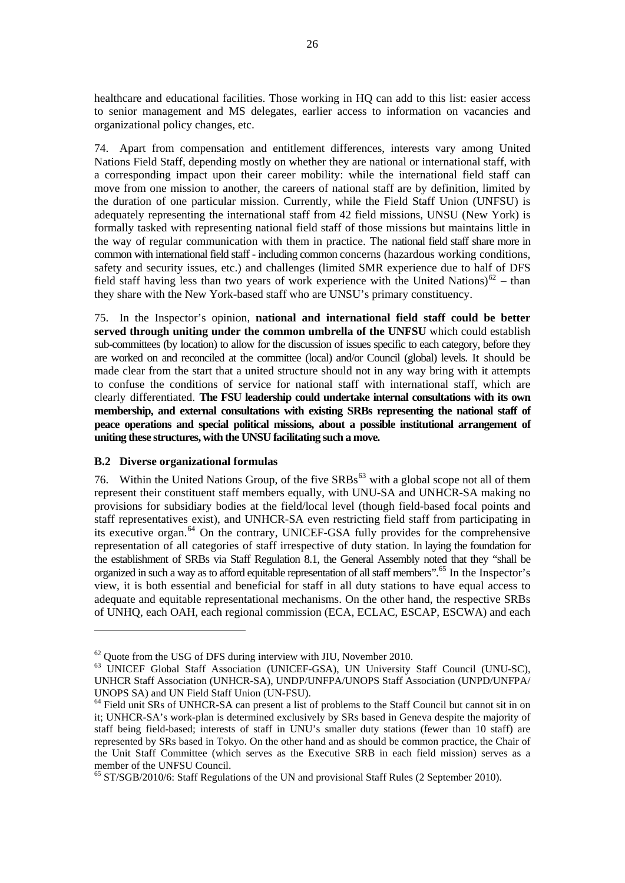healthcare and educational facilities. Those working in HQ can add to this list: easier access to senior management and MS delegates, earlier access to information on vacancies and organizational policy changes, etc.

74. Apart from compensation and entitlement differences, interests vary among United Nations Field Staff, depending mostly on whether they are national or international staff, with a corresponding impact upon their career mobility: while the international field staff can move from one mission to another, the careers of national staff are by definition, limited by the duration of one particular mission. Currently, while the Field Staff Union (UNFSU) is adequately representing the international staff from 42 field missions, UNSU (New York) is formally tasked with representing national field staff of those missions but maintains little in the way of regular communication with them in practice. The national field staff share more in common with international field staff - including common concerns (hazardous working conditions, safety and security issues, etc.) and challenges (limited SMR experience due to half of DFS field staff having less than two years of work experience with the United Nations)[62] – than they share with the New York-based staff who are UNSU's primary constituency.

75. In the Inspector's opinion, **national and international field staff could be better served through uniting under the common umbrella of the UNFSU** which could establish sub-committees (by location) to allow for the discussion of issues specific to each category, before they are worked on and reconciled at the committee (local) and/or Council (global) levels. It should be made clear from the start that a united structure should not in any way bring with it attempts to confuse the conditions of service for national staff with international staff, which are clearly differentiated. **The FSU leadership could undertake internal consultations with its own membership, and external consultations with existing SRBs representing the national staff of peace operations and special political missions, about a possible institutional arrangement of uniting these structures, with the UNSU facilitating such a move.**

### B.2 Diverse organizational formulas

76. Within the United Nations Group, of the five SRBs[63] with a global scope not all of them represent their constituent staff members equally, with UNU-SA and UNHCR-SA making no provisions for subsidiary bodies at the field/local level (though field-based focal points and staff representatives exist), and UNHCR-SA even restricting field staff from participating in its executive organ.[64] On the contrary, UNICEF-GSA fully provides for the comprehensive representation of all categories of staff irrespective of duty station. In laying the foundation for the establishment of SRBs via Staff Regulation 8.1, the General Assembly noted that they "shall be organized in such a way as to afford equitable representation of all staff members".[65] In the Inspector's view, it is both essential and beneficial for staff in all duty stations to have equal access to adequate and equitable representational mechanisms. On the other hand, the respective SRBs of UNHQ, each OAH, each regional commission (ECA, ECLAC, ESCAP, ESCWA) and each

---

[62] Quote from the USG of DFS during interview with JIU, November 2010.

[63] UNICEF Global Staff Association (UNICEF-GSA), UN University Staff Council (UNU-SC), UNHCR Staff Association (UNHCR-SA), UNDP/UNFPA/UNOPS Staff Association (UNPD/UNFPA/ UNOPS SA) and UN Field Staff Union (UN-FSU).

[64] Field unit SRs of UNHCR-SA can present a list of problems to the Staff Council but cannot sit in on it; UNHCR-SA's work-plan is determined exclusively by SRs based in Geneva despite the majority of staff being field-based; interests of staff in UNU's smaller duty stations (fewer than 10 staff) are represented by SRs based in Tokyo. On the other hand and as should be common practice, the Chair of the Unit Staff Committee (which serves as the Executive SRB in each field mission) serves as a member of the UNFSU Council.

[65] ST/SGB/2010/6: Staff Regulations of the UN and provisional Staff Rules (2 September 2010).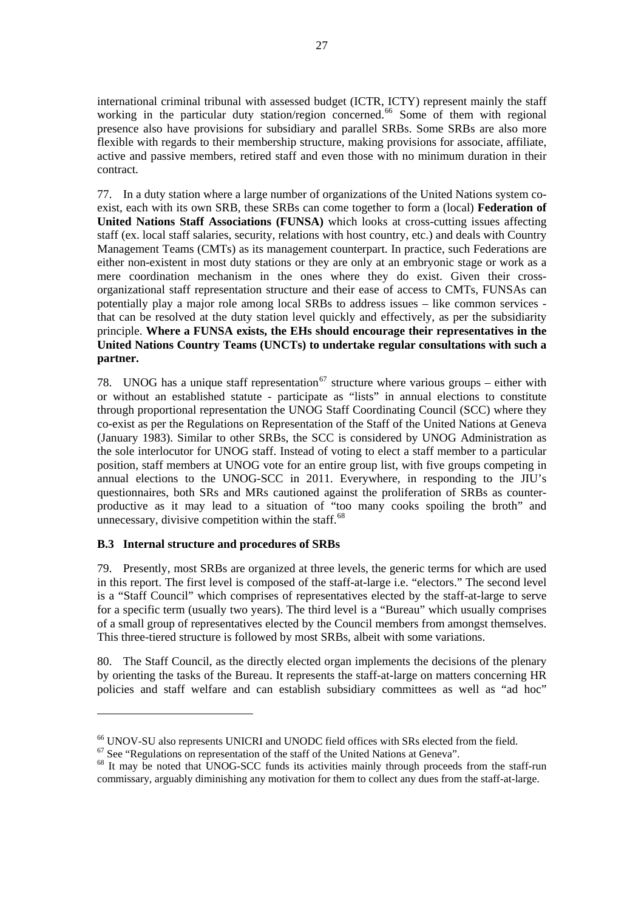international criminal tribunal with assessed budget (ICTR, ICTY) represent mainly the staff working in the particular duty station/region concerned.[66] Some of them with regional presence also have provisions for subsidiary and parallel SRBs. Some SRBs are also more flexible with regards to their membership structure, making provisions for associate, affiliate, active and passive members, retired staff and even those with no minimum duration in their contract.

77. In a duty station where a large number of organizations of the United Nations system co-exist, each with its own SRB, these SRBs can come together to form a (local) **Federation of United Nations Staff Associations (FUNSA)** which looks at cross-cutting issues affecting staff (ex. local staff salaries, security, relations with host country, etc.) and deals with Country Management Teams (CMTs) as its management counterpart. In practice, such Federations are either non-existent in most duty stations or they are only at an embryonic stage or work as a mere coordination mechanism in the ones where they do exist. Given their cross-organizational staff representation structure and their ease of access to CMTs, FUNSAs can potentially play a major role among local SRBs to address issues – like common services - that can be resolved at the duty station level quickly and effectively, as per the subsidiarity principle. **Where a FUNSA exists, the EHs should encourage their representatives in the United Nations Country Teams (UNCTs) to undertake regular consultations with such a partner.**

78. UNOG has a unique staff representation[67] structure where various groups – either with or without an established statute - participate as "lists" in annual elections to constitute through proportional representation the UNOG Staff Coordinating Council (SCC) where they co-exist as per the Regulations on Representation of the Staff of the United Nations at Geneva (January 1983). Similar to other SRBs, the SCC is considered by UNOG Administration as the sole interlocutor for UNOG staff. Instead of voting to elect a staff member to a particular position, staff members at UNOG vote for an entire group list, with five groups competing in annual elections to the UNOG-SCC in 2011. Everywhere, in responding to the JIU's questionnaires, both SRs and MRs cautioned against the proliferation of SRBs as counter-productive as it may lead to a situation of "too many cooks spoiling the broth" and unnecessary, divisive competition within the staff.[68]

### B.3 Internal structure and procedures of SRBs

79. Presently, most SRBs are organized at three levels, the generic terms for which are used in this report. The first level is composed of the staff-at-large i.e. "electors." The second level is a "Staff Council" which comprises of representatives elected by the staff-at-large to serve for a specific term (usually two years). The third level is a "Bureau" which usually comprises of a small group of representatives elected by the Council members from amongst themselves. This three-tiered structure is followed by most SRBs, albeit with some variations.

80. The Staff Council, as the directly elected organ implements the decisions of the plenary by orienting the tasks of the Bureau. It represents the staff-at-large on matters concerning HR policies and staff welfare and can establish subsidiary committees as well as "ad hoc"

---

[66] UNOV-SU also represents UNICRI and UNODC field offices with SRs elected from the field.

[67] See "Regulations on representation of the staff of the United Nations at Geneva".

[68] It may be noted that UNOG-SCC funds its activities mainly through proceeds from the staff-run commissary, arguably diminishing any motivation for them to collect any dues from the staff-at-large.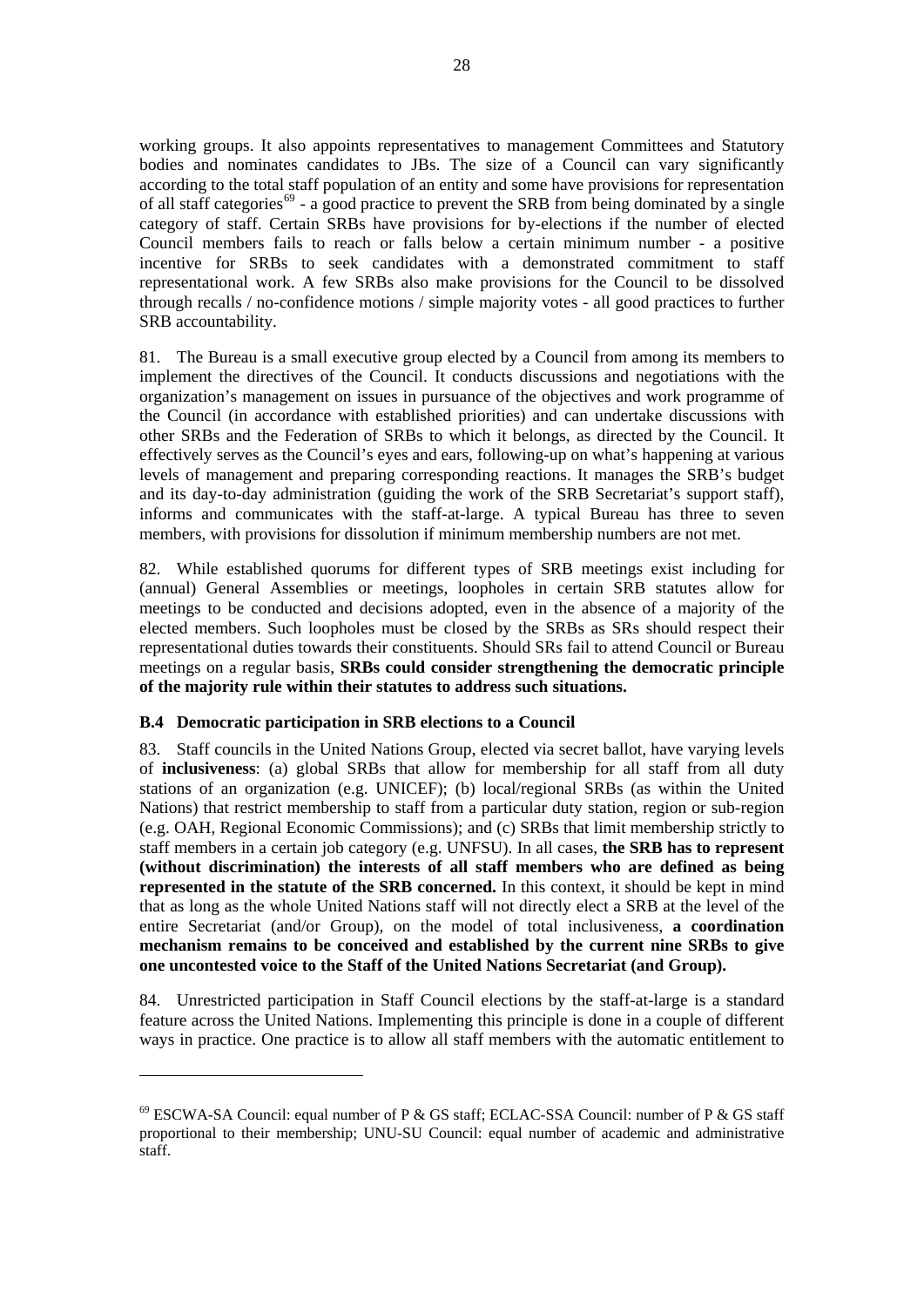working groups. It also appoints representatives to management Committees and Statutory bodies and nominates candidates to JBs. The size of a Council can vary significantly according to the total staff population of an entity and some have provisions for representation of all staff categories[69] - a good practice to prevent the SRB from being dominated by a single category of staff. Certain SRBs have provisions for by-elections if the number of elected Council members fails to reach or falls below a certain minimum number - a positive incentive for SRBs to seek candidates with a demonstrated commitment to staff representational work. A few SRBs also make provisions for the Council to be dissolved through recalls / no-confidence motions / simple majority votes - all good practices to further SRB accountability.

81. The Bureau is a small executive group elected by a Council from among its members to implement the directives of the Council. It conducts discussions and negotiations with the organization's management on issues in pursuance of the objectives and work programme of the Council (in accordance with established priorities) and can undertake discussions with other SRBs and the Federation of SRBs to which it belongs, as directed by the Council. It effectively serves as the Council's eyes and ears, following-up on what's happening at various levels of management and preparing corresponding reactions. It manages the SRB's budget and its day-to-day administration (guiding the work of the SRB Secretariat's support staff), informs and communicates with the staff-at-large. A typical Bureau has three to seven members, with provisions for dissolution if minimum membership numbers are not met.

82. While established quorums for different types of SRB meetings exist including for (annual) General Assemblies or meetings, loopholes in certain SRB statutes allow for meetings to be conducted and decisions adopted, even in the absence of a majority of the elected members. Such loopholes must be closed by the SRBs as SRs should respect their representational duties towards their constituents. Should SRs fail to attend Council or Bureau meetings on a regular basis, **SRBs could consider strengthening the democratic principle of the majority rule within their statutes to address such situations.**

### B.4 Democratic participation in SRB elections to a Council

83. Staff councils in the United Nations Group, elected via secret ballot, have varying levels of **inclusiveness**: (a) global SRBs that allow for membership for all staff from all duty stations of an organization (e.g. UNICEF); (b) local/regional SRBs (as within the United Nations) that restrict membership to staff from a particular duty station, region or sub-region (e.g. OAH, Regional Economic Commissions); and (c) SRBs that limit membership strictly to staff members in a certain job category (e.g. UNFSU). In all cases, **the SRB has to represent (without discrimination) the interests of all staff members who are defined as being represented in the statute of the SRB concerned.** In this context, it should be kept in mind that as long as the whole United Nations staff will not directly elect a SRB at the level of the entire Secretariat (and/or Group), on the model of total inclusiveness, **a coordination mechanism remains to be conceived and established by the current nine SRBs to give one uncontested voice to the Staff of the United Nations Secretariat (and Group).**

84. Unrestricted participation in Staff Council elections by the staff-at-large is a standard feature across the United Nations. Implementing this principle is done in a couple of different ways in practice. One practice is to allow all staff members with the automatic entitlement to

---

[69] ESCWA-SA Council: equal number of P & GS staff; ECLAC-SSA Council: number of P & GS staff proportional to their membership; UNU-SU Council: equal number of academic and administrative staff.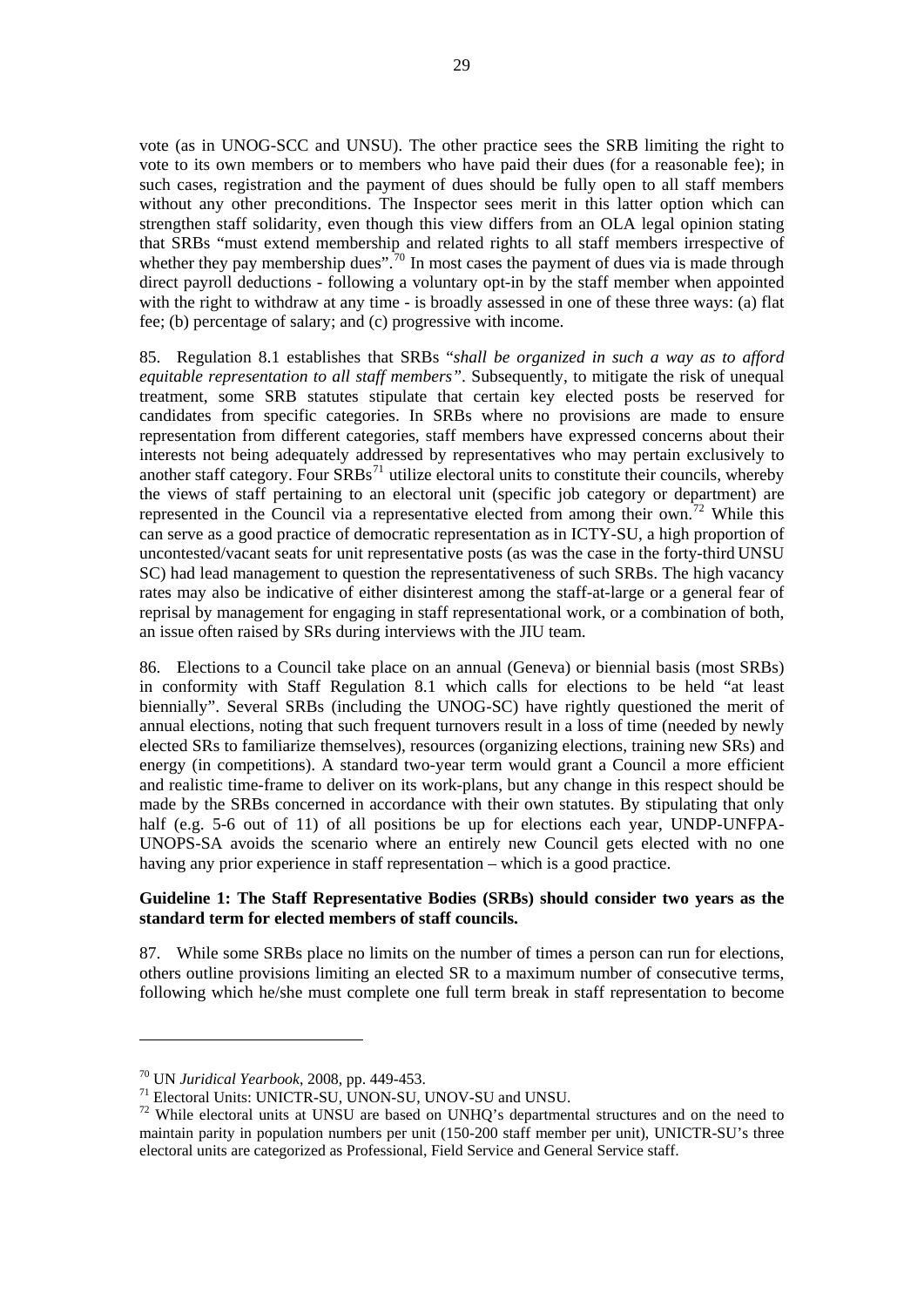vote (as in UNOG-SCC and UNSU). The other practice sees the SRB limiting the right to vote to its own members or to members who have paid their dues (for a reasonable fee); in such cases, registration and the payment of dues should be fully open to all staff members without any other preconditions. The Inspector sees merit in this latter option which can strengthen staff solidarity, even though this view differs from an OLA legal opinion stating that SRBs "must extend membership and related rights to all staff members irrespective of whether they pay membership dues".[70] In most cases the payment of dues via is made through direct payroll deductions - following a voluntary opt-in by the staff member when appointed with the right to withdraw at any time - is broadly assessed in one of these three ways: (a) flat fee; (b) percentage of salary; and (c) progressive with income.

85. Regulation 8.1 establishes that SRBs "*shall be organized in such a way as to afford equitable representation to all staff members*". Subsequently, to mitigate the risk of unequal treatment, some SRB statutes stipulate that certain key elected posts be reserved for candidates from specific categories. In SRBs where no provisions are made to ensure representation from different categories, staff members have expressed concerns about their interests not being adequately addressed by representatives who may pertain exclusively to another staff category. Four SRBs[71] utilize electoral units to constitute their councils, whereby the views of staff pertaining to an electoral unit (specific job category or department) are represented in the Council via a representative elected from among their own.[72] While this can serve as a good practice of democratic representation as in ICTY-SU, a high proportion of uncontested/vacant seats for unit representative posts (as was the case in the forty-third UNSU SC) had lead management to question the representativeness of such SRBs. The high vacancy rates may also be indicative of either disinterest among the staff-at-large or a general fear of reprisal by management for engaging in staff representational work, or a combination of both, an issue often raised by SRs during interviews with the JIU team.

86. Elections to a Council take place on an annual (Geneva) or biennial basis (most SRBs) in conformity with Staff Regulation 8.1 which calls for elections to be held "at least biennially". Several SRBs (including the UNOG-SC) have rightly questioned the merit of annual elections, noting that such frequent turnovers result in a loss of time (needed by newly elected SRs to familiarize themselves), resources (organizing elections, training new SRs) and energy (in competitions). A standard two-year term would grant a Council a more efficient and realistic time-frame to deliver on its work-plans, but any change in this respect should be made by the SRBs concerned in accordance with their own statutes. By stipulating that only half (e.g. 5-6 out of 11) of all positions be up for elections each year, UNDP-UNFPA-UNOPS-SA avoids the scenario where an entirely new Council gets elected with no one having any prior experience in staff representation – which is a good practice.

**Guideline 1: The Staff Representative Bodies (SRBs) should consider two years as the standard term for elected members of staff councils.**

87. While some SRBs place no limits on the number of times a person can run for elections, others outline provisions limiting an elected SR to a maximum number of consecutive terms, following which he/she must complete one full term break in staff representation to become

---

[70] UN *Juridical Yearbook*, 2008, pp. 449-453.

[71] Electoral Units: UNICTR-SU, UNON-SU, UNOV-SU and UNSU.

[72] While electoral units at UNSU are based on UNHQ's departmental structures and on the need to maintain parity in population numbers per unit (150-200 staff member per unit), UNICTR-SU's three electoral units are categorized as Professional, Field Service and General Service staff.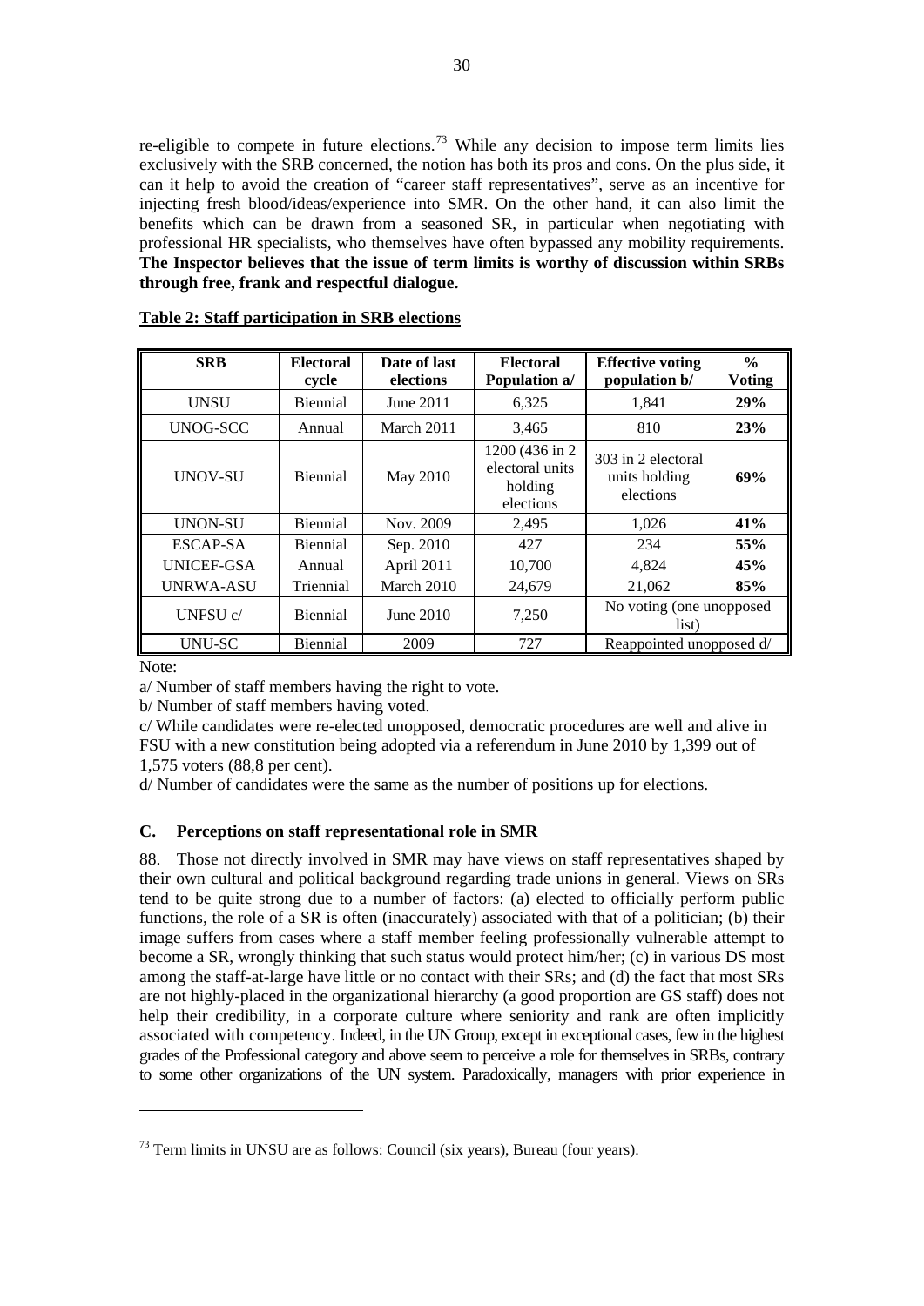re-eligible to compete in future elections.[73] While any decision to impose term limits lies exclusively with the SRB concerned, the notion has both its pros and cons. On the plus side, it can it help to avoid the creation of "career staff representatives", serve as an incentive for injecting fresh blood/ideas/experience into SMR. On the other hand, it can also limit the benefits which can be drawn from a seasoned SR, in particular when negotiating with professional HR specialists, who themselves have often bypassed any mobility requirements. **The Inspector believes that the issue of term limits is worthy of discussion within SRBs through free, frank and respectful dialogue.**

**Table 2: Staff participation in SRB elections**

| SRB | Electoral cycle | Date of last elections | Electoral Population a/ | Effective voting population b/ | % Voting |
|---|---|---|---|---|---|
| UNSU | Biennial | June 2011 | 6,325 | 1,841 | **29%** |
| UNOG-SCC | Annual | March 2011 | 3,465 | 810 | **23%** |
| UNOV-SU | Biennial | May 2010 | 1200 (436 in 2 electoral units holding elections | 303 in 2 electoral units holding elections | **69%** |
| UNON-SU | Biennial | Nov. 2009 | 2,495 | 1,026 | **41%** |
| ESCAP-SA | Biennial | Sep. 2010 | 427 | 234 | **55%** |
| UNICEF-GSA | Annual | April 2011 | 10,700 | 4,824 | **45%** |
| UNRWA-ASU | Triennial | March 2010 | 24,679 | 21,062 | **85%** |
| UNFSU c/ | Biennial | June 2010 | 7,250 | No voting (one unopposed list) | |
| UNU-SC | Biennial | 2009 | 727 | Reappointed unopposed d/ | |

Note:

a/ Number of staff members having the right to vote.

b/ Number of staff members having voted.

c/ While candidates were re-elected unopposed, democratic procedures are well and alive in FSU with a new constitution being adopted via a referendum in June 2010 by 1,399 out of 1,575 voters (88,8 per cent).

d/ Number of candidates were the same as the number of positions up for elections.

### C. Perceptions on staff representational role in SMR

88. Those not directly involved in SMR may have views on staff representatives shaped by their own cultural and political background regarding trade unions in general. Views on SRs tend to be quite strong due to a number of factors: (a) elected to officially perform public functions, the role of a SR is often (inaccurately) associated with that of a politician; (b) their image suffers from cases where a staff member feeling professionally vulnerable attempt to become a SR, wrongly thinking that such status would protect him/her; (c) in various DS most among the staff-at-large have little or no contact with their SRs; and (d) the fact that most SRs are not highly-placed in the organizational hierarchy (a good proportion are GS staff) does not help their credibility, in a corporate culture where seniority and rank are often implicitly associated with competency. Indeed, in the UN Group, except in exceptional cases, few in the highest grades of the Professional category and above seem to perceive a role for themselves in SRBs, contrary to some other organizations of the UN system. Paradoxically, managers with prior experience in

[73] Term limits in UNSU are as follows: Council (six years), Bureau (four years).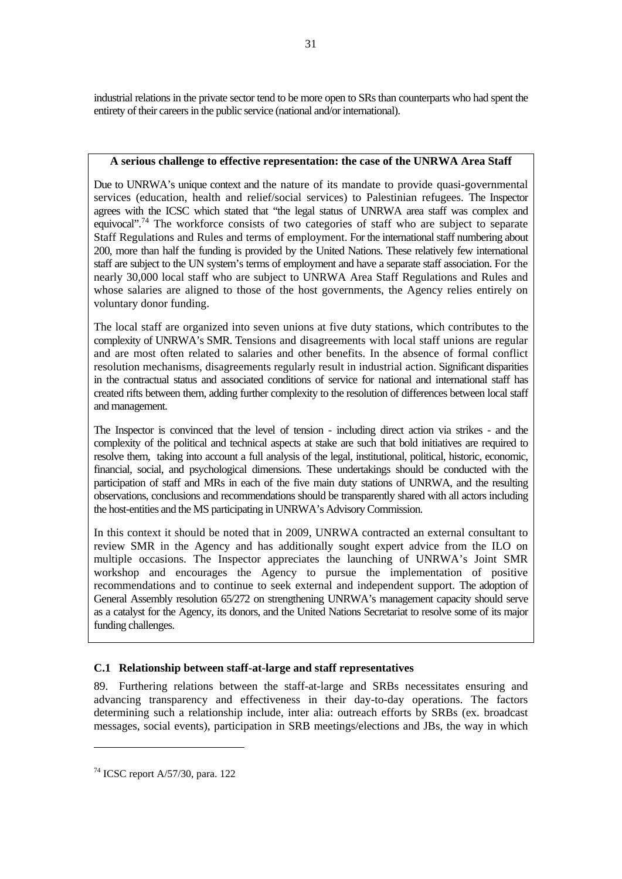industrial relations in the private sector tend to be more open to SRs than counterparts who had spent the entirety of their careers in the public service (national and/or international).

**A serious challenge to effective representation: the case of the UNRWA Area Staff**

Due to UNRWA's unique context and the nature of its mandate to provide quasi-governmental services (education, health and relief/social services) to Palestinian refugees. The Inspector agrees with the ICSC which stated that "the legal status of UNRWA area staff was complex and equivocal".[74] The workforce consists of two categories of staff who are subject to separate Staff Regulations and Rules and terms of employment. For the international staff numbering about 200, more than half the funding is provided by the United Nations. These relatively few international staff are subject to the UN system's terms of employment and have a separate staff association. For the nearly 30,000 local staff who are subject to UNRWA Area Staff Regulations and Rules and whose salaries are aligned to those of the host governments, the Agency relies entirely on voluntary donor funding.

The local staff are organized into seven unions at five duty stations, which contributes to the complexity of UNRWA's SMR. Tensions and disagreements with local staff unions are regular and are most often related to salaries and other benefits. In the absence of formal conflict resolution mechanisms, disagreements regularly result in industrial action. Significant disparities in the contractual status and associated conditions of service for national and international staff has created rifts between them, adding further complexity to the resolution of differences between local staff and management.

The Inspector is convinced that the level of tension - including direct action via strikes - and the complexity of the political and technical aspects at stake are such that bold initiatives are required to resolve them, taking into account a full analysis of the legal, institutional, political, historic, economic, financial, social, and psychological dimensions. These undertakings should be conducted with the participation of staff and MRs in each of the five main duty stations of UNRWA, and the resulting observations, conclusions and recommendations should be transparently shared with all actors including the host-entities and the MS participating in UNRWA's Advisory Commission.

In this context it should be noted that in 2009, UNRWA contracted an external consultant to review SMR in the Agency and has additionally sought expert advice from the ILO on multiple occasions. The Inspector appreciates the launching of UNRWA's Joint SMR workshop and encourages the Agency to pursue the implementation of positive recommendations and to continue to seek external and independent support. The adoption of General Assembly resolution 65/272 on strengthening UNRWA's management capacity should serve as a catalyst for the Agency, its donors, and the United Nations Secretariat to resolve some of its major funding challenges.

### C.1 Relationship between staff-at-large and staff representatives

89. Furthering relations between the staff-at-large and SRBs necessitates ensuring and advancing transparency and effectiveness in their day-to-day operations. The factors determining such a relationship include, inter alia: outreach efforts by SRBs (ex. broadcast messages, social events), participation in SRB meetings/elections and JBs, the way in which

---

[74] ICSC report A/57/30, para. 122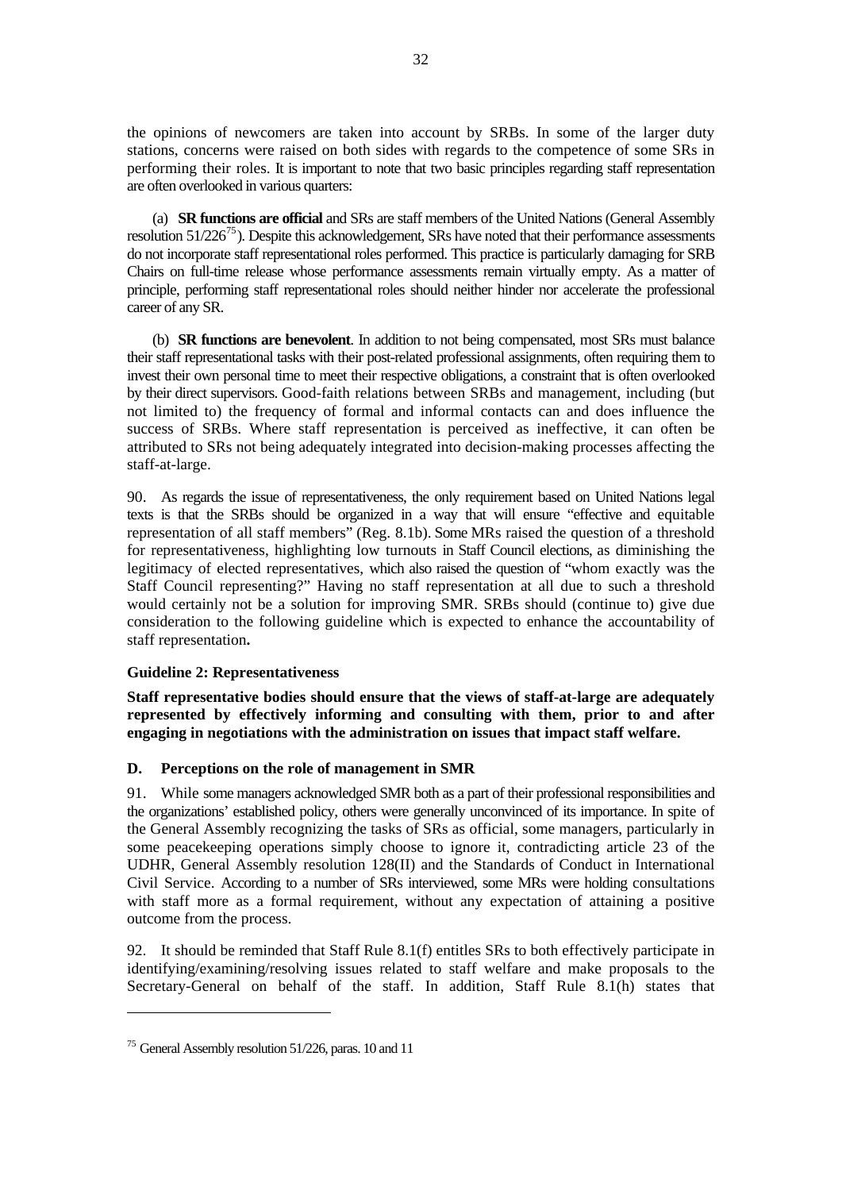the opinions of newcomers are taken into account by SRBs. In some of the larger duty stations, concerns were raised on both sides with regards to the competence of some SRs in performing their roles. It is important to note that two basic principles regarding staff representation are often overlooked in various quarters:

(a) **SR functions are official** and SRs are staff members of the United Nations (General Assembly resolution 51/226[75]). Despite this acknowledgement, SRs have noted that their performance assessments do not incorporate staff representational roles performed. This practice is particularly damaging for SRB Chairs on full-time release whose performance assessments remain virtually empty. As a matter of principle, performing staff representational roles should neither hinder nor accelerate the professional career of any SR.

(b) **SR functions are benevolent**. In addition to not being compensated, most SRs must balance their staff representational tasks with their post-related professional assignments, often requiring them to invest their own personal time to meet their respective obligations, a constraint that is often overlooked by their direct supervisors. Good-faith relations between SRBs and management, including (but not limited to) the frequency of formal and informal contacts can and does influence the success of SRBs. Where staff representation is perceived as ineffective, it can often be attributed to SRs not being adequately integrated into decision-making processes affecting the staff-at-large.

90. As regards the issue of representativeness, the only requirement based on United Nations legal texts is that the SRBs should be organized in a way that will ensure "effective and equitable representation of all staff members" (Reg. 8.1b). Some MRs raised the question of a threshold for representativeness, highlighting low turnouts in Staff Council elections, as diminishing the legitimacy of elected representatives, which also raised the question of "whom exactly was the Staff Council representing?" Having no staff representation at all due to such a threshold would certainly not be a solution for improving SMR. SRBs should (continue to) give due consideration to the following guideline which is expected to enhance the accountability of staff representation**.**

**Guideline 2: Representativeness**

**Staff representative bodies should ensure that the views of staff-at-large are adequately represented by effectively informing and consulting with them, prior to and after engaging in negotiations with the administration on issues that impact staff welfare.**

### D. Perceptions on the role of management in SMR

91. While some managers acknowledged SMR both as a part of their professional responsibilities and the organizations' established policy, others were generally unconvinced of its importance. In spite of the General Assembly recognizing the tasks of SRs as official, some managers, particularly in some peacekeeping operations simply choose to ignore it, contradicting article 23 of the UDHR, General Assembly resolution 128(II) and the Standards of Conduct in International Civil Service. According to a number of SRs interviewed, some MRs were holding consultations with staff more as a formal requirement, without any expectation of attaining a positive outcome from the process.

92. It should be reminded that Staff Rule 8.1(f) entitles SRs to both effectively participate in identifying/examining/resolving issues related to staff welfare and make proposals to the Secretary-General on behalf of the staff. In addition, Staff Rule 8.1(h) states that

---

[75] General Assembly resolution 51/226, paras. 10 and 11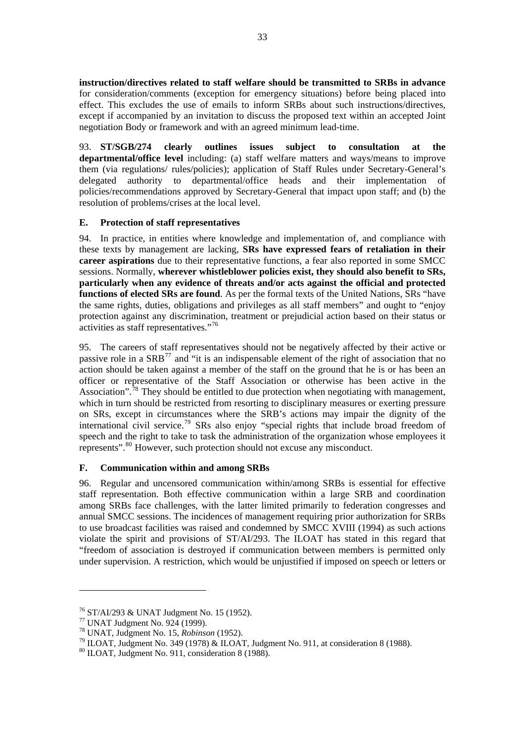**instruction/directives related to staff welfare should be transmitted to SRBs in advance** for consideration/comments (exception for emergency situations) before being placed into effect. This excludes the use of emails to inform SRBs about such instructions/directives, except if accompanied by an invitation to discuss the proposed text within an accepted Joint negotiation Body or framework and with an agreed minimum lead-time.

93. **ST/SGB/274 clearly outlines issues subject to consultation at the departmental/office level** including: (a) staff welfare matters and ways/means to improve them (via regulations/ rules/policies); application of Staff Rules under Secretary-General's delegated authority to departmental/office heads and their implementation of policies/recommendations approved by Secretary-General that impact upon staff; and (b) the resolution of problems/crises at the local level.

### E. Protection of staff representatives

94. In practice, in entities where knowledge and implementation of, and compliance with these texts by management are lacking, **SRs have expressed fears of retaliation in their career aspirations** due to their representative functions, a fear also reported in some SMCC sessions. Normally, **wherever whistleblower policies exist, they should also benefit to SRs, particularly when any evidence of threats and/or acts against the official and protected functions of elected SRs are found**. As per the formal texts of the United Nations, SRs "have the same rights, duties, obligations and privileges as all staff members" and ought to "enjoy protection against any discrimination, treatment or prejudicial action based on their status or activities as staff representatives."[76]

95. The careers of staff representatives should not be negatively affected by their active or passive role in a SRB[77] and "it is an indispensable element of the right of association that no action should be taken against a member of the staff on the ground that he is or has been an officer or representative of the Staff Association or otherwise has been active in the Association".[78] They should be entitled to due protection when negotiating with management, which in turn should be restricted from resorting to disciplinary measures or exerting pressure on SRs, except in circumstances where the SRB's actions may impair the dignity of the international civil service.[79] SRs also enjoy "special rights that include broad freedom of speech and the right to take to task the administration of the organization whose employees it represents".[80] However, such protection should not excuse any misconduct.

### F. Communication within and among SRBs

96. Regular and uncensored communication within/among SRBs is essential for effective staff representation. Both effective communication within a large SRB and coordination among SRBs face challenges, with the latter limited primarily to federation congresses and annual SMCC sessions. The incidences of management requiring prior authorization for SRBs to use broadcast facilities was raised and condemned by SMCC XVIII (1994) as such actions violate the spirit and provisions of ST/AI/293. The ILOAT has stated in this regard that "freedom of association is destroyed if communication between members is permitted only under supervision. A restriction, which would be unjustified if imposed on speech or letters or

---

[76] ST/AI/293 & UNAT Judgment No. 15 (1952).

[77] UNAT Judgment No. 924 (1999).

[78] UNAT, Judgment No. 15, *Robinson* (1952).

[79] ILOAT, Judgment No. 349 (1978) & ILOAT, Judgment No. 911, at consideration 8 (1988).

[80] ILOAT, Judgment No. 911, consideration 8 (1988).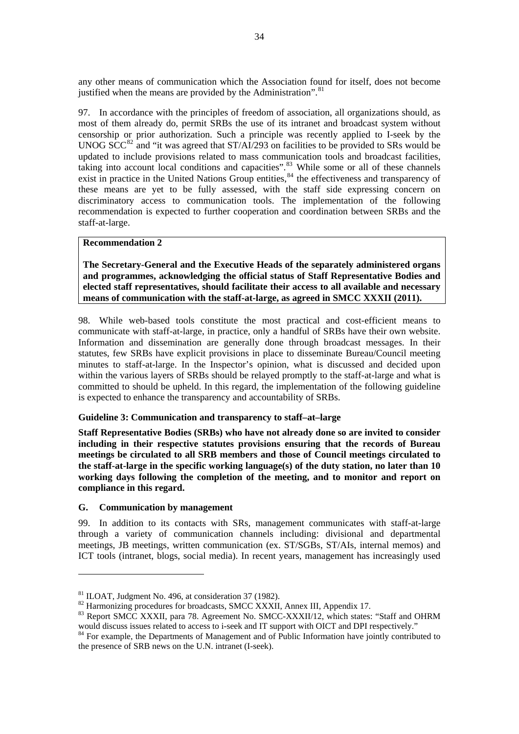any other means of communication which the Association found for itself, does not become justified when the means are provided by the Administration".[81]

97. In accordance with the principles of freedom of association, all organizations should, as most of them already do, permit SRBs the use of its intranet and broadcast system without censorship or prior authorization. Such a principle was recently applied to I-seek by the UNOG SCC[82] and "it was agreed that ST/AI/293 on facilities to be provided to SRs would be updated to include provisions related to mass communication tools and broadcast facilities, taking into account local conditions and capacities".[83] While some or all of these channels exist in practice in the United Nations Group entities,[84] the effectiveness and transparency of these means are yet to be fully assessed, with the staff side expressing concern on discriminatory access to communication tools. The implementation of the following recommendation is expected to further cooperation and coordination between SRBs and the staff-at-large.

**Recommendation 2**

**The Secretary-General and the Executive Heads of the separately administered organs and programmes, acknowledging the official status of Staff Representative Bodies and elected staff representatives, should facilitate their access to all available and necessary means of communication with the staff-at-large, as agreed in SMCC XXXII (2011).**

98. While web-based tools constitute the most practical and cost-efficient means to communicate with staff-at-large, in practice, only a handful of SRBs have their own website. Information and dissemination are generally done through broadcast messages. In their statutes, few SRBs have explicit provisions in place to disseminate Bureau/Council meeting minutes to staff-at-large. In the Inspector's opinion, what is discussed and decided upon within the various layers of SRBs should be relayed promptly to the staff-at-large and what is committed to should be upheld. In this regard, the implementation of the following guideline is expected to enhance the transparency and accountability of SRBs.

**Guideline 3: Communication and transparency to staff–at–large**

**Staff Representative Bodies (SRBs) who have not already done so are invited to consider including in their respective statutes provisions ensuring that the records of Bureau meetings be circulated to all SRB members and those of Council meetings circulated to the staff-at-large in the specific working language(s) of the duty station, no later than 10 working days following the completion of the meeting, and to monitor and report on compliance in this regard.**

### G. Communication by management

99. In addition to its contacts with SRs, management communicates with staff-at-large through a variety of communication channels including: divisional and departmental meetings, JB meetings, written communication (ex. ST/SGBs, ST/AIs, internal memos) and ICT tools (intranet, blogs, social media). In recent years, management has increasingly used

---

[81] ILOAT, Judgment No. 496, at consideration 37 (1982).

[82] Harmonizing procedures for broadcasts, SMCC XXXII, Annex III, Appendix 17.

[83] Report SMCC XXXII, para 78. Agreement No. SMCC-XXXII/12, which states: "Staff and OHRM would discuss issues related to access to i-seek and IT support with OICT and DPI respectively."

[84] For example, the Departments of Management and of Public Information have jointly contributed to the presence of SRB news on the U.N. intranet (I-seek).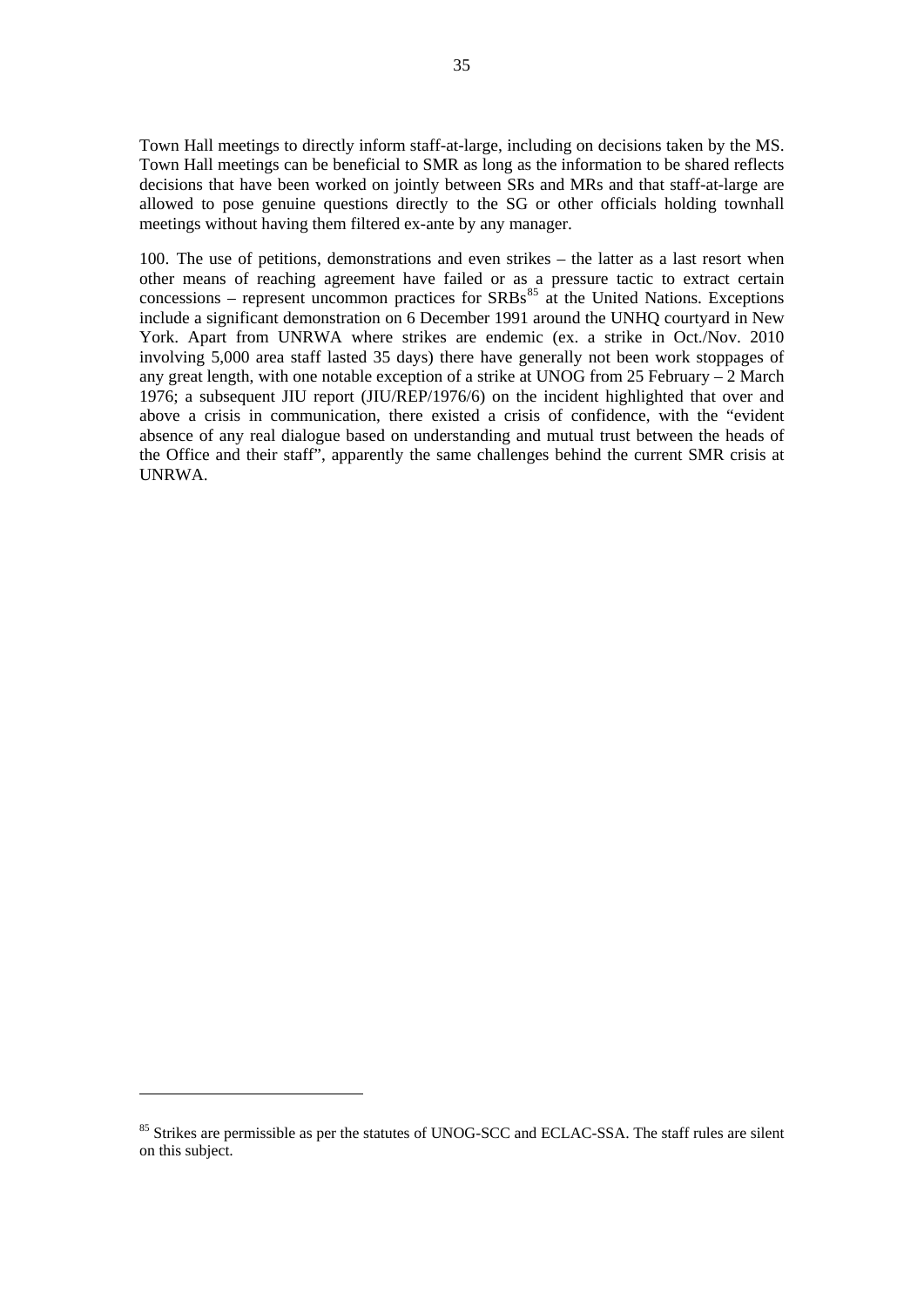Town Hall meetings to directly inform staff-at-large, including on decisions taken by the MS. Town Hall meetings can be beneficial to SMR as long as the information to be shared reflects decisions that have been worked on jointly between SRs and MRs and that staff-at-large are allowed to pose genuine questions directly to the SG or other officials holding townhall meetings without having them filtered ex-ante by any manager.

100. The use of petitions, demonstrations and even strikes – the latter as a last resort when other means of reaching agreement have failed or as a pressure tactic to extract certain concessions – represent uncommon practices for SRBs[85] at the United Nations. Exceptions include a significant demonstration on 6 December 1991 around the UNHQ courtyard in New York. Apart from UNRWA where strikes are endemic (ex. a strike in Oct./Nov. 2010 involving 5,000 area staff lasted 35 days) there have generally not been work stoppages of any great length, with one notable exception of a strike at UNOG from 25 February – 2 March 1976; a subsequent JIU report (JIU/REP/1976/6) on the incident highlighted that over and above a crisis in communication, there existed a crisis of confidence, with the "evident absence of any real dialogue based on understanding and mutual trust between the heads of the Office and their staff", apparently the same challenges behind the current SMR crisis at UNRWA.

---

[85] Strikes are permissible as per the statutes of UNOG-SCC and ECLAC-SSA. The staff rules are silent on this subject.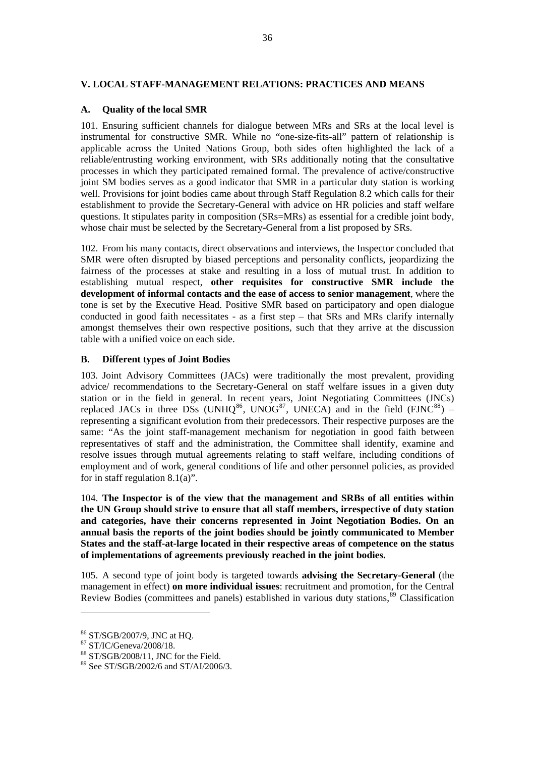## V. LOCAL STAFF-MANAGEMENT RELATIONS: PRACTICES AND MEANS

### A. Quality of the local SMR

101. Ensuring sufficient channels for dialogue between MRs and SRs at the local level is instrumental for constructive SMR. While no "one-size-fits-all" pattern of relationship is applicable across the United Nations Group, both sides often highlighted the lack of a reliable/entrusting working environment, with SRs additionally noting that the consultative processes in which they participated remained formal. The prevalence of active/constructive joint SM bodies serves as a good indicator that SMR in a particular duty station is working well. Provisions for joint bodies came about through Staff Regulation 8.2 which calls for their establishment to provide the Secretary-General with advice on HR policies and staff welfare questions. It stipulates parity in composition (SRs=MRs) as essential for a credible joint body, whose chair must be selected by the Secretary-General from a list proposed by SRs.

102. From his many contacts, direct observations and interviews, the Inspector concluded that SMR were often disrupted by biased perceptions and personality conflicts, jeopardizing the fairness of the processes at stake and resulting in a loss of mutual trust. In addition to establishing mutual respect, **other requisites for constructive SMR include the development of informal contacts and the ease of access to senior management**, where the tone is set by the Executive Head. Positive SMR based on participatory and open dialogue conducted in good faith necessitates - as a first step – that SRs and MRs clarify internally amongst themselves their own respective positions, such that they arrive at the discussion table with a unified voice on each side.

### B. Different types of Joint Bodies

103. Joint Advisory Committees (JACs) were traditionally the most prevalent, providing advice/ recommendations to the Secretary-General on staff welfare issues in a given duty station or in the field in general. In recent years, Joint Negotiating Committees (JNCs) replaced JACs in three DSs (UNHQ[86], UNOG[87], UNECA) and in the field (FJNC[88]) – representing a significant evolution from their predecessors. Their respective purposes are the same: "As the joint staff-management mechanism for negotiation in good faith between representatives of staff and the administration, the Committee shall identify, examine and resolve issues through mutual agreements relating to staff welfare, including conditions of employment and of work, general conditions of life and other personnel policies, as provided for in staff regulation 8.1(a)".

104. **The Inspector is of the view that the management and SRBs of all entities within the UN Group should strive to ensure that all staff members, irrespective of duty station and categories, have their concerns represented in Joint Negotiation Bodies. On an annual basis the reports of the joint bodies should be jointly communicated to Member States and the staff-at-large located in their respective areas of competence on the status of implementations of agreements previously reached in the joint bodies.**

105. A second type of joint body is targeted towards **advising the Secretary-General** (the management in effect) **on more individual issues**: recruitment and promotion, for the Central Review Bodies (committees and panels) established in various duty stations,[89] Classification

---

[86] ST/SGB/2007/9, JNC at HQ.
[87] ST/IC/Geneva/2008/18.
[88] ST/SGB/2008/11, JNC for the Field.
[89] See ST/SGB/2002/6 and ST/AI/2006/3.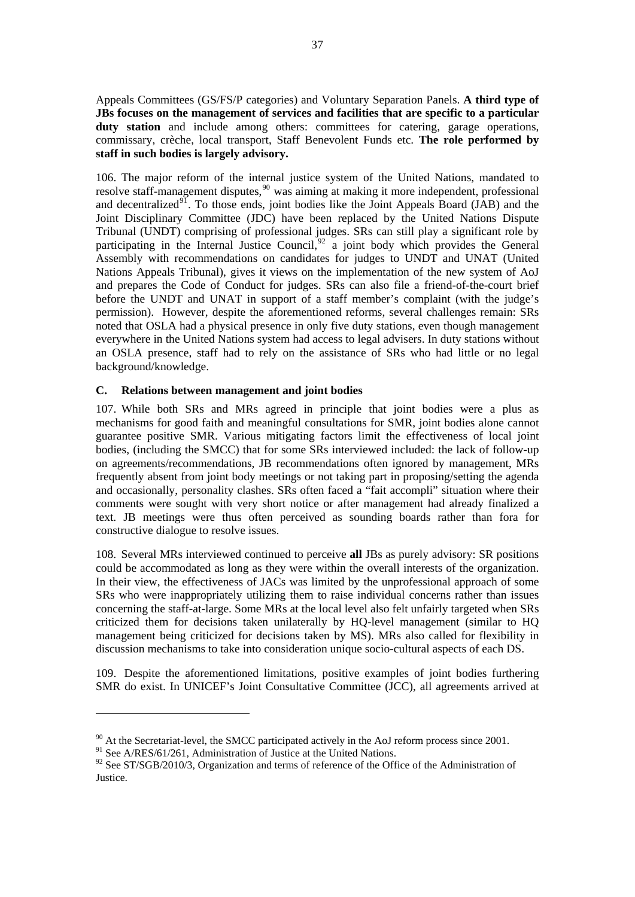Appeals Committees (GS/FS/P categories) and Voluntary Separation Panels. **A third type of JBs focuses on the management of services and facilities that are specific to a particular duty station** and include among others: committees for catering, garage operations, commissary, crèche, local transport, Staff Benevolent Funds etc. **The role performed by staff in such bodies is largely advisory.**

106. The major reform of the internal justice system of the United Nations, mandated to resolve staff-management disputes,[90] was aiming at making it more independent, professional and decentralized[91]. To those ends, joint bodies like the Joint Appeals Board (JAB) and the Joint Disciplinary Committee (JDC) have been replaced by the United Nations Dispute Tribunal (UNDT) comprising of professional judges. SRs can still play a significant role by participating in the Internal Justice Council,[92] a joint body which provides the General Assembly with recommendations on candidates for judges to UNDT and UNAT (United Nations Appeals Tribunal), gives it views on the implementation of the new system of AoJ and prepares the Code of Conduct for judges. SRs can also file a friend-of-the-court brief before the UNDT and UNAT in support of a staff member's complaint (with the judge's permission). However, despite the aforementioned reforms, several challenges remain: SRs noted that OSLA had a physical presence in only five duty stations, even though management everywhere in the United Nations system had access to legal advisers. In duty stations without an OSLA presence, staff had to rely on the assistance of SRs who had little or no legal background/knowledge.

### C. Relations between management and joint bodies

107. While both SRs and MRs agreed in principle that joint bodies were a plus as mechanisms for good faith and meaningful consultations for SMR, joint bodies alone cannot guarantee positive SMR. Various mitigating factors limit the effectiveness of local joint bodies, (including the SMCC) that for some SRs interviewed included: the lack of follow-up on agreements/recommendations, JB recommendations often ignored by management, MRs frequently absent from joint body meetings or not taking part in proposing/setting the agenda and occasionally, personality clashes. SRs often faced a "fait accompli" situation where their comments were sought with very short notice or after management had already finalized a text. JB meetings were thus often perceived as sounding boards rather than fora for constructive dialogue to resolve issues.

108. Several MRs interviewed continued to perceive **all** JBs as purely advisory: SR positions could be accommodated as long as they were within the overall interests of the organization. In their view, the effectiveness of JACs was limited by the unprofessional approach of some SRs who were inappropriately utilizing them to raise individual concerns rather than issues concerning the staff-at-large. Some MRs at the local level also felt unfairly targeted when SRs criticized them for decisions taken unilaterally by HQ-level management (similar to HQ management being criticized for decisions taken by MS). MRs also called for flexibility in discussion mechanisms to take into consideration unique socio-cultural aspects of each DS.

109. Despite the aforementioned limitations, positive examples of joint bodies furthering SMR do exist. In UNICEF's Joint Consultative Committee (JCC), all agreements arrived at

---

[90] At the Secretariat-level, the SMCC participated actively in the AoJ reform process since 2001.

[91] See A/RES/61/261, Administration of Justice at the United Nations.

[92] See ST/SGB/2010/3, Organization and terms of reference of the Office of the Administration of Justice.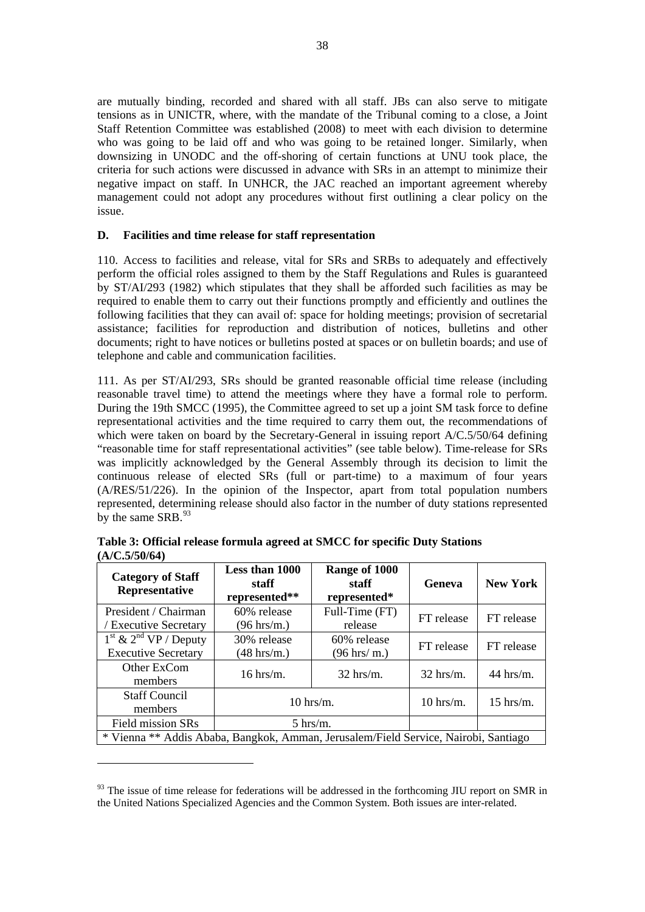are mutually binding, recorded and shared with all staff. JBs can also serve to mitigate tensions as in UNICTR, where, with the mandate of the Tribunal coming to a close, a Joint Staff Retention Committee was established (2008) to meet with each division to determine who was going to be laid off and who was going to be retained longer. Similarly, when downsizing in UNODC and the off-shoring of certain functions at UNU took place, the criteria for such actions were discussed in advance with SRs in an attempt to minimize their negative impact on staff. In UNHCR, the JAC reached an important agreement whereby management could not adopt any procedures without first outlining a clear policy on the issue.

### D. Facilities and time release for staff representation

110. Access to facilities and release, vital for SRs and SRBs to adequately and effectively perform the official roles assigned to them by the Staff Regulations and Rules is guaranteed by ST/AI/293 (1982) which stipulates that they shall be afforded such facilities as may be required to enable them to carry out their functions promptly and efficiently and outlines the following facilities that they can avail of: space for holding meetings; provision of secretarial assistance; facilities for reproduction and distribution of notices, bulletins and other documents; right to have notices or bulletins posted at spaces or on bulletin boards; and use of telephone and cable and communication facilities.

111. As per ST/AI/293, SRs should be granted reasonable official time release (including reasonable travel time) to attend the meetings where they have a formal role to perform. During the 19th SMCC (1995), the Committee agreed to set up a joint SM task force to define representational activities and the time required to carry them out, the recommendations of which were taken on board by the Secretary-General in issuing report A/C.5/50/64 defining "reasonable time for staff representational activities" (see table below). Time-release for SRs was implicitly acknowledged by the General Assembly through its decision to limit the continuous release of elected SRs (full or part-time) to a maximum of four years (A/RES/51/226). In the opinion of the Inspector, apart from total population numbers represented, determining release should also factor in the number of duty stations represented by the same SRB.[93]

**Table 3: Official release formula agreed at SMCC for specific Duty Stations (A/C.5/50/64)**

| Category of Staff Representative | Less than 1000 staff represented** | Range of 1000 staff represented* | Geneva | New York |
|---|---|---|---|---|
| President / Chairman / Executive Secretary | 60% release (96 hrs/m.) | Full-Time (FT) release | FT release | FT release |
| 1st & 2nd VP / Deputy Executive Secretary | 30% release (48 hrs/m.) | 60% release (96 hrs/ m.) | FT release | FT release |
| Other ExCom members | 16 hrs/m. | 32 hrs/m. | 32 hrs/m. | 44 hrs/m. |
| Staff Council members | 10 hrs/m. | | 10 hrs/m. | 15 hrs/m. |
| Field mission SRs | 5 hrs/m. | | | |
| * Vienna ** Addis Ababa, Bangkok, Amman, Jerusalem/Field Service, Nairobi, Santiago | | | | |

[93] The issue of time release for federations will be addressed in the forthcoming JIU report on SMR in the United Nations Specialized Agencies and the Common System. Both issues are inter-related.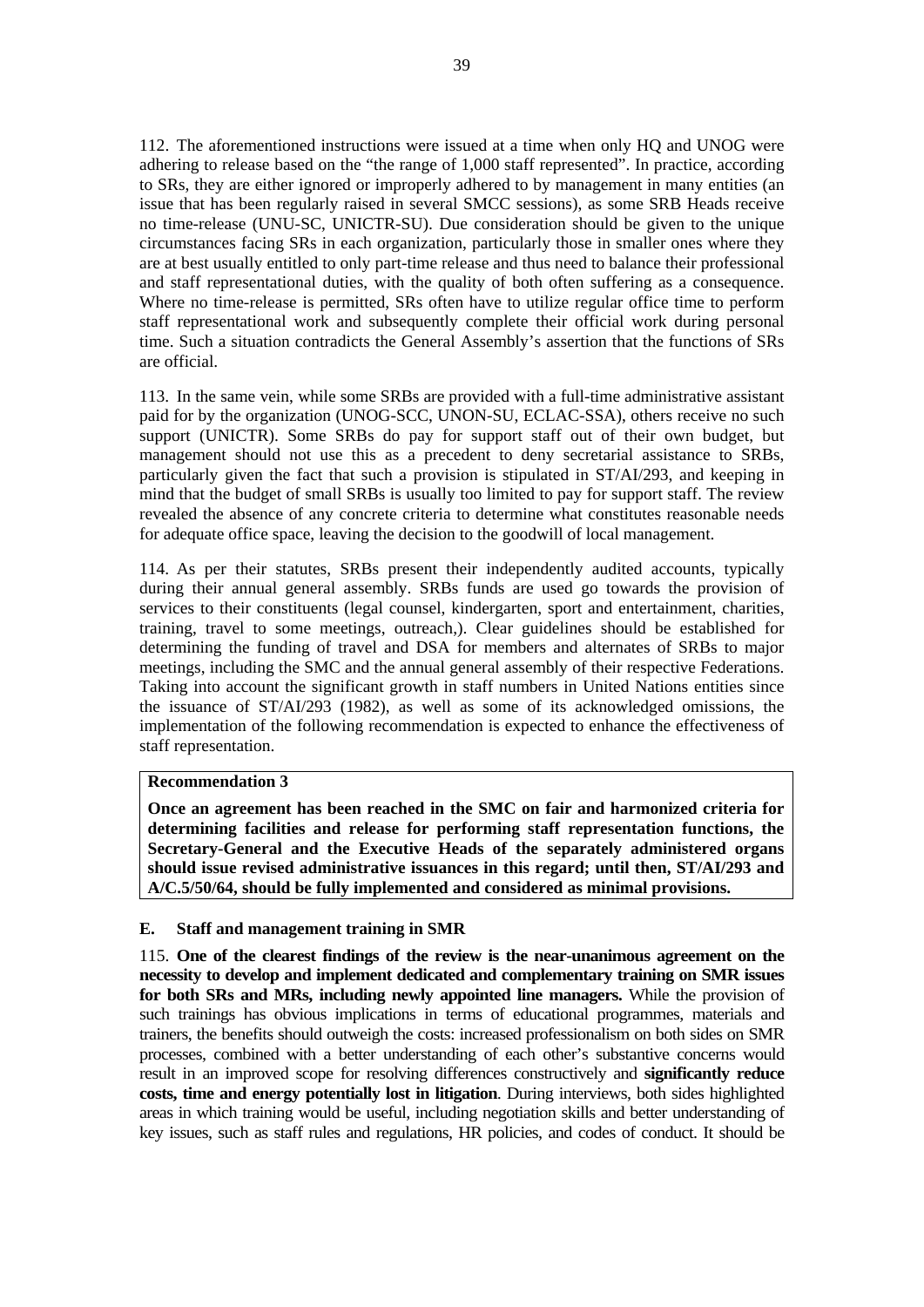112. The aforementioned instructions were issued at a time when only HQ and UNOG were adhering to release based on the "the range of 1,000 staff represented". In practice, according to SRs, they are either ignored or improperly adhered to by management in many entities (an issue that has been regularly raised in several SMCC sessions), as some SRB Heads receive no time-release (UNU-SC, UNICTR-SU). Due consideration should be given to the unique circumstances facing SRs in each organization, particularly those in smaller ones where they are at best usually entitled to only part-time release and thus need to balance their professional and staff representational duties, with the quality of both often suffering as a consequence. Where no time-release is permitted, SRs often have to utilize regular office time to perform staff representational work and subsequently complete their official work during personal time. Such a situation contradicts the General Assembly's assertion that the functions of SRs are official.

113. In the same vein, while some SRBs are provided with a full-time administrative assistant paid for by the organization (UNOG-SCC, UNON-SU, ECLAC-SSA), others receive no such support (UNICTR). Some SRBs do pay for support staff out of their own budget, but management should not use this as a precedent to deny secretarial assistance to SRBs, particularly given the fact that such a provision is stipulated in ST/AI/293, and keeping in mind that the budget of small SRBs is usually too limited to pay for support staff. The review revealed the absence of any concrete criteria to determine what constitutes reasonable needs for adequate office space, leaving the decision to the goodwill of local management.

114. As per their statutes, SRBs present their independently audited accounts, typically during their annual general assembly. SRBs funds are used go towards the provision of services to their constituents (legal counsel, kindergarten, sport and entertainment, charities, training, travel to some meetings, outreach,). Clear guidelines should be established for determining the funding of travel and DSA for members and alternates of SRBs to major meetings, including the SMC and the annual general assembly of their respective Federations. Taking into account the significant growth in staff numbers in United Nations entities since the issuance of ST/AI/293 (1982), as well as some of its acknowledged omissions, the implementation of the following recommendation is expected to enhance the effectiveness of staff representation.

**Recommendation 3**

**Once an agreement has been reached in the SMC on fair and harmonized criteria for determining facilities and release for performing staff representation functions, the Secretary-General and the Executive Heads of the separately administered organs should issue revised administrative issuances in this regard; until then, ST/AI/293 and A/C.5/50/64, should be fully implemented and considered as minimal provisions.**

### E. Staff and management training in SMR

115. **One of the clearest findings of the review is the near-unanimous agreement on the necessity to develop and implement dedicated and complementary training on SMR issues for both SRs and MRs, including newly appointed line managers.** While the provision of such trainings has obvious implications in terms of educational programmes, materials and trainers, the benefits should outweigh the costs: increased professionalism on both sides on SMR processes, combined with a better understanding of each other's substantive concerns would result in an improved scope for resolving differences constructively and **significantly reduce costs, time and energy potentially lost in litigation**. During interviews, both sides highlighted areas in which training would be useful, including negotiation skills and better understanding of key issues, such as staff rules and regulations, HR policies, and codes of conduct. It should be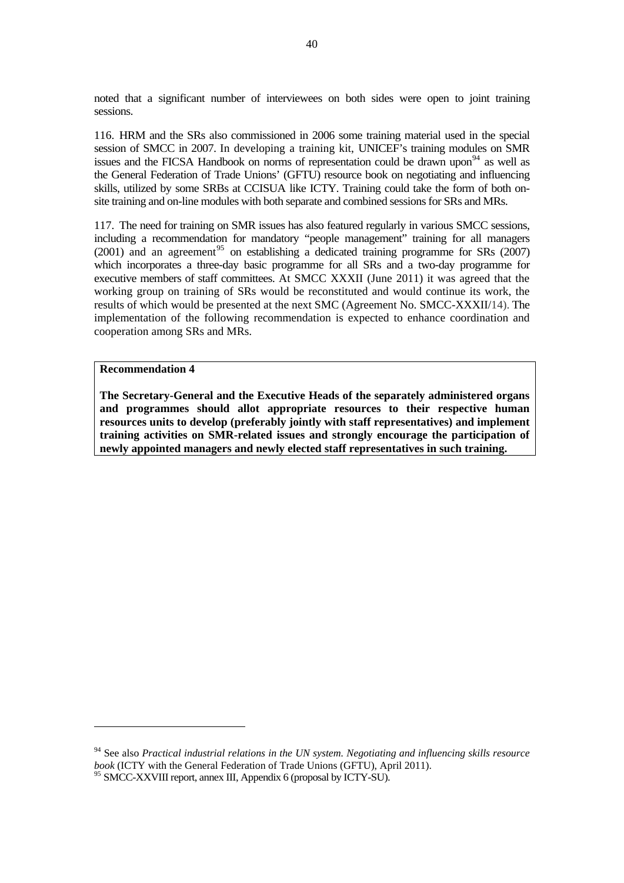noted that a significant number of interviewees on both sides were open to joint training sessions.

116. HRM and the SRs also commissioned in 2006 some training material used in the special session of SMCC in 2007. In developing a training kit, UNICEF's training modules on SMR issues and the FICSA Handbook on norms of representation could be drawn upon[94] as well as the General Federation of Trade Unions' (GFTU) resource book on negotiating and influencing skills, utilized by some SRBs at CCISUA like ICTY. Training could take the form of both on-site training and on-line modules with both separate and combined sessions for SRs and MRs.

117. The need for training on SMR issues has also featured regularly in various SMCC sessions, including a recommendation for mandatory "people management" training for all managers (2001) and an agreement[95] on establishing a dedicated training programme for SRs (2007) which incorporates a three-day basic programme for all SRs and a two-day programme for executive members of staff committees. At SMCC XXXII (June 2011) it was agreed that the working group on training of SRs would be reconstituted and would continue its work, the results of which would be presented at the next SMC (Agreement No. SMCC-XXXII/14). The implementation of the following recommendation is expected to enhance coordination and cooperation among SRs and MRs.

**Recommendation 4**

**The Secretary-General and the Executive Heads of the separately administered organs and programmes should allot appropriate resources to their respective human resources units to develop (preferably jointly with staff representatives) and implement training activities on SMR-related issues and strongly encourage the participation of newly appointed managers and newly elected staff representatives in such training.**

---

[94] See also *Practical industrial relations in the UN system. Negotiating and influencing skills resource book* (ICTY with the General Federation of Trade Unions (GFTU), April 2011).

[95] SMCC-XXVIII report, annex III, Appendix 6 (proposal by ICTY-SU).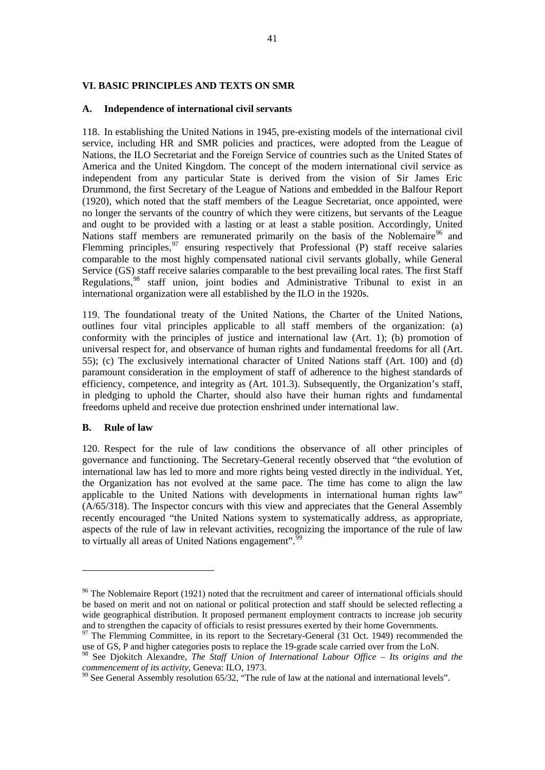## VI. BASIC PRINCIPLES AND TEXTS ON SMR

### A. Independence of international civil servants

118. In establishing the United Nations in 1945, pre-existing models of the international civil service, including HR and SMR policies and practices, were adopted from the League of Nations, the ILO Secretariat and the Foreign Service of countries such as the United States of America and the United Kingdom. The concept of the modern international civil service as independent from any particular State is derived from the vision of Sir James Eric Drummond, the first Secretary of the League of Nations and embedded in the Balfour Report (1920), which noted that the staff members of the League Secretariat, once appointed, were no longer the servants of the country of which they were citizens, but servants of the League and ought to be provided with a lasting or at least a stable position. Accordingly, United Nations staff members are remunerated primarily on the basis of the Noblemaire[96] and Flemming principles,[97] ensuring respectively that Professional (P) staff receive salaries comparable to the most highly compensated national civil servants globally, while General Service (GS) staff receive salaries comparable to the best prevailing local rates. The first Staff Regulations,[98] staff union, joint bodies and Administrative Tribunal to exist in an international organization were all established by the ILO in the 1920s.

119. The foundational treaty of the United Nations, the Charter of the United Nations, outlines four vital principles applicable to all staff members of the organization: (a) conformity with the principles of justice and international law (Art. 1); (b) promotion of universal respect for, and observance of human rights and fundamental freedoms for all (Art. 55); (c) The exclusively international character of United Nations staff (Art. 100) and (d) paramount consideration in the employment of staff of adherence to the highest standards of efficiency, competence, and integrity as (Art. 101.3). Subsequently, the Organization's staff, in pledging to uphold the Charter, should also have their human rights and fundamental freedoms upheld and receive due protection enshrined under international law.

### B. Rule of law

120. Respect for the rule of law conditions the observance of all other principles of governance and functioning. The Secretary-General recently observed that "the evolution of international law has led to more and more rights being vested directly in the individual. Yet, the Organization has not evolved at the same pace. The time has come to align the law applicable to the United Nations with developments in international human rights law" (A/65/318). The Inspector concurs with this view and appreciates that the General Assembly recently encouraged "the United Nations system to systematically address, as appropriate, aspects of the rule of law in relevant activities, recognizing the importance of the rule of law to virtually all areas of United Nations engagement".[99]

---

[96] The Noblemaire Report (1921) noted that the recruitment and career of international officials should be based on merit and not on national or political protection and staff should be selected reflecting a wide geographical distribution. It proposed permanent employment contracts to increase job security and to strengthen the capacity of officials to resist pressures exerted by their home Governments.

[97] The Flemming Committee, in its report to the Secretary-General (31 Oct. 1949) recommended the use of GS, P and higher categories posts to replace the 19-grade scale carried over from the LoN.

[98] See Djokitch Alexandre, *The Staff Union of International Labour Office – Its origins and the commencement of its activity*, Geneva: ILO, 1973.

[99] See General Assembly resolution 65/32, "The rule of law at the national and international levels".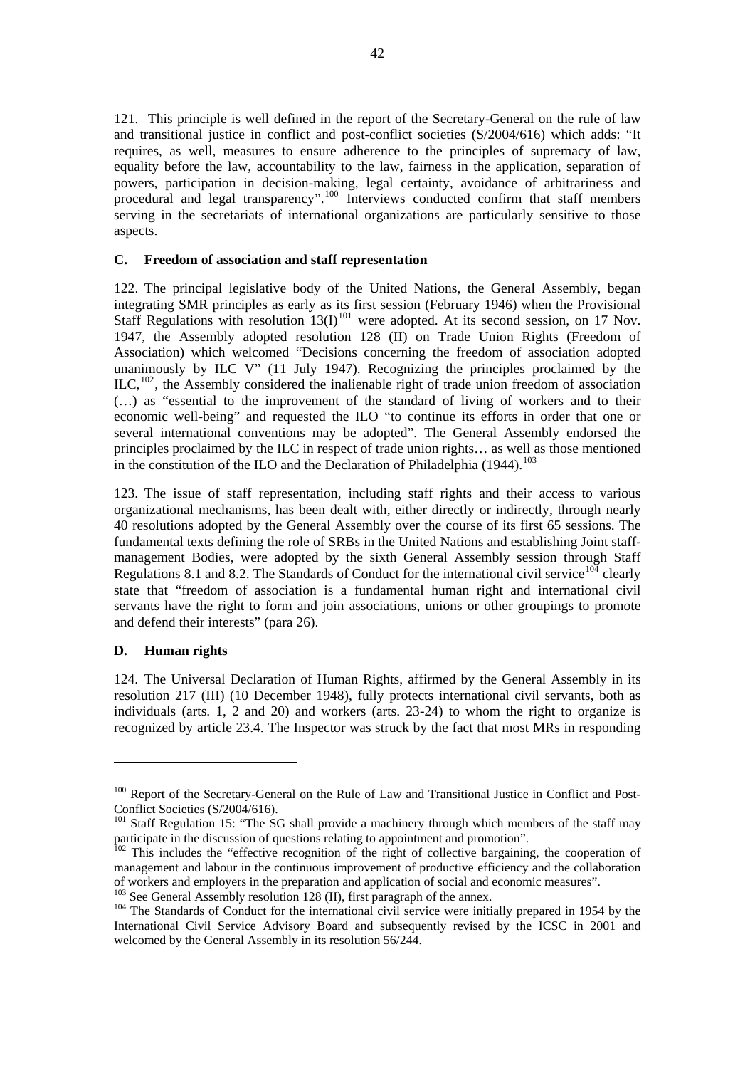121. This principle is well defined in the report of the Secretary-General on the rule of law and transitional justice in conflict and post-conflict societies (S/2004/616) which adds: "It requires, as well, measures to ensure adherence to the principles of supremacy of law, equality before the law, accountability to the law, fairness in the application, separation of powers, participation in decision-making, legal certainty, avoidance of arbitrariness and procedural and legal transparency".[100] Interviews conducted confirm that staff members serving in the secretariats of international organizations are particularly sensitive to those aspects.

### C. Freedom of association and staff representation

122. The principal legislative body of the United Nations, the General Assembly, began integrating SMR principles as early as its first session (February 1946) when the Provisional Staff Regulations with resolution 13(I)[101] were adopted. At its second session, on 17 Nov. 1947, the Assembly adopted resolution 128 (II) on Trade Union Rights (Freedom of Association) which welcomed "Decisions concerning the freedom of association adopted unanimously by ILC V" (11 July 1947). Recognizing the principles proclaimed by the ILC,[102], the Assembly considered the inalienable right of trade union freedom of association (…) as "essential to the improvement of the standard of living of workers and to their economic well-being" and requested the ILO "to continue its efforts in order that one or several international conventions may be adopted". The General Assembly endorsed the principles proclaimed by the ILC in respect of trade union rights… as well as those mentioned in the constitution of the ILO and the Declaration of Philadelphia (1944).[103]

123. The issue of staff representation, including staff rights and their access to various organizational mechanisms, has been dealt with, either directly or indirectly, through nearly 40 resolutions adopted by the General Assembly over the course of its first 65 sessions. The fundamental texts defining the role of SRBs in the United Nations and establishing Joint staff-management Bodies, were adopted by the sixth General Assembly session through Staff Regulations 8.1 and 8.2. The Standards of Conduct for the international civil service[104] clearly state that "freedom of association is a fundamental human right and international civil servants have the right to form and join associations, unions or other groupings to promote and defend their interests" (para 26).

### D. Human rights

124. The Universal Declaration of Human Rights, affirmed by the General Assembly in its resolution 217 (III) (10 December 1948), fully protects international civil servants, both as individuals (arts. 1, 2 and 20) and workers (arts. 23-24) to whom the right to organize is recognized by article 23.4. The Inspector was struck by the fact that most MRs in responding

---

[100] Report of the Secretary-General on the Rule of Law and Transitional Justice in Conflict and Post-Conflict Societies (S/2004/616).

[101] Staff Regulation 15: "The SG shall provide a machinery through which members of the staff may participate in the discussion of questions relating to appointment and promotion".

[102] This includes the "effective recognition of the right of collective bargaining, the cooperation of management and labour in the continuous improvement of productive efficiency and the collaboration of workers and employers in the preparation and application of social and economic measures".

[103] See General Assembly resolution 128 (II), first paragraph of the annex.

[104] The Standards of Conduct for the international civil service were initially prepared in 1954 by the International Civil Service Advisory Board and subsequently revised by the ICSC in 2001 and welcomed by the General Assembly in its resolution 56/244.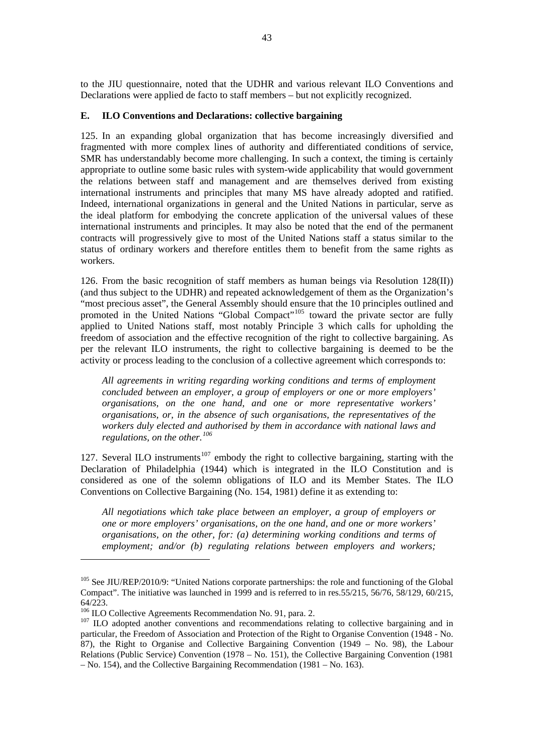to the JIU questionnaire, noted that the UDHR and various relevant ILO Conventions and Declarations were applied de facto to staff members – but not explicitly recognized.

## E. ILO Conventions and Declarations: collective bargaining

125. In an expanding global organization that has become increasingly diversified and fragmented with more complex lines of authority and differentiated conditions of service, SMR has understandably become more challenging. In such a context, the timing is certainly appropriate to outline some basic rules with system-wide applicability that would government the relations between staff and management and are themselves derived from existing international instruments and principles that many MS have already adopted and ratified. Indeed, international organizations in general and the United Nations in particular, serve as the ideal platform for embodying the concrete application of the universal values of these international instruments and principles. It may also be noted that the end of the permanent contracts will progressively give to most of the United Nations staff a status similar to the status of ordinary workers and therefore entitles them to benefit from the same rights as workers.

126. From the basic recognition of staff members as human beings via Resolution 128(II)) (and thus subject to the UDHR) and repeated acknowledgement of them as the Organization's "most precious asset", the General Assembly should ensure that the 10 principles outlined and promoted in the United Nations "Global Compact"[105] toward the private sector are fully applied to United Nations staff, most notably Principle 3 which calls for upholding the freedom of association and the effective recognition of the right to collective bargaining. As per the relevant ILO instruments, the right to collective bargaining is deemed to be the activity or process leading to the conclusion of a collective agreement which corresponds to:

> *All agreements in writing regarding working conditions and terms of employment concluded between an employer, a group of employers or one or more employers' organisations, on the one hand, and one or more representative workers' organisations, or, in the absence of such organisations, the representatives of the workers duly elected and authorised by them in accordance with national laws and regulations, on the other.*[106]

127. Several ILO instruments[107] embody the right to collective bargaining, starting with the Declaration of Philadelphia (1944) which is integrated in the ILO Constitution and is considered as one of the solemn obligations of ILO and its Member States. The ILO Conventions on Collective Bargaining (No. 154, 1981) define it as extending to:

> *All negotiations which take place between an employer, a group of employers or one or more employers' organisations, on the one hand, and one or more workers' organisations, on the other, for: (a) determining working conditions and terms of employment; and/or (b) regulating relations between employers and workers;*

---

[105] See JIU/REP/2010/9: "United Nations corporate partnerships: the role and functioning of the Global Compact". The initiative was launched in 1999 and is referred to in res.55/215, 56/76, 58/129, 60/215, 64/223.

[106] ILO Collective Agreements Recommendation No. 91, para. 2.

[107] ILO adopted another conventions and recommendations relating to collective bargaining and in particular, the Freedom of Association and Protection of the Right to Organise Convention (1948 - No. 87), the Right to Organise and Collective Bargaining Convention (1949 – No. 98), the Labour Relations (Public Service) Convention (1978 – No. 151), the Collective Bargaining Convention (1981 – No. 154), and the Collective Bargaining Recommendation (1981 – No. 163).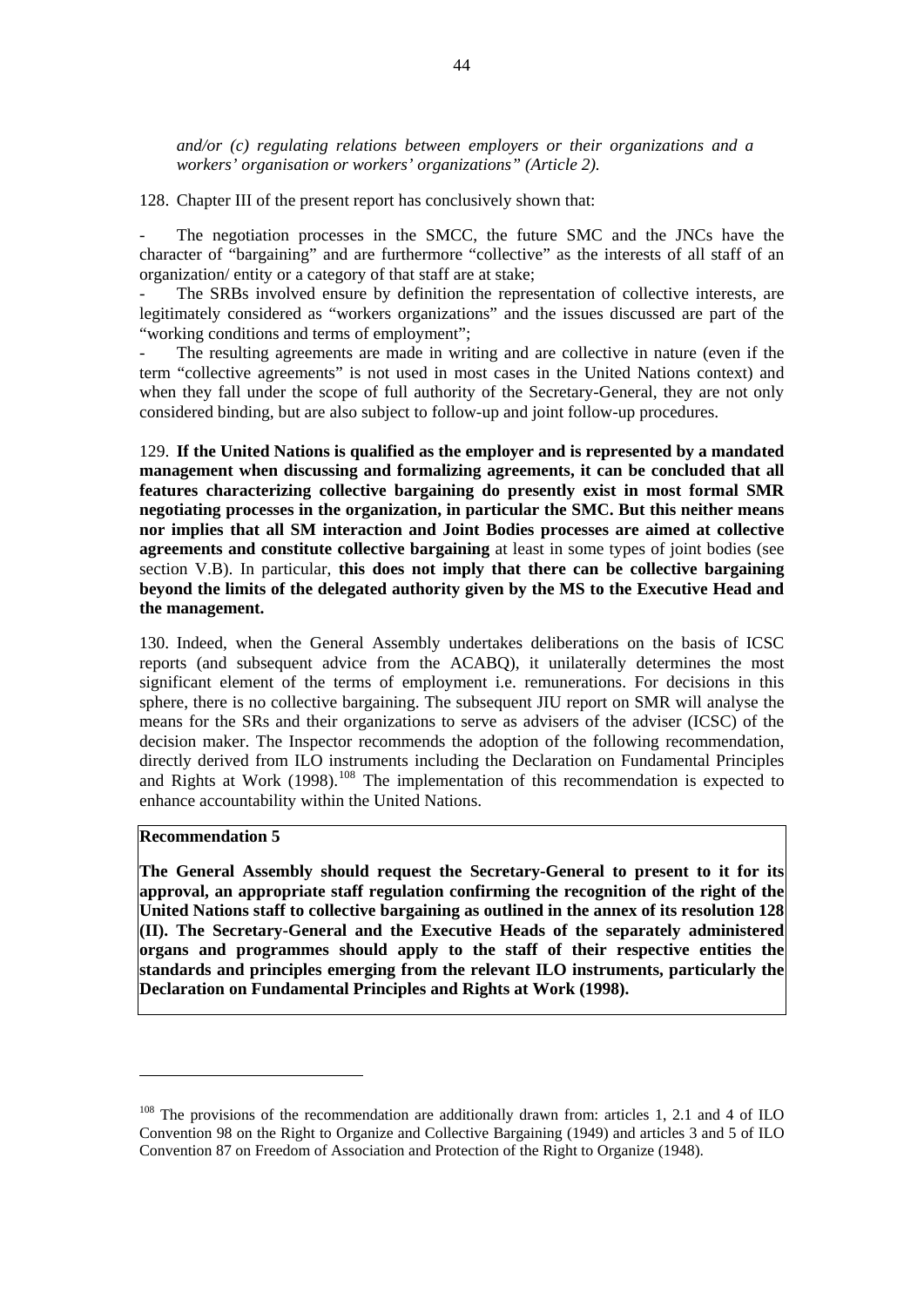*and/or (c) regulating relations between employers or their organizations and a workers' organisation or workers' organizations" (Article 2).*

128. Chapter III of the present report has conclusively shown that:

- The negotiation processes in the SMCC, the future SMC and the JNCs have the character of "bargaining" and are furthermore "collective" as the interests of all staff of an organization/ entity or a category of that staff are at stake;
- The SRBs involved ensure by definition the representation of collective interests, are legitimately considered as "workers organizations" and the issues discussed are part of the "working conditions and terms of employment";
- The resulting agreements are made in writing and are collective in nature (even if the term "collective agreements" is not used in most cases in the United Nations context) and when they fall under the scope of full authority of the Secretary-General, they are not only considered binding, but are also subject to follow-up and joint follow-up procedures.

129. **If the United Nations is qualified as the employer and is represented by a mandated management when discussing and formalizing agreements, it can be concluded that all features characterizing collective bargaining do presently exist in most formal SMR negotiating processes in the organization, in particular the SMC. But this neither means nor implies that all SM interaction and Joint Bodies processes are aimed at collective agreements and constitute collective bargaining** at least in some types of joint bodies (see section V.B). In particular, **this does not imply that there can be collective bargaining beyond the limits of the delegated authority given by the MS to the Executive Head and the management.**

130. Indeed, when the General Assembly undertakes deliberations on the basis of ICSC reports (and subsequent advice from the ACABQ), it unilaterally determines the most significant element of the terms of employment i.e. remunerations. For decisions in this sphere, there is no collective bargaining. The subsequent JIU report on SMR will analyse the means for the SRs and their organizations to serve as advisers of the adviser (ICSC) of the decision maker. The Inspector recommends the adoption of the following recommendation, directly derived from ILO instruments including the Declaration on Fundamental Principles and Rights at Work (1998).[108] The implementation of this recommendation is expected to enhance accountability within the United Nations.

**Recommendation 5**

**The General Assembly should request the Secretary-General to present to it for its approval, an appropriate staff regulation confirming the recognition of the right of the United Nations staff to collective bargaining as outlined in the annex of its resolution 128 (II). The Secretary-General and the Executive Heads of the separately administered organs and programmes should apply to the staff of their respective entities the standards and principles emerging from the relevant ILO instruments, particularly the Declaration on Fundamental Principles and Rights at Work (1998).**

---

[108] The provisions of the recommendation are additionally drawn from: articles 1, 2.1 and 4 of ILO Convention 98 on the Right to Organize and Collective Bargaining (1949) and articles 3 and 5 of ILO Convention 87 on Freedom of Association and Protection of the Right to Organize (1948).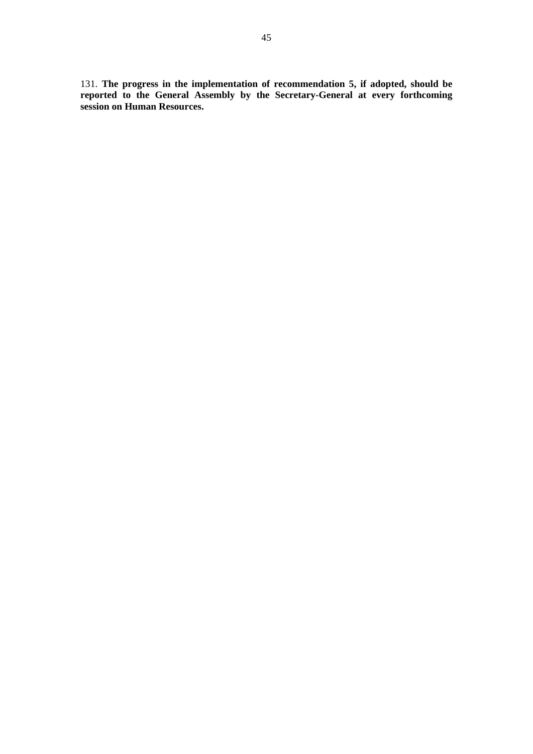131. **The progress in the implementation of recommendation 5, if adopted, should be reported to the General Assembly by the Secretary-General at every forthcoming session on Human Resources.**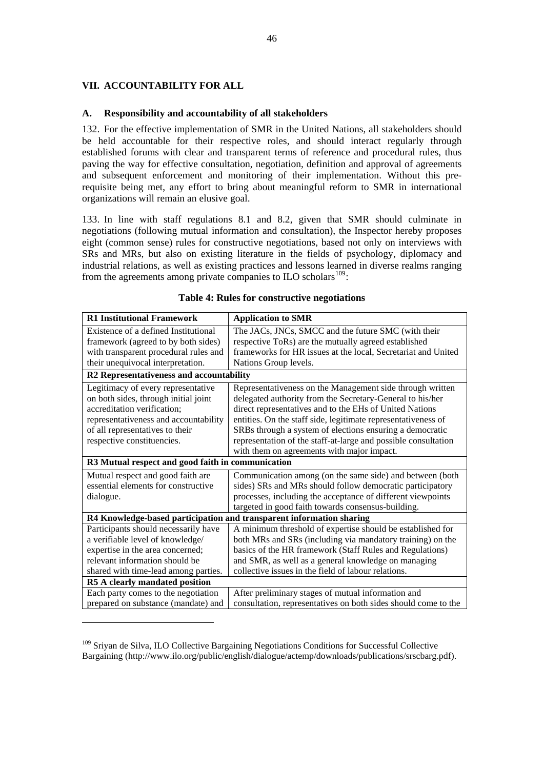## VII. ACCOUNTABILITY FOR ALL

### A. Responsibility and accountability of all stakeholders

132. For the effective implementation of SMR in the United Nations, all stakeholders should be held accountable for their respective roles, and should interact regularly through established forums with clear and transparent terms of reference and procedural rules, thus paving the way for effective consultation, negotiation, definition and approval of agreements and subsequent enforcement and monitoring of their implementation. Without this pre-requisite being met, any effort to bring about meaningful reform to SMR in international organizations will remain an elusive goal.

133. In line with staff regulations 8.1 and 8.2, given that SMR should culminate in negotiations (following mutual information and consultation), the Inspector hereby proposes eight (common sense) rules for constructive negotiations, based not only on interviews with SRs and MRs, but also on existing literature in the fields of psychology, diplomacy and industrial relations, as well as existing practices and lessons learned in diverse realms ranging from the agreements among private companies to ILO scholars[109]:

**Table 4: Rules for constructive negotiations**

| **R1 Institutional Framework** | **Application to SMR** |
|---|---|
| Existence of a defined Institutional framework (agreed to by both sides) with transparent procedural rules and their unequivocal interpretation. | The JACs, JNCs, SMCC and the future SMC (with their respective ToRs) are the mutually agreed established frameworks for HR issues at the local, Secretariat and United Nations Group levels. |
| **R2 Representativeness and accountability** | |
| Legitimacy of every representative on both sides, through initial joint accreditation verification; representativeness and accountability of all representatives to their respective constituencies. | Representativeness on the Management side through written delegated authority from the Secretary-General to his/her direct representatives and to the EHs of United Nations entities. On the staff side, legitimate representativeness of SRBs through a system of elections ensuring a democratic representation of the staff-at-large and possible consultation with them on agreements with major impact. |
| **R3 Mutual respect and good faith in communication** | |
| Mutual respect and good faith are essential elements for constructive dialogue. | Communication among (on the same side) and between (both sides) SRs and MRs should follow democratic participatory processes, including the acceptance of different viewpoints targeted in good faith towards consensus-building. |
| **R4 Knowledge-based participation and transparent information sharing** | |
| Participants should necessarily have a verifiable level of knowledge/ expertise in the area concerned; relevant information should be shared with time-lead among parties. | A minimum threshold of expertise should be established for both MRs and SRs (including via mandatory training) on the basics of the HR framework (Staff Rules and Regulations) and SMR, as well as a general knowledge on managing collective issues in the field of labour relations. |
| **R5 A clearly mandated position** | |
| Each party comes to the negotiation prepared on substance (mandate) and | After preliminary stages of mutual information and consultation, representatives on both sides should come to the |

[109] Sriyan de Silva, ILO Collective Bargaining Negotiations Conditions for Successful Collective Bargaining (http://www.ilo.org/public/english/dialogue/actemp/downloads/publications/srscbarg.pdf).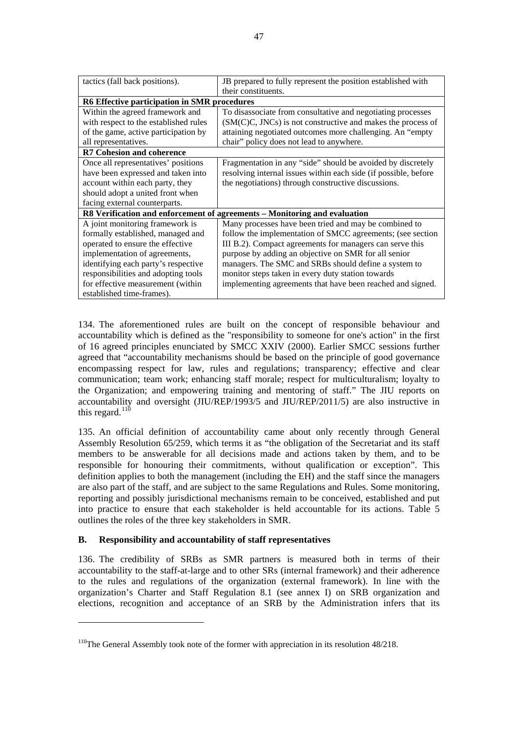| | |
|---|---|
| tactics (fall back positions). | JB prepared to fully represent the position established with their constituents. |
| **R6 Effective participation in SMR procedures** | |
| Within the agreed framework and with respect to the established rules of the game, active participation by all representatives. | To disassociate from consultative and negotiating processes (SM(C)C, JNCs) is not constructive and makes the process of attaining negotiated outcomes more challenging. An “empty chair” policy does not lead to anywhere. |
| **R7 Cohesion and coherence** | |
| Once all representatives' positions have been expressed and taken into account within each party, they should adopt a united front when facing external counterparts. | Fragmentation in any “side” should be avoided by discretely resolving internal issues within each side (if possible, before the negotiations) through constructive discussions. |
| **R8 Verification and enforcement of agreements – Monitoring and evaluation** | |
| A joint monitoring framework is formally established, managed and operated to ensure the effective implementation of agreements, identifying each party's respective responsibilities and adopting tools for effective measurement (within established time-frames). | Many processes have been tried and may be combined to follow the implementation of SMCC agreements; (see section III B.2). Compact agreements for managers can serve this purpose by adding an objective on SMR for all senior managers. The SMC and SRBs should define a system to monitor steps taken in every duty station towards implementing agreements that have been reached and signed. |

134. The aforementioned rules are built on the concept of responsible behaviour and accountability which is defined as the "responsibility to someone for one's action" in the first of 16 agreed principles enunciated by SMCC XXIV (2000). Earlier SMCC sessions further agreed that “accountability mechanisms should be based on the principle of good governance encompassing respect for law, rules and regulations; transparency; effective and clear communication; team work; enhancing staff morale; respect for multiculturalism; loyalty to the Organization; and empowering training and mentoring of staff.” The JIU reports on accountability and oversight (JIU/REP/1993/5 and JIU/REP/2011/5) are also instructive in this regard.[110]

135. An official definition of accountability came about only recently through General Assembly Resolution 65/259, which terms it as “the obligation of the Secretariat and its staff members to be answerable for all decisions made and actions taken by them, and to be responsible for honouring their commitments, without qualification or exception”. This definition applies to both the management (including the EH) and the staff since the managers are also part of the staff, and are subject to the same Regulations and Rules. Some monitoring, reporting and possibly jurisdictional mechanisms remain to be conceived, established and put into practice to ensure that each stakeholder is held accountable for its actions. Table 5 outlines the roles of the three key stakeholders in SMR.

## B. Responsibility and accountability of staff representatives

136. The credibility of SRBs as SMR partners is measured both in terms of their accountability to the staff-at-large and to other SRs (internal framework) and their adherence to the rules and regulations of the organization (external framework). In line with the organization's Charter and Staff Regulation 8.1 (see annex I) on SRB organization and elections, recognition and acceptance of an SRB by the Administration infers that its

[110] The General Assembly took note of the former with appreciation in its resolution 48/218.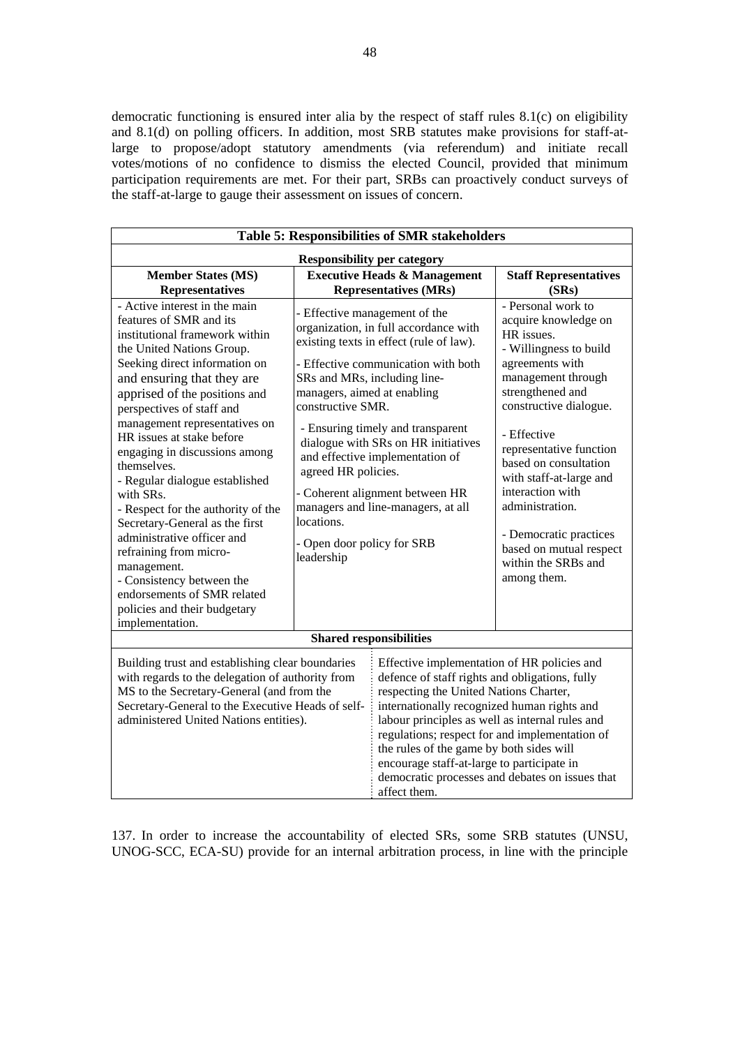democratic functioning is ensured inter alia by the respect of staff rules 8.1(c) on eligibility and 8.1(d) on polling officers. In addition, most SRB statutes make provisions for staff-at-large to propose/adopt statutory amendments (via referendum) and initiate recall votes/motions of no confidence to dismiss the elected Council, provided that minimum participation requirements are met. For their part, SRBs can proactively conduct surveys of the staff-at-large to gauge their assessment on issues of concern.

**Table 5: Responsibilities of SMR stakeholders**

| **Responsibility per category** | | |
|---|---|---|
| **Member States (MS) Representatives** | **Executive Heads & Management Representatives (MRs)** | **Staff Representatives (SRs)** |
| - Active interest in the main features of SMR and its institutional framework within the United Nations Group. Seeking direct information on and ensuring that they are apprised of the positions and perspectives of staff and management representatives on HR issues at stake before engaging in discussions among themselves.<br>- Regular dialogue established with SRs.<br>- Respect for the authority of the Secretary-General as the first administrative officer and refraining from micro-management.<br>- Consistency between the endorsements of SMR related policies and their budgetary implementation. | - Effective management of the organization, in full accordance with existing texts in effect (rule of law).<br>- Effective communication with both SRs and MRs, including line-managers, aimed at enabling constructive SMR.<br>- Ensuring timely and transparent dialogue with SRs on HR initiatives and effective implementation of agreed HR policies.<br>- Coherent alignment between HR managers and line-managers, at all locations.<br>- Open door policy for SRB leadership | - Personal work to acquire knowledge on HR issues.<br>- Willingness to build agreements with management through strengthened and constructive dialogue.<br>- Effective representative function based on consultation with staff-at-large and interaction with administration.<br>- Democratic practices based on mutual respect within the SRBs and among them. |
| **Shared responsibilities** | | |
| Building trust and establishing clear boundaries with regards to the delegation of authority from MS to the Secretary-General (and from the Secretary-General to the Executive Heads of self-administered United Nations entities). | Effective implementation of HR policies and defence of staff rights and obligations, fully respecting the United Nations Charter, internationally recognized human rights and labour principles as well as internal rules and regulations; respect for and implementation of the rules of the game by both sides will encourage staff-at-large to participate in democratic processes and debates on issues that affect them. | |

137. In order to increase the accountability of elected SRs, some SRB statutes (UNSU, UNOG-SCC, ECA-SU) provide for an internal arbitration process, in line with the principle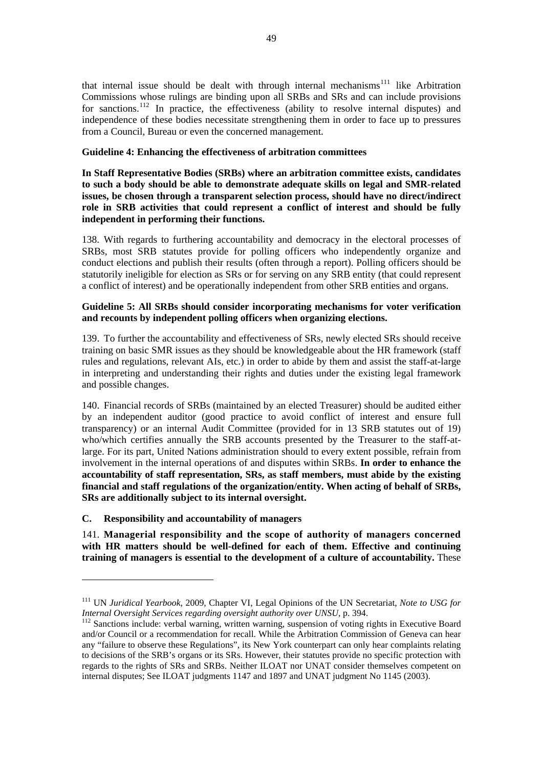that internal issue should be dealt with through internal mechanisms[111] like Arbitration Commissions whose rulings are binding upon all SRBs and SRs and can include provisions for sanctions.[112] In practice, the effectiveness (ability to resolve internal disputes) and independence of these bodies necessitate strengthening them in order to face up to pressures from a Council, Bureau or even the concerned management.

**Guideline 4: Enhancing the effectiveness of arbitration committees**

**In Staff Representative Bodies (SRBs) where an arbitration committee exists, candidates to such a body should be able to demonstrate adequate skills on legal and SMR-related issues, be chosen through a transparent selection process, should have no direct/indirect role in SRB activities that could represent a conflict of interest and should be fully independent in performing their functions.**

138. With regards to furthering accountability and democracy in the electoral processes of SRBs, most SRB statutes provide for polling officers who independently organize and conduct elections and publish their results (often through a report). Polling officers should be statutorily ineligible for election as SRs or for serving on any SRB entity (that could represent a conflict of interest) and be operationally independent from other SRB entities and organs.

**Guideline 5: All SRBs should consider incorporating mechanisms for voter verification and recounts by independent polling officers when organizing elections.**

139. To further the accountability and effectiveness of SRs, newly elected SRs should receive training on basic SMR issues as they should be knowledgeable about the HR framework (staff rules and regulations, relevant AIs, etc.) in order to abide by them and assist the staff-at-large in interpreting and understanding their rights and duties under the existing legal framework and possible changes.

140. Financial records of SRBs (maintained by an elected Treasurer) should be audited either by an independent auditor (good practice to avoid conflict of interest and ensure full transparency) or an internal Audit Committee (provided for in 13 SRB statutes out of 19) who/which certifies annually the SRB accounts presented by the Treasurer to the staff-at-large. For its part, United Nations administration should to every extent possible, refrain from involvement in the internal operations of and disputes within SRBs. **In order to enhance the accountability of staff representation, SRs, as staff members, must abide by the existing financial and staff regulations of the organization/entity. When acting of behalf of SRBs, SRs are additionally subject to its internal oversight.**

### C. Responsibility and accountability of managers

141. **Managerial responsibility and the scope of authority of managers concerned with HR matters should be well-defined for each of them. Effective and continuing training of managers is essential to the development of a culture of accountability.** These

---

[111] UN *Juridical Yearbook*, 2009, Chapter VI, Legal Opinions of the UN Secretariat, *Note to USG for Internal Oversight Services regarding oversight authority over UNSU*, p. 394.

[112] Sanctions include: verbal warning, written warning, suspension of voting rights in Executive Board and/or Council or a recommendation for recall. While the Arbitration Commission of Geneva can hear any "failure to observe these Regulations", its New York counterpart can only hear complaints relating to decisions of the SRB's organs or its SRs. However, their statutes provide no specific protection with regards to the rights of SRs and SRBs. Neither ILOAT nor UNAT consider themselves competent on internal disputes; See ILOAT judgments 1147 and 1897 and UNAT judgment No 1145 (2003).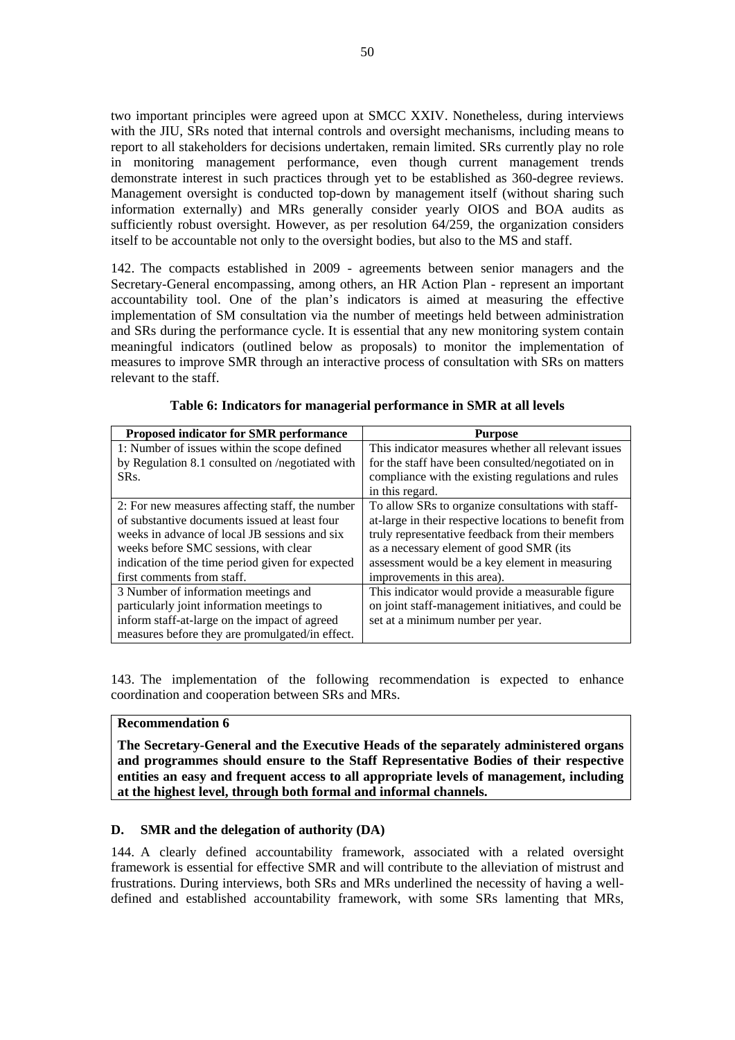two important principles were agreed upon at SMCC XXIV. Nonetheless, during interviews with the JIU, SRs noted that internal controls and oversight mechanisms, including means to report to all stakeholders for decisions undertaken, remain limited. SRs currently play no role in monitoring management performance, even though current management trends demonstrate interest in such practices through yet to be established as 360-degree reviews. Management oversight is conducted top-down by management itself (without sharing such information externally) and MRs generally consider yearly OIOS and BOA audits as sufficiently robust oversight. However, as per resolution 64/259, the organization considers itself to be accountable not only to the oversight bodies, but also to the MS and staff.

142. The compacts established in 2009 - agreements between senior managers and the Secretary-General encompassing, among others, an HR Action Plan - represent an important accountability tool. One of the plan's indicators is aimed at measuring the effective implementation of SM consultation via the number of meetings held between administration and SRs during the performance cycle. It is essential that any new monitoring system contain meaningful indicators (outlined below as proposals) to monitor the implementation of measures to improve SMR through an interactive process of consultation with SRs on matters relevant to the staff.

**Table 6: Indicators for managerial performance in SMR at all levels**

| Proposed indicator for SMR performance | Purpose |
|---|---|
| 1: Number of issues within the scope defined by Regulation 8.1 consulted on /negotiated with SRs. | This indicator measures whether all relevant issues for the staff have been consulted/negotiated on in compliance with the existing regulations and rules in this regard. |
| 2: For new measures affecting staff, the number of substantive documents issued at least four weeks in advance of local JB sessions and six weeks before SMC sessions, with clear indication of the time period given for expected first comments from staff. | To allow SRs to organize consultations with staff-at-large in their respective locations to benefit from truly representative feedback from their members as a necessary element of good SMR (its assessment would be a key element in measuring improvements in this area). |
| 3 Number of information meetings and particularly joint information meetings to inform staff-at-large on the impact of agreed measures before they are promulgated/in effect. | This indicator would provide a measurable figure on joint staff-management initiatives, and could be set at a minimum number per year. |

143. The implementation of the following recommendation is expected to enhance coordination and cooperation between SRs and MRs.

> **Recommendation 6**
>
> **The Secretary-General and the Executive Heads of the separately administered organs and programmes should ensure to the Staff Representative Bodies of their respective entities an easy and frequent access to all appropriate levels of management, including at the highest level, through both formal and informal channels.**

### D. SMR and the delegation of authority (DA)

144. A clearly defined accountability framework, associated with a related oversight framework is essential for effective SMR and will contribute to the alleviation of mistrust and frustrations. During interviews, both SRs and MRs underlined the necessity of having a well-defined and established accountability framework, with some SRs lamenting that MRs,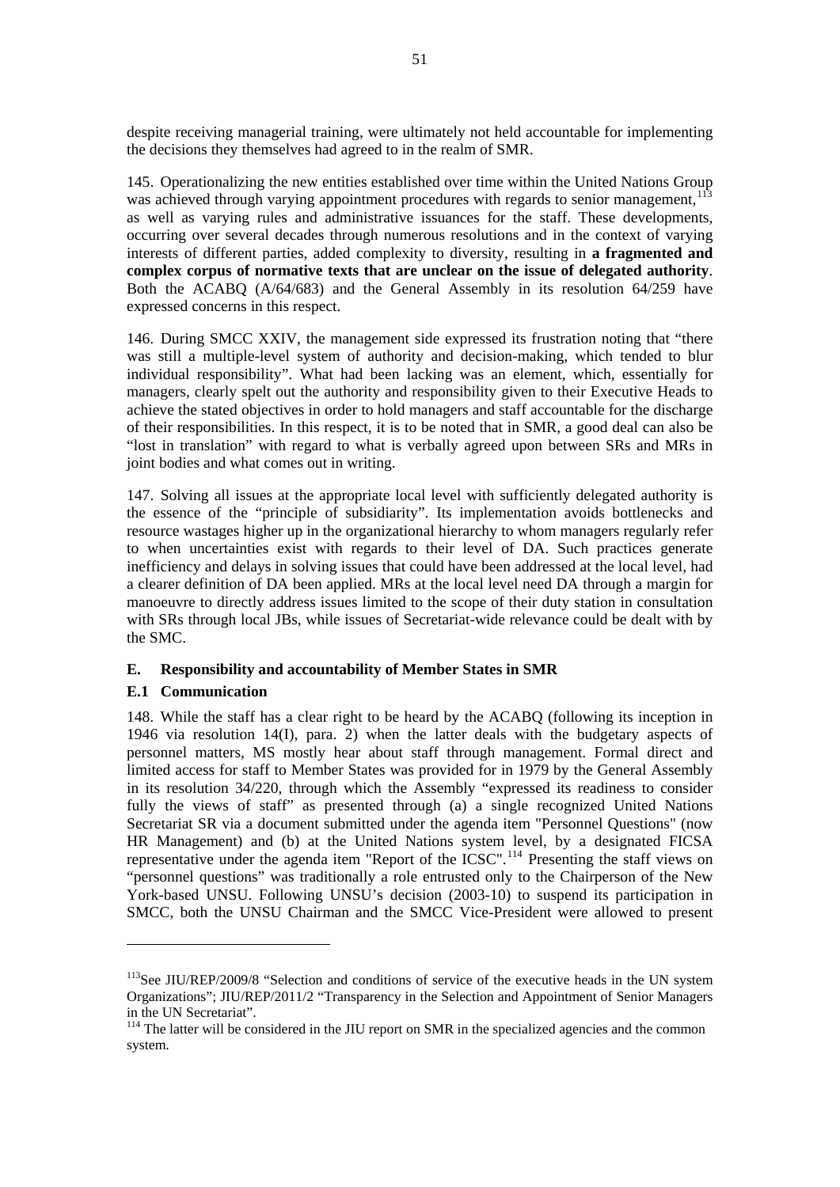despite receiving managerial training, were ultimately not held accountable for implementing the decisions they themselves had agreed to in the realm of SMR.

145. Operationalizing the new entities established over time within the United Nations Group was achieved through varying appointment procedures with regards to senior management,[113] as well as varying rules and administrative issuances for the staff. These developments, occurring over several decades through numerous resolutions and in the context of varying interests of different parties, added complexity to diversity, resulting in **a fragmented and complex corpus of normative texts that are unclear on the issue of delegated authority**. Both the ACABQ (A/64/683) and the General Assembly in its resolution 64/259 have expressed concerns in this respect.

146. During SMCC XXIV, the management side expressed its frustration noting that "there was still a multiple-level system of authority and decision-making, which tended to blur individual responsibility". What had been lacking was an element, which, essentially for managers, clearly spelt out the authority and responsibility given to their Executive Heads to achieve the stated objectives in order to hold managers and staff accountable for the discharge of their responsibilities. In this respect, it is to be noted that in SMR, a good deal can also be "lost in translation" with regard to what is verbally agreed upon between SRs and MRs in joint bodies and what comes out in writing.

147. Solving all issues at the appropriate local level with sufficiently delegated authority is the essence of the "principle of subsidiarity". Its implementation avoids bottlenecks and resource wastages higher up in the organizational hierarchy to whom managers regularly refer to when uncertainties exist with regards to their level of DA. Such practices generate inefficiency and delays in solving issues that could have been addressed at the local level, had a clearer definition of DA been applied. MRs at the local level need DA through a margin for manoeuvre to directly address issues limited to the scope of their duty station in consultation with SRs through local JBs, while issues of Secretariat-wide relevance could be dealt with by the SMC.

## E. Responsibility and accountability of Member States in SMR

### E.1 Communication

148. While the staff has a clear right to be heard by the ACABQ (following its inception in 1946 via resolution 14(I), para. 2) when the latter deals with the budgetary aspects of personnel matters, MS mostly hear about staff through management. Formal direct and limited access for staff to Member States was provided for in 1979 by the General Assembly in its resolution 34/220, through which the Assembly "expressed its readiness to consider fully the views of staff" as presented through (a) a single recognized United Nations Secretariat SR via a document submitted under the agenda item "Personnel Questions" (now HR Management) and (b) at the United Nations system level, by a designated FICSA representative under the agenda item "Report of the ICSC".[114] Presenting the staff views on "personnel questions" was traditionally a role entrusted only to the Chairperson of the New York-based UNSU. Following UNSU's decision (2003-10) to suspend its participation in SMCC, both the UNSU Chairman and the SMCC Vice-President were allowed to present

---

[113] See JIU/REP/2009/8 "Selection and conditions of service of the executive heads in the UN system Organizations"; JIU/REP/2011/2 "Transparency in the Selection and Appointment of Senior Managers in the UN Secretariat".

[114] The latter will be considered in the JIU report on SMR in the specialized agencies and the common system.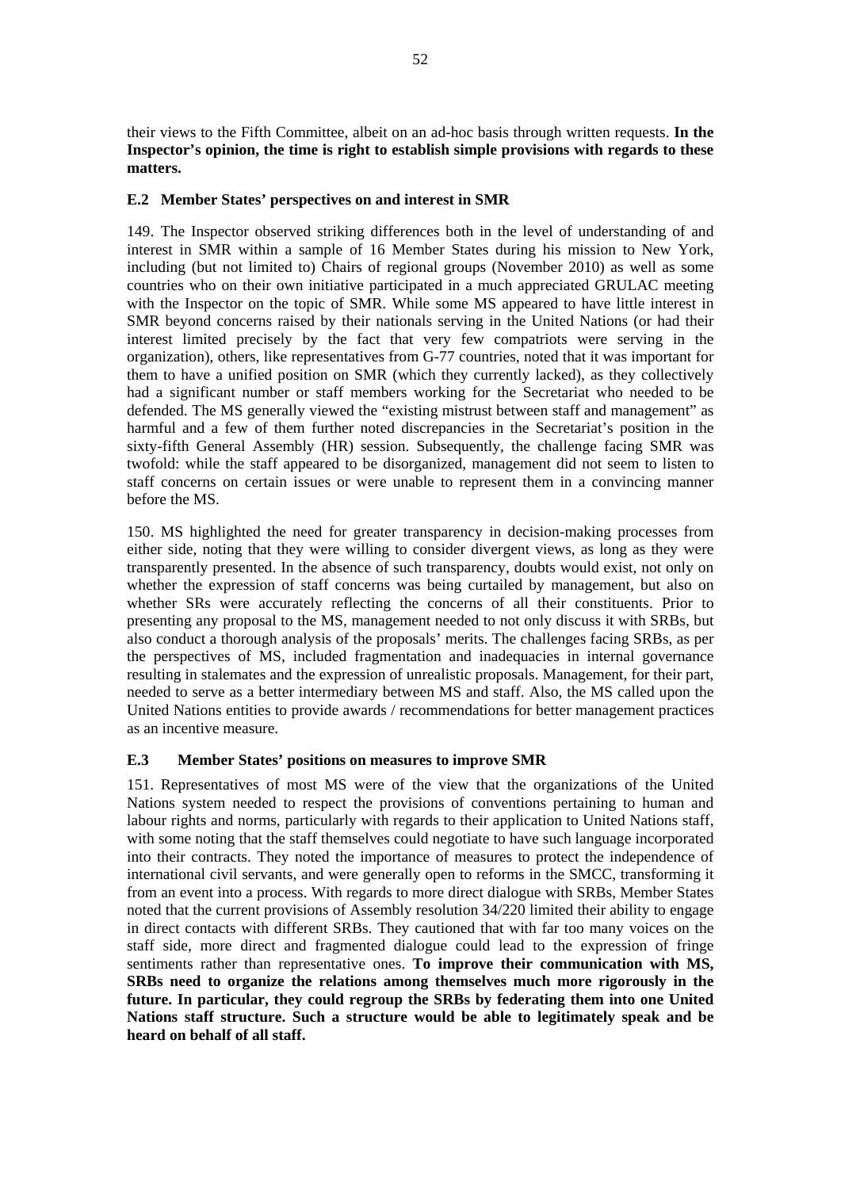their views to the Fifth Committee, albeit on an ad-hoc basis through written requests. **In the Inspector's opinion, the time is right to establish simple provisions with regards to these matters.**

### E.2 Member States' perspectives on and interest in SMR

149. The Inspector observed striking differences both in the level of understanding of and interest in SMR within a sample of 16 Member States during his mission to New York, including (but not limited to) Chairs of regional groups (November 2010) as well as some countries who on their own initiative participated in a much appreciated GRULAC meeting with the Inspector on the topic of SMR. While some MS appeared to have little interest in SMR beyond concerns raised by their nationals serving in the United Nations (or had their interest limited precisely by the fact that very few compatriots were serving in the organization), others, like representatives from G-77 countries, noted that it was important for them to have a unified position on SMR (which they currently lacked), as they collectively had a significant number or staff members working for the Secretariat who needed to be defended. The MS generally viewed the "existing mistrust between staff and management" as harmful and a few of them further noted discrepancies in the Secretariat's position in the sixty-fifth General Assembly (HR) session. Subsequently, the challenge facing SMR was twofold: while the staff appeared to be disorganized, management did not seem to listen to staff concerns on certain issues or were unable to represent them in a convincing manner before the MS.

150. MS highlighted the need for greater transparency in decision-making processes from either side, noting that they were willing to consider divergent views, as long as they were transparently presented. In the absence of such transparency, doubts would exist, not only on whether the expression of staff concerns was being curtailed by management, but also on whether SRs were accurately reflecting the concerns of all their constituents. Prior to presenting any proposal to the MS, management needed to not only discuss it with SRBs, but also conduct a thorough analysis of the proposals' merits. The challenges facing SRBs, as per the perspectives of MS, included fragmentation and inadequacies in internal governance resulting in stalemates and the expression of unrealistic proposals. Management, for their part, needed to serve as a better intermediary between MS and staff. Also, the MS called upon the United Nations entities to provide awards / recommendations for better management practices as an incentive measure.

### E.3 Member States' positions on measures to improve SMR

151. Representatives of most MS were of the view that the organizations of the United Nations system needed to respect the provisions of conventions pertaining to human and labour rights and norms, particularly with regards to their application to United Nations staff, with some noting that the staff themselves could negotiate to have such language incorporated into their contracts. They noted the importance of measures to protect the independence of international civil servants, and were generally open to reforms in the SMCC, transforming it from an event into a process. With regards to more direct dialogue with SRBs, Member States noted that the current provisions of Assembly resolution 34/220 limited their ability to engage in direct contacts with different SRBs. They cautioned that with far too many voices on the staff side, more direct and fragmented dialogue could lead to the expression of fringe sentiments rather than representative ones. **To improve their communication with MS, SRBs need to organize the relations among themselves much more rigorously in the future. In particular, they could regroup the SRBs by federating them into one United Nations staff structure. Such a structure would be able to legitimately speak and be heard on behalf of all staff.**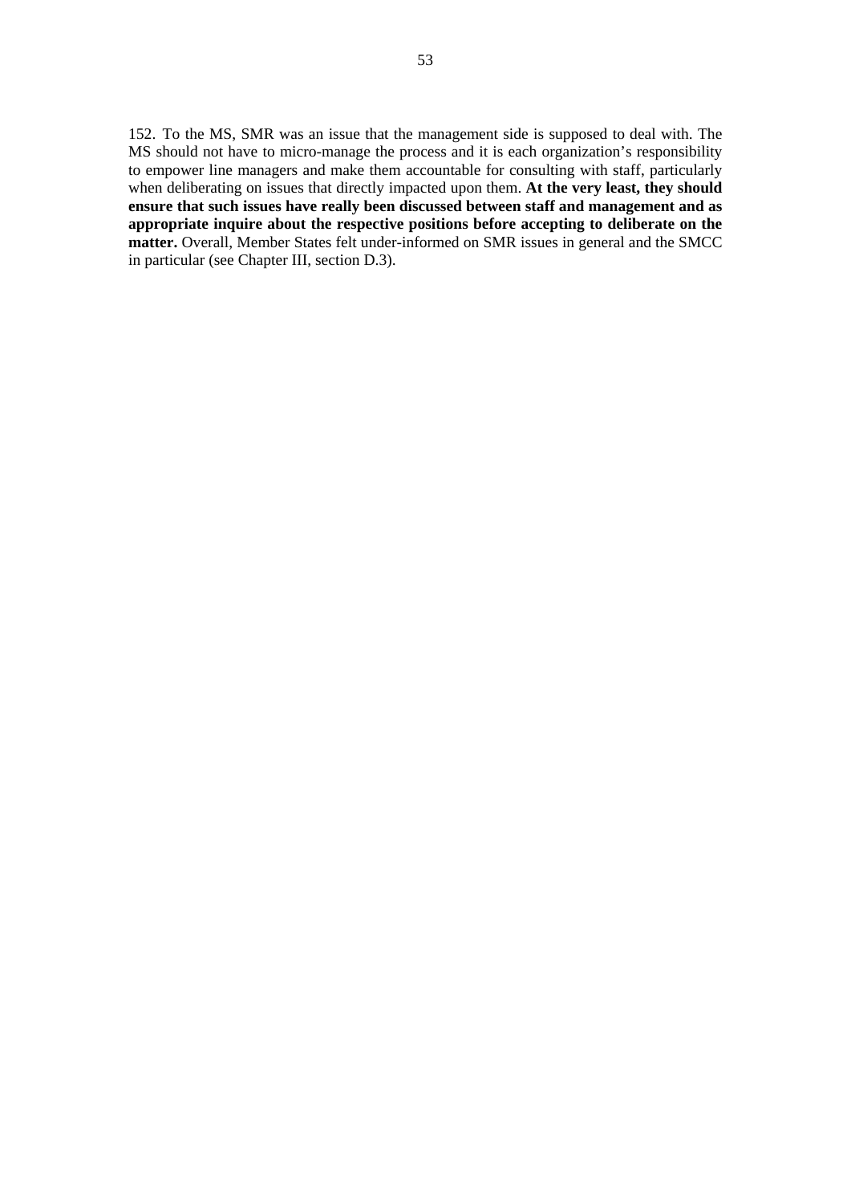152. To the MS, SMR was an issue that the management side is supposed to deal with. The MS should not have to micro-manage the process and it is each organization's responsibility to empower line managers and make them accountable for consulting with staff, particularly when deliberating on issues that directly impacted upon them. **At the very least, they should ensure that such issues have really been discussed between staff and management and as appropriate inquire about the respective positions before accepting to deliberate on the matter.** Overall, Member States felt under-informed on SMR issues in general and the SMCC in particular (see Chapter III, section D.3).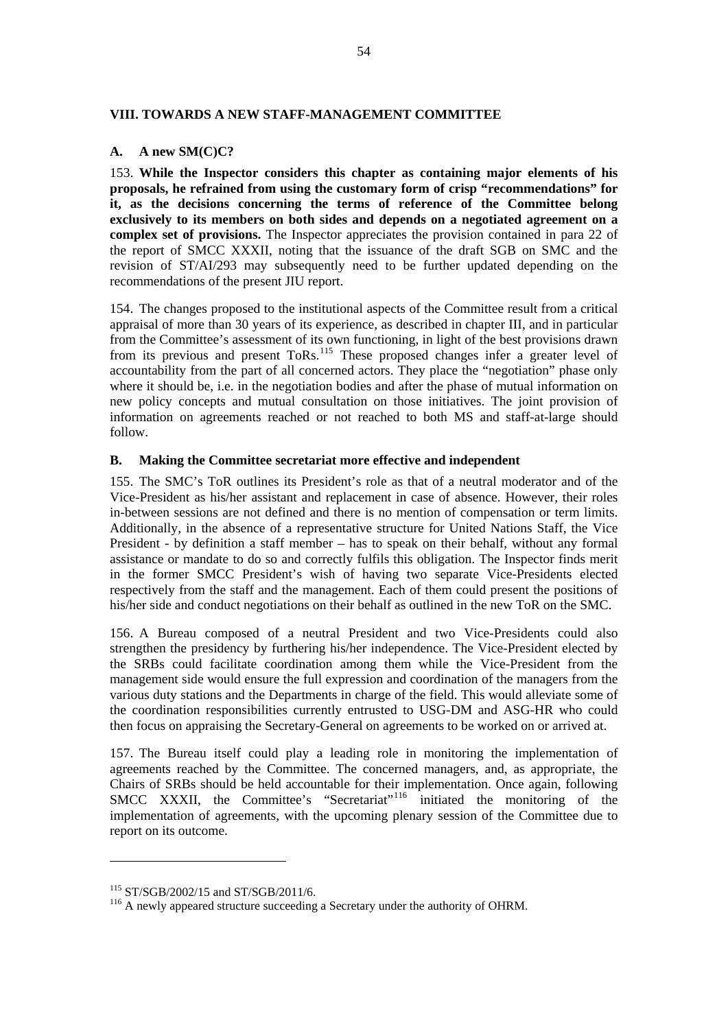## VIII. TOWARDS A NEW STAFF-MANAGEMENT COMMITTEE

### A. A new SM(C)C?

153. **While the Inspector considers this chapter as containing major elements of his proposals, he refrained from using the customary form of crisp "recommendations" for it, as the decisions concerning the terms of reference of the Committee belong exclusively to its members on both sides and depends on a negotiated agreement on a complex set of provisions.** The Inspector appreciates the provision contained in para 22 of the report of SMCC XXXII, noting that the issuance of the draft SGB on SMC and the revision of ST/AI/293 may subsequently need to be further updated depending on the recommendations of the present JIU report.

154. The changes proposed to the institutional aspects of the Committee result from a critical appraisal of more than 30 years of its experience, as described in chapter III, and in particular from the Committee's assessment of its own functioning, in light of the best provisions drawn from its previous and present ToRs.[115] These proposed changes infer a greater level of accountability from the part of all concerned actors. They place the "negotiation" phase only where it should be, i.e. in the negotiation bodies and after the phase of mutual information on new policy concepts and mutual consultation on those initiatives. The joint provision of information on agreements reached or not reached to both MS and staff-at-large should follow.

### B. Making the Committee secretariat more effective and independent

155. The SMC's ToR outlines its President's role as that of a neutral moderator and of the Vice-President as his/her assistant and replacement in case of absence. However, their roles in-between sessions are not defined and there is no mention of compensation or term limits. Additionally, in the absence of a representative structure for United Nations Staff, the Vice President - by definition a staff member – has to speak on their behalf, without any formal assistance or mandate to do so and correctly fulfils this obligation. The Inspector finds merit in the former SMCC President's wish of having two separate Vice-Presidents elected respectively from the staff and the management. Each of them could present the positions of his/her side and conduct negotiations on their behalf as outlined in the new ToR on the SMC.

156. A Bureau composed of a neutral President and two Vice-Presidents could also strengthen the presidency by furthering his/her independence. The Vice-President elected by the SRBs could facilitate coordination among them while the Vice-President from the management side would ensure the full expression and coordination of the managers from the various duty stations and the Departments in charge of the field. This would alleviate some of the coordination responsibilities currently entrusted to USG-DM and ASG-HR who could then focus on appraising the Secretary-General on agreements to be worked on or arrived at.

157. The Bureau itself could play a leading role in monitoring the implementation of agreements reached by the Committee. The concerned managers, and, as appropriate, the Chairs of SRBs should be held accountable for their implementation. Once again, following SMCC XXXII, the Committee's "Secretariat"[116] initiated the monitoring of the implementation of agreements, with the upcoming plenary session of the Committee due to report on its outcome.

---

[115] ST/SGB/2002/15 and ST/SGB/2011/6.

[116] A newly appeared structure succeeding a Secretary under the authority of OHRM.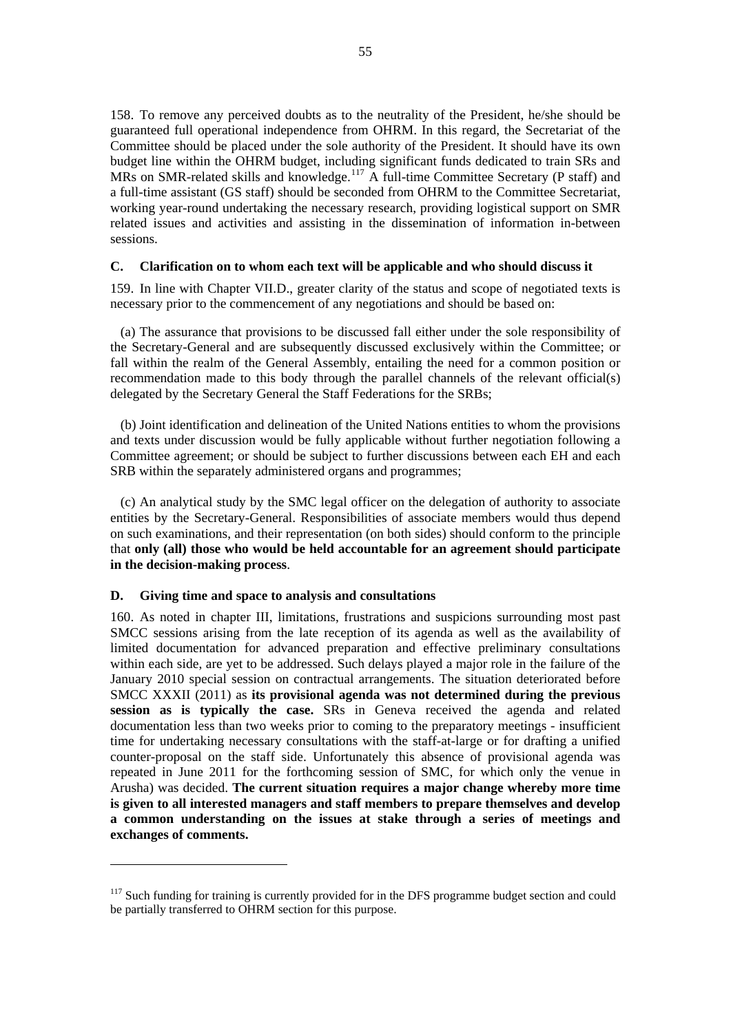158. To remove any perceived doubts as to the neutrality of the President, he/she should be guaranteed full operational independence from OHRM. In this regard, the Secretariat of the Committee should be placed under the sole authority of the President. It should have its own budget line within the OHRM budget, including significant funds dedicated to train SRs and MRs on SMR-related skills and knowledge.[117] A full-time Committee Secretary (P staff) and a full-time assistant (GS staff) should be seconded from OHRM to the Committee Secretariat, working year-round undertaking the necessary research, providing logistical support on SMR related issues and activities and assisting in the dissemination of information in-between sessions.

### C. Clarification on to whom each text will be applicable and who should discuss it

159. In line with Chapter VII.D., greater clarity of the status and scope of negotiated texts is necessary prior to the commencement of any negotiations and should be based on:

(a) The assurance that provisions to be discussed fall either under the sole responsibility of the Secretary-General and are subsequently discussed exclusively within the Committee; or fall within the realm of the General Assembly, entailing the need for a common position or recommendation made to this body through the parallel channels of the relevant official(s) delegated by the Secretary General the Staff Federations for the SRBs;

(b) Joint identification and delineation of the United Nations entities to whom the provisions and texts under discussion would be fully applicable without further negotiation following a Committee agreement; or should be subject to further discussions between each EH and each SRB within the separately administered organs and programmes;

(c) An analytical study by the SMC legal officer on the delegation of authority to associate entities by the Secretary-General. Responsibilities of associate members would thus depend on such examinations, and their representation (on both sides) should conform to the principle that **only (all) those who would be held accountable for an agreement should participate in the decision-making process**.

### D. Giving time and space to analysis and consultations

160. As noted in chapter III, limitations, frustrations and suspicions surrounding most past SMCC sessions arising from the late reception of its agenda as well as the availability of limited documentation for advanced preparation and effective preliminary consultations within each side, are yet to be addressed. Such delays played a major role in the failure of the January 2010 special session on contractual arrangements. The situation deteriorated before SMCC XXXII (2011) as **its provisional agenda was not determined during the previous session as is typically the case.** SRs in Geneva received the agenda and related documentation less than two weeks prior to coming to the preparatory meetings - insufficient time for undertaking necessary consultations with the staff-at-large or for drafting a unified counter-proposal on the staff side. Unfortunately this absence of provisional agenda was repeated in June 2011 for the forthcoming session of SMC, for which only the venue in Arusha) was decided. **The current situation requires a major change whereby more time is given to all interested managers and staff members to prepare themselves and develop a common understanding on the issues at stake through a series of meetings and exchanges of comments.**

---

[117] Such funding for training is currently provided for in the DFS programme budget section and could be partially transferred to OHRM section for this purpose.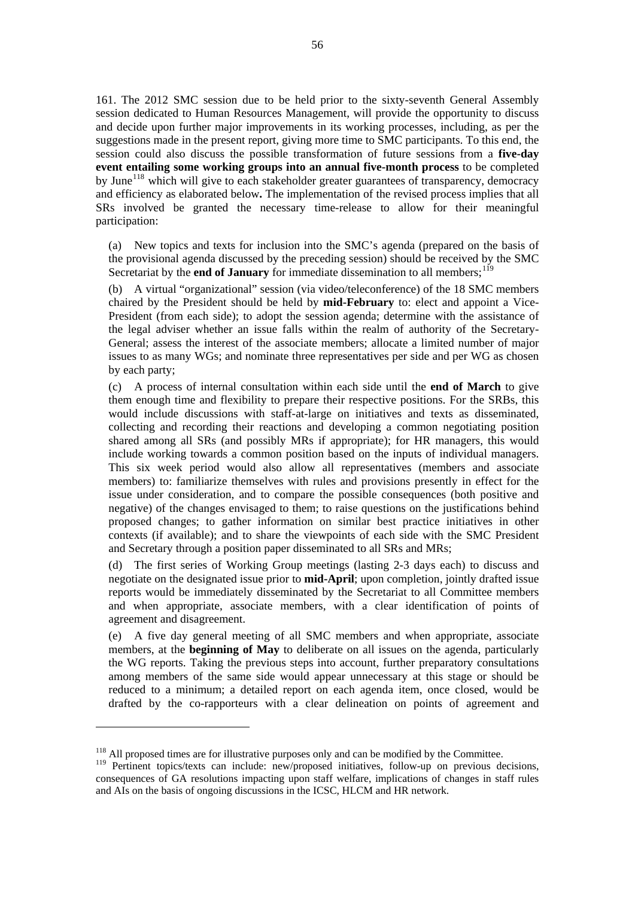161. The 2012 SMC session due to be held prior to the sixty-seventh General Assembly session dedicated to Human Resources Management, will provide the opportunity to discuss and decide upon further major improvements in its working processes, including, as per the suggestions made in the present report, giving more time to SMC participants. To this end, the session could also discuss the possible transformation of future sessions from a **five-day event entailing some working groups into an annual five-month process** to be completed by June[118] which will give to each stakeholder greater guarantees of transparency, democracy and efficiency as elaborated below**.** The implementation of the revised process implies that all SRs involved be granted the necessary time-release to allow for their meaningful participation:

(a) New topics and texts for inclusion into the SMC's agenda (prepared on the basis of the provisional agenda discussed by the preceding session) should be received by the SMC Secretariat by the **end of January** for immediate dissemination to all members;[119]

(b) A virtual "organizational" session (via video/teleconference) of the 18 SMC members chaired by the President should be held by **mid-February** to: elect and appoint a Vice-President (from each side); to adopt the session agenda; determine with the assistance of the legal adviser whether an issue falls within the realm of authority of the Secretary-General; assess the interest of the associate members; allocate a limited number of major issues to as many WGs; and nominate three representatives per side and per WG as chosen by each party;

(c) A process of internal consultation within each side until the **end of March** to give them enough time and flexibility to prepare their respective positions. For the SRBs, this would include discussions with staff-at-large on initiatives and texts as disseminated, collecting and recording their reactions and developing a common negotiating position shared among all SRs (and possibly MRs if appropriate); for HR managers, this would include working towards a common position based on the inputs of individual managers. This six week period would also allow all representatives (members and associate members) to: familiarize themselves with rules and provisions presently in effect for the issue under consideration, and to compare the possible consequences (both positive and negative) of the changes envisaged to them; to raise questions on the justifications behind proposed changes; to gather information on similar best practice initiatives in other contexts (if available); and to share the viewpoints of each side with the SMC President and Secretary through a position paper disseminated to all SRs and MRs;

(d) The first series of Working Group meetings (lasting 2-3 days each) to discuss and negotiate on the designated issue prior to **mid-April**; upon completion, jointly drafted issue reports would be immediately disseminated by the Secretariat to all Committee members and when appropriate, associate members, with a clear identification of points of agreement and disagreement.

(e) A five day general meeting of all SMC members and when appropriate, associate members, at the **beginning of May** to deliberate on all issues on the agenda, particularly the WG reports. Taking the previous steps into account, further preparatory consultations among members of the same side would appear unnecessary at this stage or should be reduced to a minimum; a detailed report on each agenda item, once closed, would be drafted by the co-rapporteurs with a clear delineation on points of agreement and

[118] All proposed times are for illustrative purposes only and can be modified by the Committee.

[119] Pertinent topics/texts can include: new/proposed initiatives, follow-up on previous decisions, consequences of GA resolutions impacting upon staff welfare, implications of changes in staff rules and AIs on the basis of ongoing discussions in the ICSC, HLCM and HR network.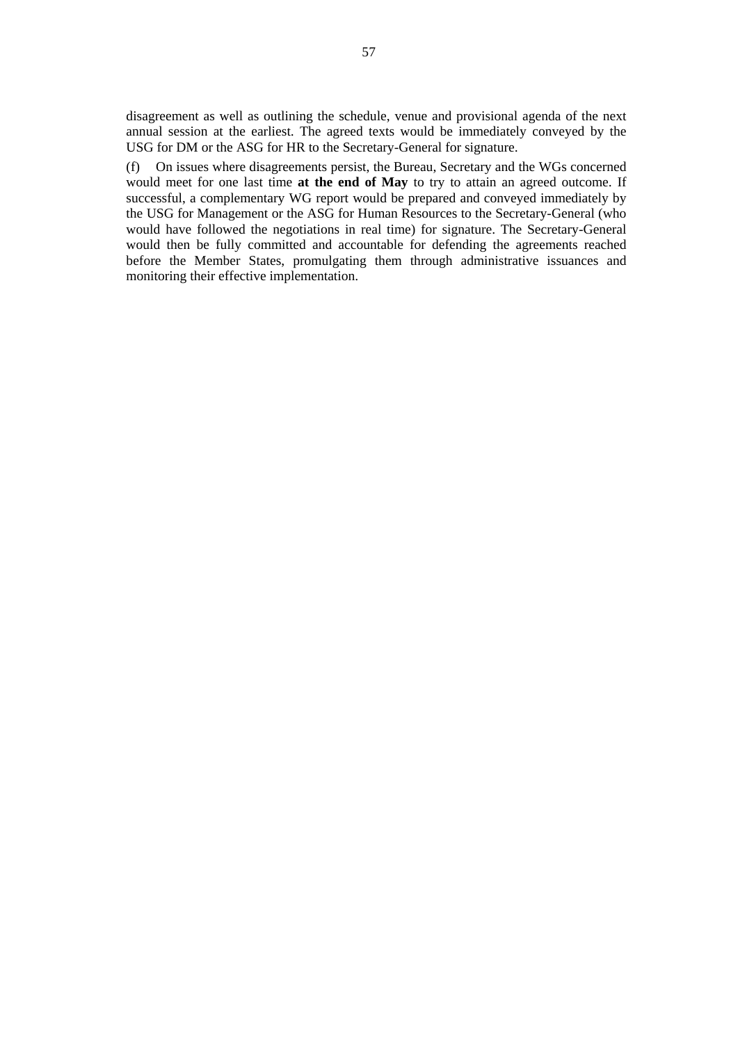disagreement as well as outlining the schedule, venue and provisional agenda of the next annual session at the earliest. The agreed texts would be immediately conveyed by the USG for DM or the ASG for HR to the Secretary-General for signature.

(f) On issues where disagreements persist, the Bureau, Secretary and the WGs concerned would meet for one last time **at the end of May** to try to attain an agreed outcome. If successful, a complementary WG report would be prepared and conveyed immediately by the USG for Management or the ASG for Human Resources to the Secretary-General (who would have followed the negotiations in real time) for signature. The Secretary-General would then be fully committed and accountable for defending the agreements reached before the Member States, promulgating them through administrative issuances and monitoring their effective implementation.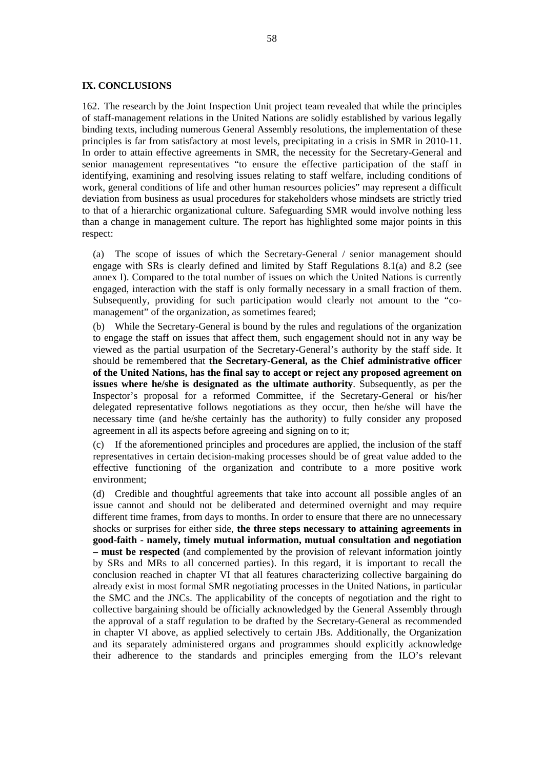## IX. CONCLUSIONS

162. The research by the Joint Inspection Unit project team revealed that while the principles of staff-management relations in the United Nations are solidly established by various legally binding texts, including numerous General Assembly resolutions, the implementation of these principles is far from satisfactory at most levels, precipitating in a crisis in SMR in 2010-11. In order to attain effective agreements in SMR, the necessity for the Secretary-General and senior management representatives "to ensure the effective participation of the staff in identifying, examining and resolving issues relating to staff welfare, including conditions of work, general conditions of life and other human resources policies" may represent a difficult deviation from business as usual procedures for stakeholders whose mindsets are strictly tried to that of a hierarchic organizational culture. Safeguarding SMR would involve nothing less than a change in management culture. The report has highlighted some major points in this respect:

(a) The scope of issues of which the Secretary-General / senior management should engage with SRs is clearly defined and limited by Staff Regulations 8.1(a) and 8.2 (see annex I). Compared to the total number of issues on which the United Nations is currently engaged, interaction with the staff is only formally necessary in a small fraction of them. Subsequently, providing for such participation would clearly not amount to the "co-management" of the organization, as sometimes feared;

(b) While the Secretary-General is bound by the rules and regulations of the organization to engage the staff on issues that affect them, such engagement should not in any way be viewed as the partial usurpation of the Secretary-General's authority by the staff side. It should be remembered that **the Secretary-General, as the Chief administrative officer of the United Nations, has the final say to accept or reject any proposed agreement on issues where he/she is designated as the ultimate authority**. Subsequently, as per the Inspector's proposal for a reformed Committee, if the Secretary-General or his/her delegated representative follows negotiations as they occur, then he/she will have the necessary time (and he/she certainly has the authority) to fully consider any proposed agreement in all its aspects before agreeing and signing on to it;

(c) If the aforementioned principles and procedures are applied, the inclusion of the staff representatives in certain decision-making processes should be of great value added to the effective functioning of the organization and contribute to a more positive work environment;

(d) Credible and thoughtful agreements that take into account all possible angles of an issue cannot and should not be deliberated and determined overnight and may require different time frames, from days to months. In order to ensure that there are no unnecessary shocks or surprises for either side, **the three steps necessary to attaining agreements in good-faith - namely, timely mutual information, mutual consultation and negotiation – must be respected** (and complemented by the provision of relevant information jointly by SRs and MRs to all concerned parties). In this regard, it is important to recall the conclusion reached in chapter VI that all features characterizing collective bargaining do already exist in most formal SMR negotiating processes in the United Nations, in particular the SMC and the JNCs. The applicability of the concepts of negotiation and the right to collective bargaining should be officially acknowledged by the General Assembly through the approval of a staff regulation to be drafted by the Secretary-General as recommended in chapter VI above, as applied selectively to certain JBs. Additionally, the Organization and its separately administered organs and programmes should explicitly acknowledge their adherence to the standards and principles emerging from the ILO's relevant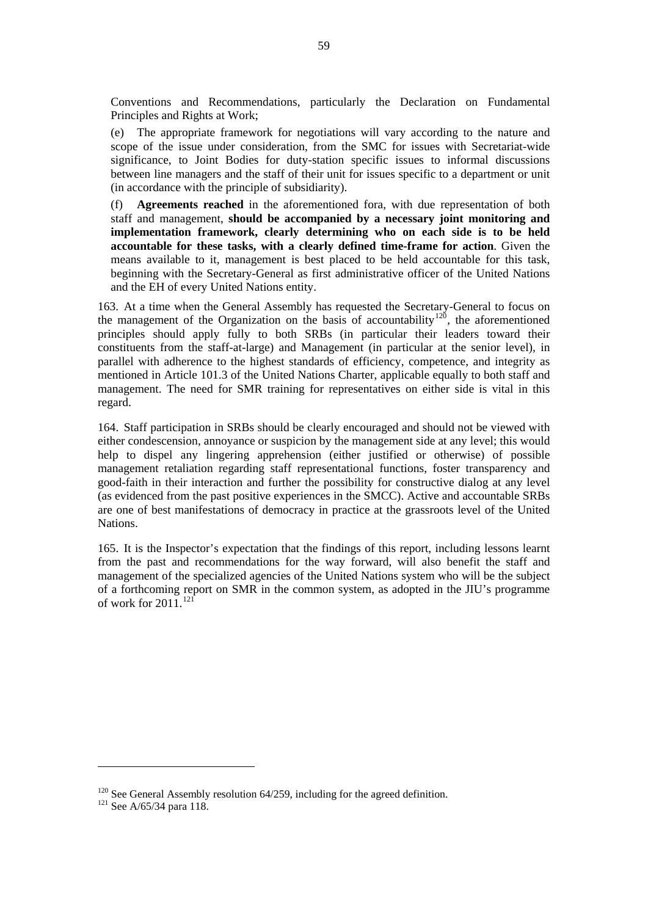Conventions and Recommendations, particularly the Declaration on Fundamental Principles and Rights at Work;

(e) The appropriate framework for negotiations will vary according to the nature and scope of the issue under consideration, from the SMC for issues with Secretariat-wide significance, to Joint Bodies for duty-station specific issues to informal discussions between line managers and the staff of their unit for issues specific to a department or unit (in accordance with the principle of subsidiarity).

(f) **Agreements reached** in the aforementioned fora, with due representation of both staff and management, **should be accompanied by a necessary joint monitoring and implementation framework, clearly determining who on each side is to be held accountable for these tasks, with a clearly defined time-frame for action**. Given the means available to it, management is best placed to be held accountable for this task, beginning with the Secretary-General as first administrative officer of the United Nations and the EH of every United Nations entity.

163. At a time when the General Assembly has requested the Secretary-General to focus on the management of the Organization on the basis of accountability[120], the aforementioned principles should apply fully to both SRBs (in particular their leaders toward their constituents from the staff-at-large) and Management (in particular at the senior level), in parallel with adherence to the highest standards of efficiency, competence, and integrity as mentioned in Article 101.3 of the United Nations Charter, applicable equally to both staff and management. The need for SMR training for representatives on either side is vital in this regard.

164. Staff participation in SRBs should be clearly encouraged and should not be viewed with either condescension, annoyance or suspicion by the management side at any level; this would help to dispel any lingering apprehension (either justified or otherwise) of possible management retaliation regarding staff representational functions, foster transparency and good-faith in their interaction and further the possibility for constructive dialog at any level (as evidenced from the past positive experiences in the SMCC). Active and accountable SRBs are one of best manifestations of democracy in practice at the grassroots level of the United Nations.

165. It is the Inspector's expectation that the findings of this report, including lessons learnt from the past and recommendations for the way forward, will also benefit the staff and management of the specialized agencies of the United Nations system who will be the subject of a forthcoming report on SMR in the common system, as adopted in the JIU's programme of work for 2011.[121]

---

[120] See General Assembly resolution 64/259, including for the agreed definition.

[121] See A/65/34 para 118.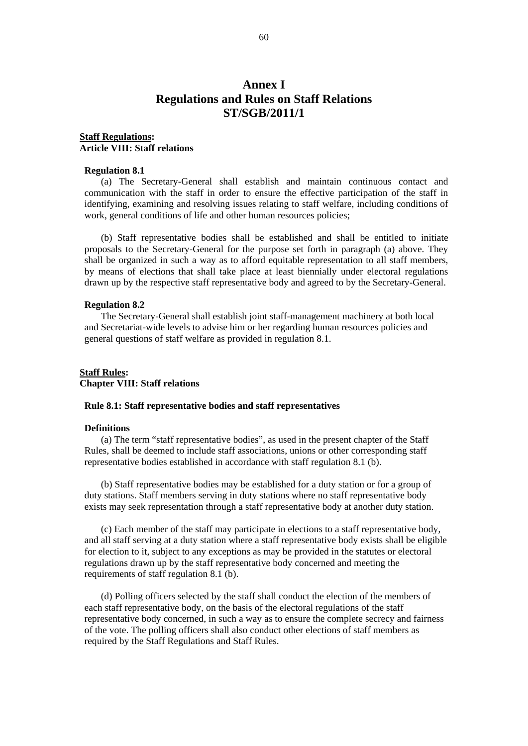# Annex I
# Regulations and Rules on Staff Relations
# ST/SGB/2011/1

**Staff Regulations:**
**Article VIII: Staff relations**

**Regulation 8.1**

(a) The Secretary-General shall establish and maintain continuous contact and communication with the staff in order to ensure the effective participation of the staff in identifying, examining and resolving issues relating to staff welfare, including conditions of work, general conditions of life and other human resources policies;

(b) Staff representative bodies shall be established and shall be entitled to initiate proposals to the Secretary-General for the purpose set forth in paragraph (a) above. They shall be organized in such a way as to afford equitable representation to all staff members, by means of elections that shall take place at least biennially under electoral regulations drawn up by the respective staff representative body and agreed to by the Secretary-General.

**Regulation 8.2**

The Secretary-General shall establish joint staff-management machinery at both local and Secretariat-wide levels to advise him or her regarding human resources policies and general questions of staff welfare as provided in regulation 8.1.

**Staff Rules:**
**Chapter VIII: Staff relations**

**Rule 8.1: Staff representative bodies and staff representatives**

**Definitions**

(a) The term "staff representative bodies", as used in the present chapter of the Staff Rules, shall be deemed to include staff associations, unions or other corresponding staff representative bodies established in accordance with staff regulation 8.1 (b).

(b) Staff representative bodies may be established for a duty station or for a group of duty stations. Staff members serving in duty stations where no staff representative body exists may seek representation through a staff representative body at another duty station.

(c) Each member of the staff may participate in elections to a staff representative body, and all staff serving at a duty station where a staff representative body exists shall be eligible for election to it, subject to any exceptions as may be provided in the statutes or electoral regulations drawn up by the staff representative body concerned and meeting the requirements of staff regulation 8.1 (b).

(d) Polling officers selected by the staff shall conduct the election of the members of each staff representative body, on the basis of the electoral regulations of the staff representative body concerned, in such a way as to ensure the complete secrecy and fairness of the vote. The polling officers shall also conduct other elections of staff members as required by the Staff Regulations and Staff Rules.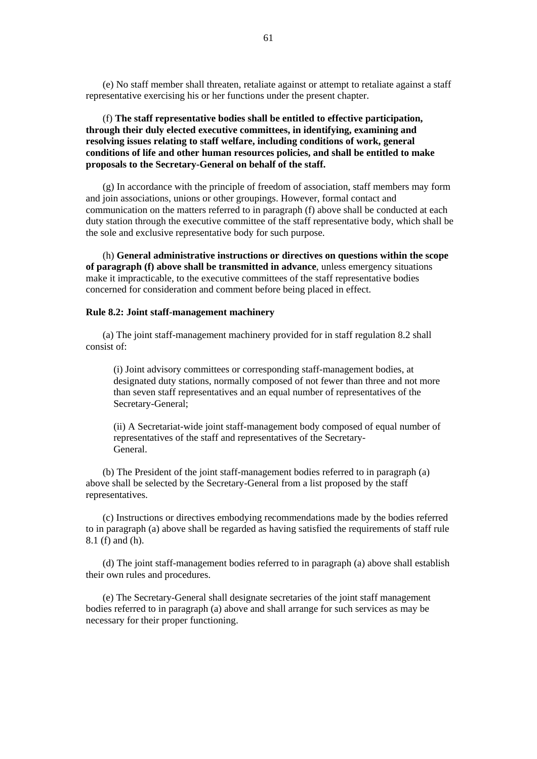(e) No staff member shall threaten, retaliate against or attempt to retaliate against a staff representative exercising his or her functions under the present chapter.

(f) **The staff representative bodies shall be entitled to effective participation, through their duly elected executive committees, in identifying, examining and resolving issues relating to staff welfare, including conditions of work, general conditions of life and other human resources policies, and shall be entitled to make proposals to the Secretary-General on behalf of the staff.**

(g) In accordance with the principle of freedom of association, staff members may form and join associations, unions or other groupings. However, formal contact and communication on the matters referred to in paragraph (f) above shall be conducted at each duty station through the executive committee of the staff representative body, which shall be the sole and exclusive representative body for such purpose.

(h) **General administrative instructions or directives on questions within the scope of paragraph (f) above shall be transmitted in advance**, unless emergency situations make it impracticable, to the executive committees of the staff representative bodies concerned for consideration and comment before being placed in effect.

**Rule 8.2: Joint staff-management machinery**

(a) The joint staff-management machinery provided for in staff regulation 8.2 shall consist of:

(i) Joint advisory committees or corresponding staff-management bodies, at designated duty stations, normally composed of not fewer than three and not more than seven staff representatives and an equal number of representatives of the Secretary-General;

(ii) A Secretariat-wide joint staff-management body composed of equal number of representatives of the staff and representatives of the Secretary-General.

(b) The President of the joint staff-management bodies referred to in paragraph (a) above shall be selected by the Secretary-General from a list proposed by the staff representatives.

(c) Instructions or directives embodying recommendations made by the bodies referred to in paragraph (a) above shall be regarded as having satisfied the requirements of staff rule 8.1 (f) and (h).

(d) The joint staff-management bodies referred to in paragraph (a) above shall establish their own rules and procedures.

(e) The Secretary-General shall designate secretaries of the joint staff management bodies referred to in paragraph (a) above and shall arrange for such services as may be necessary for their proper functioning.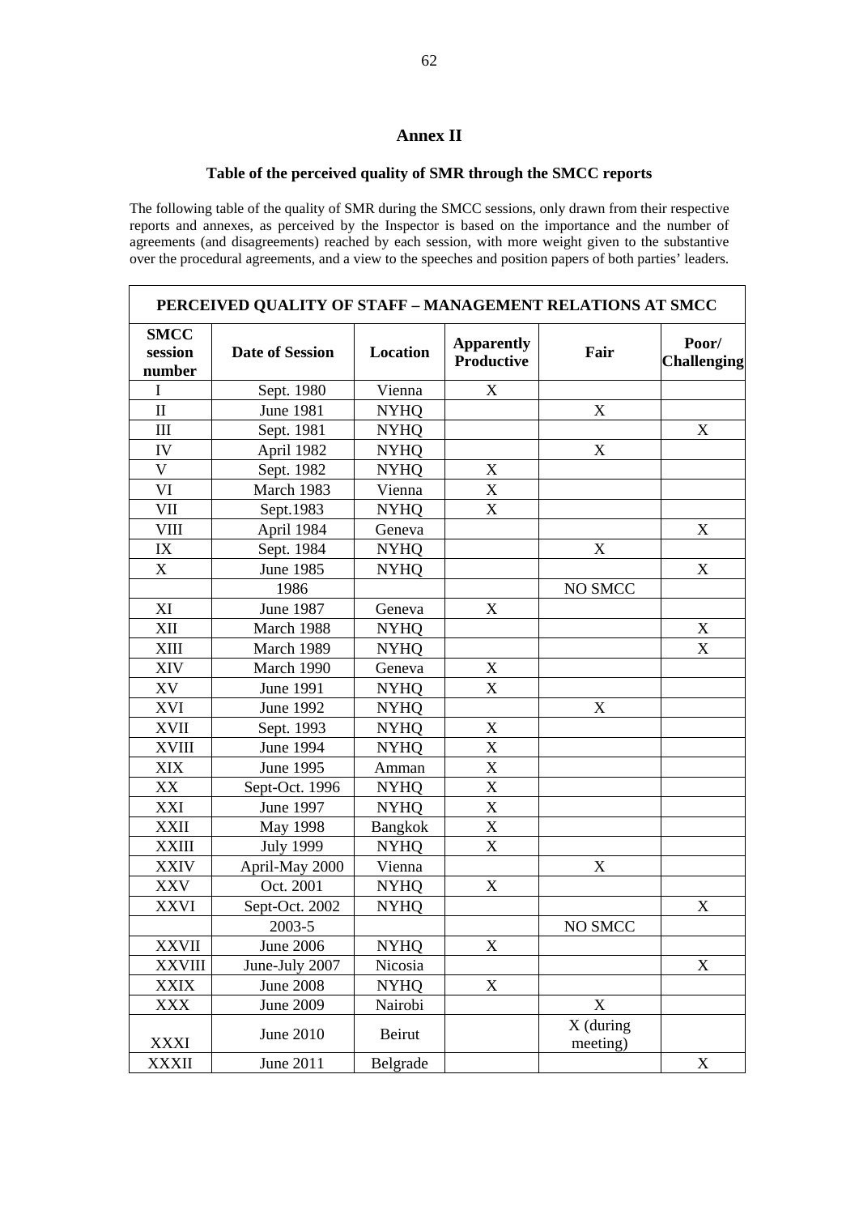# Annex II

## Table of the perceived quality of SMR through the SMCC reports

The following table of the quality of SMR during the SMCC sessions, only drawn from their respective reports and annexes, as perceived by the Inspector is based on the importance and the number of agreements (and disagreements) reached by each session, with more weight given to the substantive over the procedural agreements, and a view to the speeches and position papers of both parties' leaders.

| **PERCEIVED QUALITY OF STAFF – MANAGEMENT RELATIONS AT SMCC** | | | | | |
|---|---|---|---|---|---|
| **SMCC session number** | **Date of Session** | **Location** | **Apparently Productive** | **Fair** | **Poor/ Challenging** |
| I | Sept. 1980 | Vienna | X | | |
| II | June 1981 | NYHQ | | X | |
| III | Sept. 1981 | NYHQ | | | X |
| IV | April 1982 | NYHQ | | X | |
| V | Sept. 1982 | NYHQ | X | | |
| VI | March 1983 | Vienna | X | | |
| VII | Sept.1983 | NYHQ | X | | |
| VIII | April 1984 | Geneva | | | X |
| IX | Sept. 1984 | NYHQ | | X | |
| X | June 1985 | NYHQ | | | X |
| | 1986 | | | NO SMCC | |
| XI | June 1987 | Geneva | X | | |
| XII | March 1988 | NYHQ | | | X |
| XIII | March 1989 | NYHQ | | | X |
| XIV | March 1990 | Geneva | X | | |
| XV | June 1991 | NYHQ | X | | |
| XVI | June 1992 | NYHQ | | X | |
| XVII | Sept. 1993 | NYHQ | X | | |
| XVIII | June 1994 | NYHQ | X | | |
| XIX | June 1995 | Amman | X | | |
| XX | Sept-Oct. 1996 | NYHQ | X | | |
| XXI | June 1997 | NYHQ | X | | |
| XXII | May 1998 | Bangkok | X | | |
| XXIII | July 1999 | NYHQ | X | | |
| XXIV | April-May 2000 | Vienna | | X | |
| XXV | Oct. 2001 | NYHQ | X | | |
| XXVI | Sept-Oct. 2002 | NYHQ | | | X |
| | 2003-5 | | | NO SMCC | |
| XXVII | June 2006 | NYHQ | X | | |
| XXVIII | June-July 2007 | Nicosia | | | X |
| XXIX | June 2008 | NYHQ | X | | |
| XXX | June 2009 | Nairobi | | X | |
| XXXI | June 2010 | Beirut | | X (during meeting) | |
| XXXII | June 2011 | Belgrade | | | X |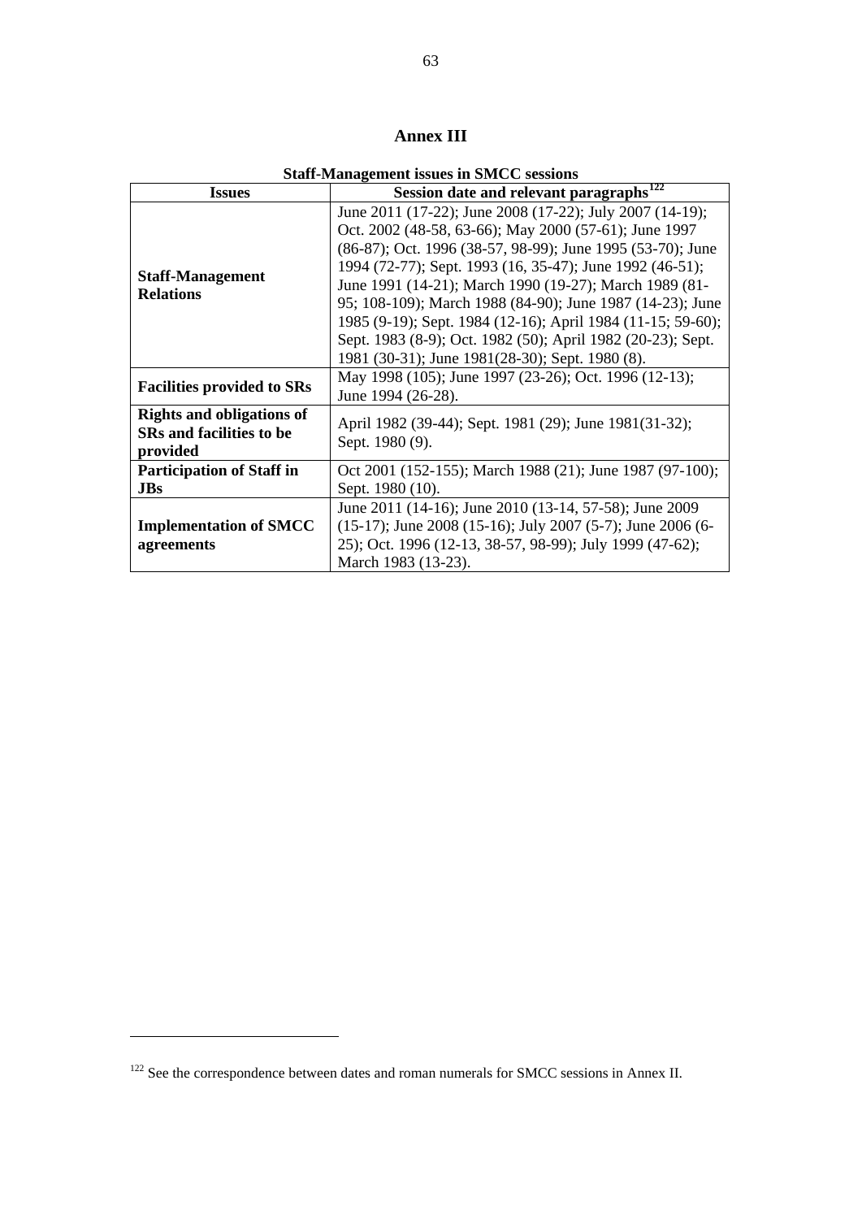# Annex III

**Staff-Management issues in SMCC sessions**

| Issues | Session date and relevant paragraphs[122] |
|---|---|
| **Staff-Management Relations** | June 2011 (17-22); June 2008 (17-22); July 2007 (14-19); Oct. 2002 (48-58, 63-66); May 2000 (57-61); June 1997 (86-87); Oct. 1996 (38-57, 98-99); June 1995 (53-70); June 1994 (72-77); Sept. 1993 (16, 35-47); June 1992 (46-51); June 1991 (14-21); March 1990 (19-27); March 1989 (81-95; 108-109); March 1988 (84-90); June 1987 (14-23); June 1985 (9-19); Sept. 1984 (12-16); April 1984 (11-15; 59-60); Sept. 1983 (8-9); Oct. 1982 (50); April 1982 (20-23); Sept. 1981 (30-31); June 1981(28-30); Sept. 1980 (8). |
| **Facilities provided to SRs** | May 1998 (105); June 1997 (23-26); Oct. 1996 (12-13); June 1994 (26-28). |
| **Rights and obligations of SRs and facilities to be provided** | April 1982 (39-44); Sept. 1981 (29); June 1981(31-32); Sept. 1980 (9). |
| **Participation of Staff in JBs** | Oct 2001 (152-155); March 1988 (21); June 1987 (97-100); Sept. 1980 (10). |
| **Implementation of SMCC agreements** | June 2011 (14-16); June 2010 (13-14, 57-58); June 2009 (15-17); June 2008 (15-16); July 2007 (5-7); June 2006 (6-25); Oct. 1996 (12-13, 38-57, 98-99); July 1999 (47-62); March 1983 (13-23). |

[122] See the correspondence between dates and roman numerals for SMCC sessions in Annex II.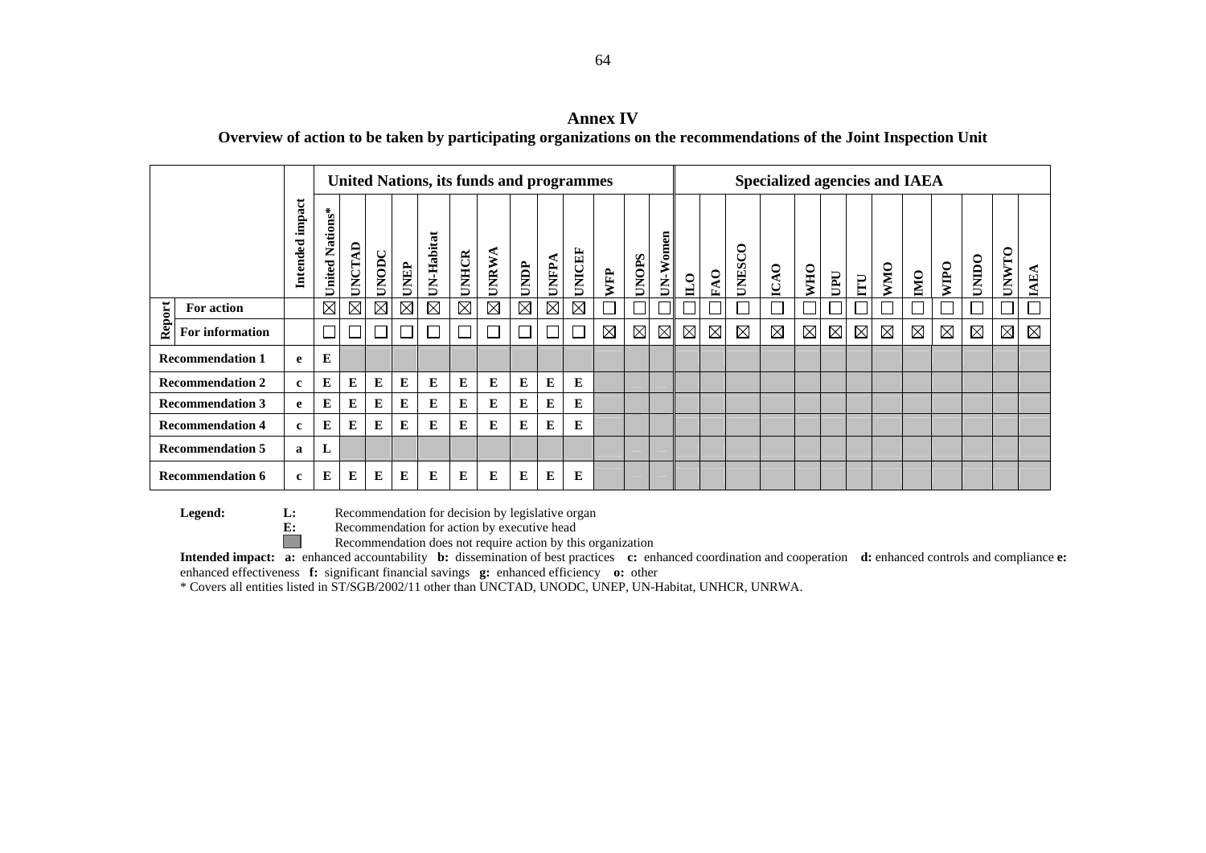# Annex IV

## Overview of action to be taken by participating organizations on the recommendations of the Joint Inspection Unit

| | | Intended impact | United Nations, its funds and programmes | | | | | | | | | | | | | Specialized agencies and IAEA | | | | | | | | | | | | | |
|---|---|---|---|---|---|---|---|---|---|---|---|---|---|---|---|---|---|---|---|---|---|---|---|---|---|---|---|---|---|
| | | | United Nations* | UNCTAD | UNODC | UNEP | UN-Habitat | UNHCR | UNRWA | UNDP | UNFPA | UNICEF | WFP | UNOPS | UN-Women | ILO | FAO | UNESCO | ICAO | WHO | UPU | ITU | WMO | IMO | WIPO | UNIDO | UNWTO | IAEA |
| Report | For action | | ☒ | ☒ | ☒ | ☒ | ☒ | ☒ | ☒ | ☒ | ☒ | ☒ | ☐ | ☐ | ☐ | ☐ | ☐ | ☐ | ☐ | ☐ | ☐ | ☐ | ☐ | ☐ | ☐ | ☐ | ☐ | ☐ |
| | For information | | ☐ | ☐ | ☐ | ☐ | ☐ | ☐ | ☐ | ☐ | ☐ | ☐ | ☒ | ☒ | ☒ | ☒ | ☒ | ☒ | ☒ | ☒ | ☒ | ☒ | ☒ | ☒ | ☒ | ☒ | ☒ | ☒ |
| Recommendation 1 | | e | E | | | | | | | | | | | | | | | | | | | | | | | | | |
| Recommendation 2 | | c | E | E | E | E | E | E | E | E | E | E | | | | | | | | | | | | | | | | |
| Recommendation 3 | | e | E | E | E | E | E | E | E | E | E | E | | | | | | | | | | | | | | | | |
| Recommendation 4 | | c | E | E | E | E | E | E | E | E | E | E | | | | | | | | | | | | | | | | |
| Recommendation 5 | | a | L | | | | | | | | | | | | | | | | | | | | | | | | | |
| Recommendation 6 | | c | E | E | E | E | E | E | E | E | E | E | | | | | | | | | | | | | | | | |

**Legend:**
**L:** Recommendation for decision by legislative organ
**E:** Recommendation for action by executive head
▒ Recommendation does not require action by this organization

**Intended impact:** **a:** enhanced accountability **b:** dissemination of best practices **c:** enhanced coordination and cooperation **d:** enhanced controls and compliance **e:** enhanced effectiveness **f:** significant financial savings **g:** enhanced efficiency **o:** other

\* Covers all entities listed in ST/SGB/2002/11 other than UNCTAD, UNODC, UNEP, UN-Habitat, UNHCR, UNRWA.